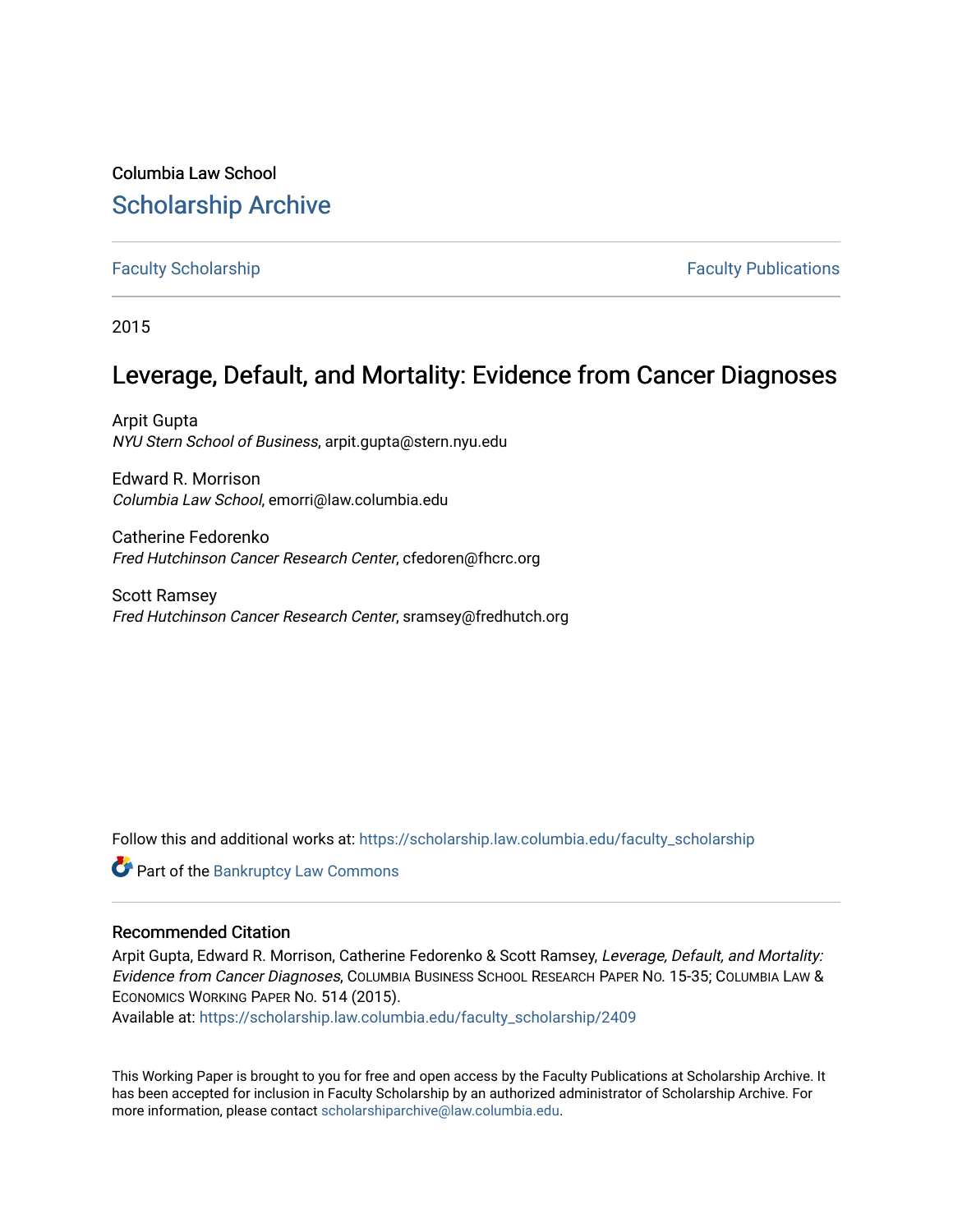Columbia Law School

# Scholarship Archive

Faculty Scholarship | Faculty Publications

2015

## Leverage, Default, and Mortality: Evidence from Cancer Diagnoses

Arpit Gupta
*NYU Stern School of Business*, arpit.gupta@stern.nyu.edu

Edward R. Morrison
*Columbia Law School*, emorri@law.columbia.edu

Catherine Fedorenko
*Fred Hutchinson Cancer Research Center*, cfedoren@fhcrc.org

Scott Ramsey
*Fred Hutchinson Cancer Research Center*, sramsey@fredhutch.org

Follow this and additional works at: https://scholarship.law.columbia.edu/faculty_scholarship

Part of the Bankruptcy Law Commons

### Recommended Citation

Arpit Gupta, Edward R. Morrison, Catherine Fedorenko & Scott Ramsey, *Leverage, Default, and Mortality: Evidence from Cancer Diagnoses*, Columbia Business School Research Paper No. 15-35; Columbia Law & Economics Working Paper No. 514 (2015).
Available at: https://scholarship.law.columbia.edu/faculty_scholarship/2409

This Working Paper is brought to you for free and open access by the Faculty Publications at Scholarship Archive. It has been accepted for inclusion in Faculty Scholarship by an authorized administrator of Scholarship Archive. For more information, please contact scholarshiparchive@law.columbia.edu.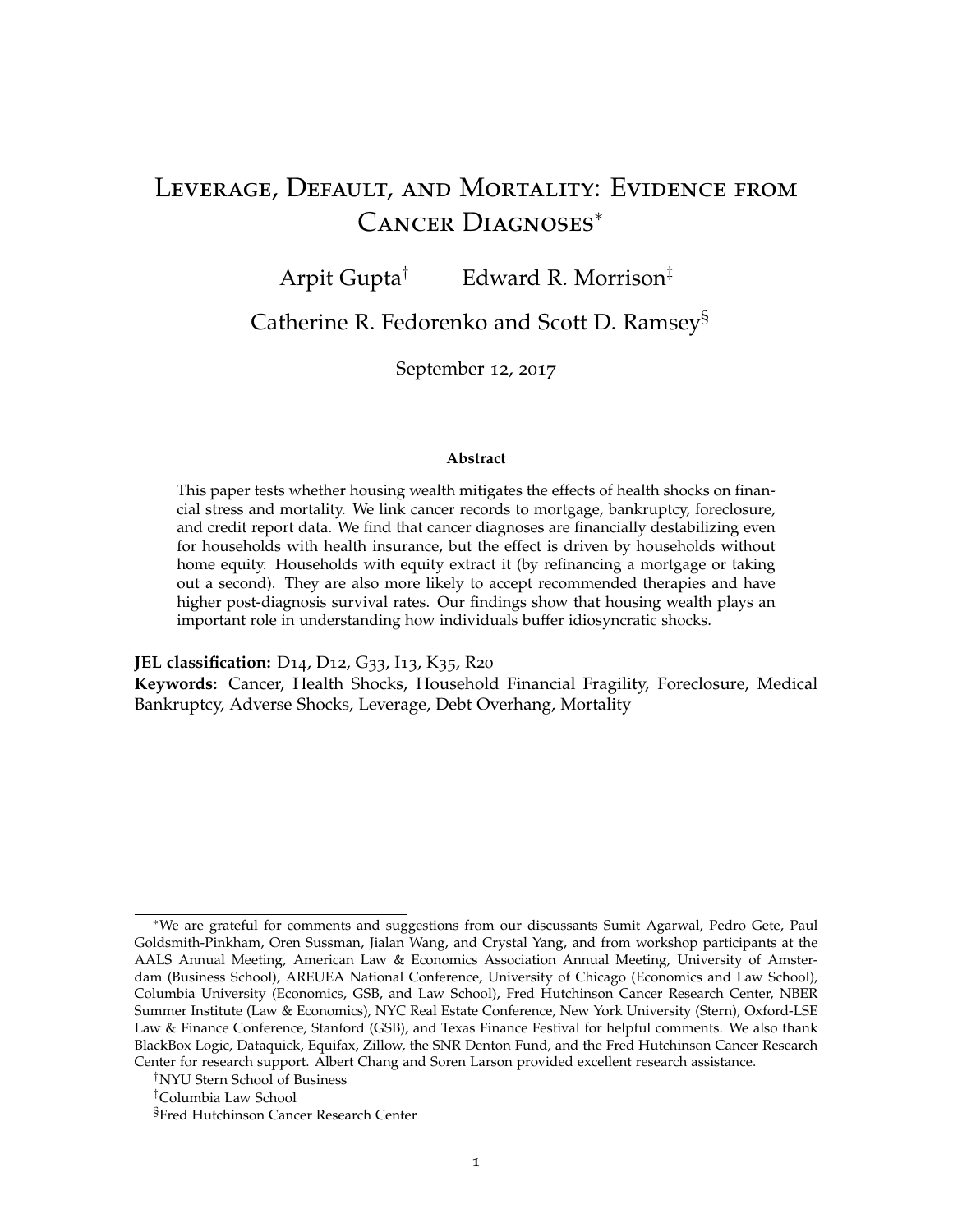# Leverage, Default, and Mortality: Evidence from Cancer Diagnoses*

Arpit Gupta† Edward R. Morrison‡

Catherine R. Fedorenko and Scott D. Ramsey§

September 12, 2017

**Abstract**

This paper tests whether housing wealth mitigates the effects of health shocks on financial stress and mortality. We link cancer records to mortgage, bankruptcy, foreclosure, and credit report data. We find that cancer diagnoses are financially destabilizing even for households with health insurance, but the effect is driven by households without home equity. Households with equity extract it (by refinancing a mortgage or taking out a second). They are also more likely to accept recommended therapies and have higher post-diagnosis survival rates. Our findings show that housing wealth plays an important role in understanding how individuals buffer idiosyncratic shocks.

**JEL classification:** D14, D12, G33, I13, K35, R20

**Keywords:** Cancer, Health Shocks, Household Financial Fragility, Foreclosure, Medical Bankruptcy, Adverse Shocks, Leverage, Debt Overhang, Mortality

---

*We are grateful for comments and suggestions from our discussants Sumit Agarwal, Pedro Gete, Paul Goldsmith-Pinkham, Oren Sussman, Jialan Wang, and Crystal Yang, and from workshop participants at the AALS Annual Meeting, American Law & Economics Association Annual Meeting, University of Amsterdam (Business School), AREUEA National Conference, University of Chicago (Economics and Law School), Columbia University (Economics, GSB, and Law School), Fred Hutchinson Cancer Research Center, NBER Summer Institute (Law & Economics), NYC Real Estate Conference, New York University (Stern), Oxford-LSE Law & Finance Conference, Stanford (GSB), and Texas Finance Festival for helpful comments. We also thank BlackBox Logic, Dataquick, Equifax, Zillow, the SNR Denton Fund, and the Fred Hutchinson Cancer Research Center for research support. Albert Chang and Soren Larson provided excellent research assistance.

†NYU Stern School of Business

‡Columbia Law School

§Fred Hutchinson Cancer Research Center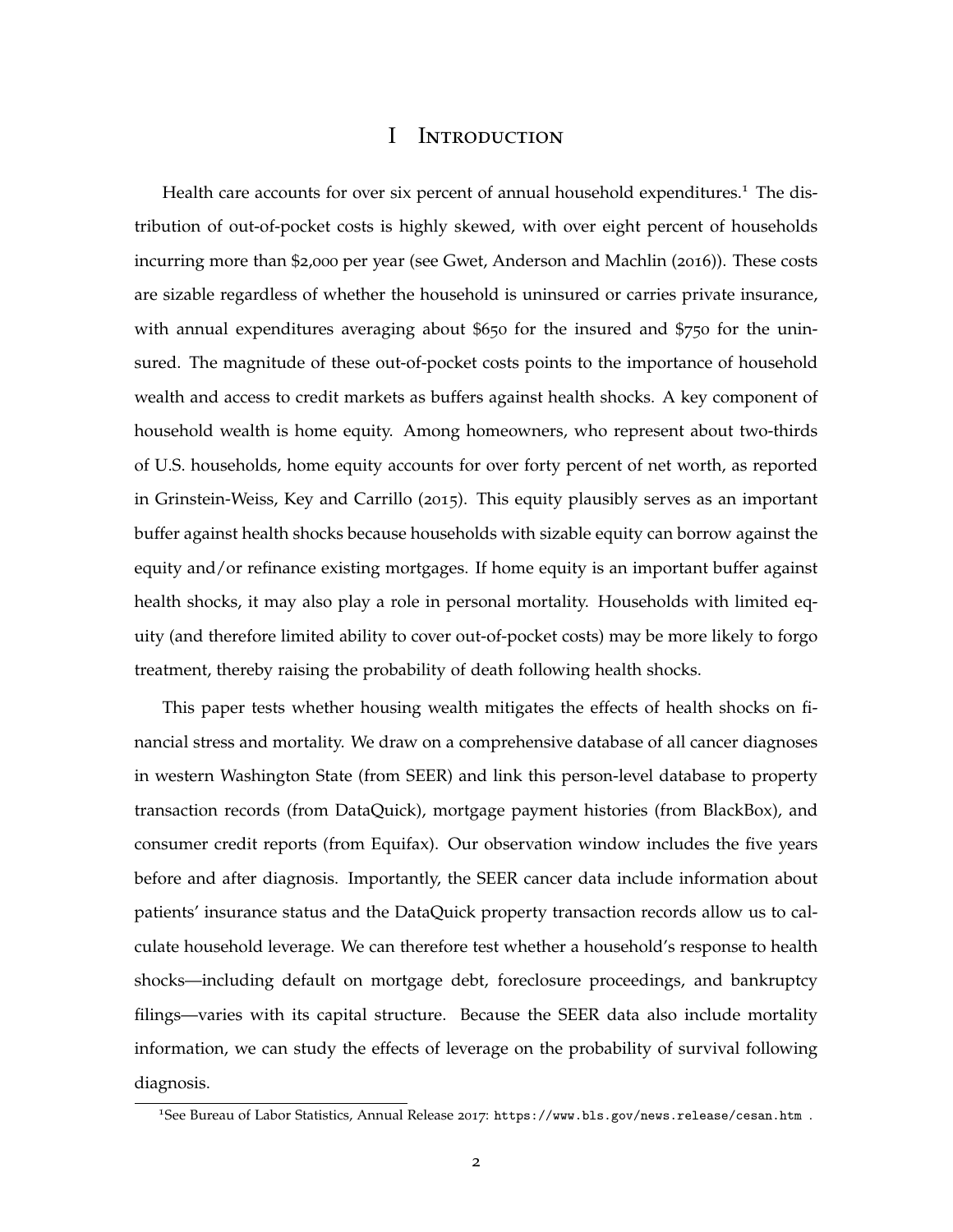# I Introduction

Health care accounts for over six percent of annual household expenditures.[1] The distribution of out-of-pocket costs is highly skewed, with over eight percent of households incurring more than $2,000 per year (see Gwet, Anderson and Machlin (2016)). These costs are sizable regardless of whether the household is uninsured or carries private insurance, with annual expenditures averaging about $650 for the insured and $750 for the uninsured. The magnitude of these out-of-pocket costs points to the importance of household wealth and access to credit markets as buffers against health shocks. A key component of household wealth is home equity. Among homeowners, who represent about two-thirds of U.S. households, home equity accounts for over forty percent of net worth, as reported in Grinstein-Weiss, Key and Carrillo (2015). This equity plausibly serves as an important buffer against health shocks because households with sizable equity can borrow against the equity and/or refinance existing mortgages. If home equity is an important buffer against health shocks, it may also play a role in personal mortality. Households with limited equity (and therefore limited ability to cover out-of-pocket costs) may be more likely to forgo treatment, thereby raising the probability of death following health shocks.

This paper tests whether housing wealth mitigates the effects of health shocks on financial stress and mortality. We draw on a comprehensive database of all cancer diagnoses in western Washington State (from SEER) and link this person-level database to property transaction records (from DataQuick), mortgage payment histories (from BlackBox), and consumer credit reports (from Equifax). Our observation window includes the five years before and after diagnosis. Importantly, the SEER cancer data include information about patients' insurance status and the DataQuick property transaction records allow us to calculate household leverage. We can therefore test whether a household's response to health shocks—including default on mortgage debt, foreclosure proceedings, and bankruptcy filings—varies with its capital structure. Because the SEER data also include mortality information, we can study the effects of leverage on the probability of survival following diagnosis.

[1] See Bureau of Labor Statistics, Annual Release 2017: https://www.bls.gov/news.release/cesan.htm .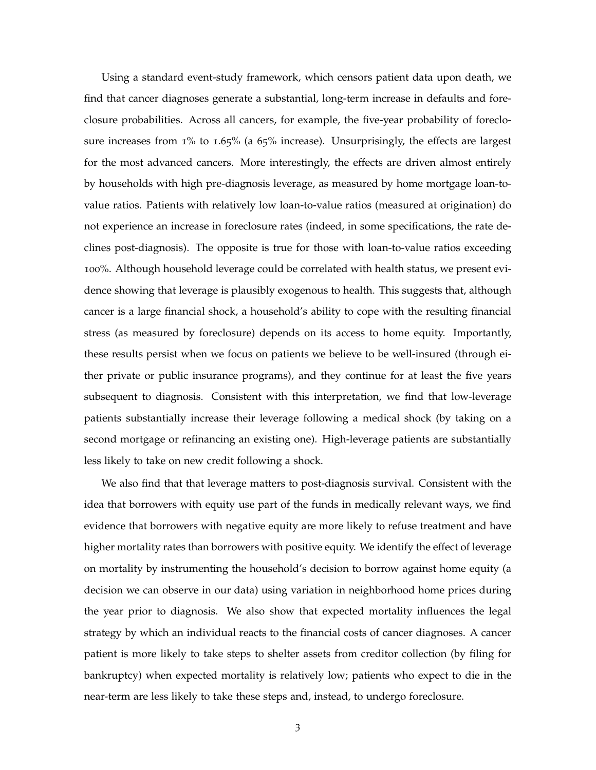Using a standard event-study framework, which censors patient data upon death, we find that cancer diagnoses generate a substantial, long-term increase in defaults and foreclosure probabilities. Across all cancers, for example, the five-year probability of foreclosure increases from 1% to 1.65% (a 65% increase). Unsurprisingly, the effects are largest for the most advanced cancers. More interestingly, the effects are driven almost entirely by households with high pre-diagnosis leverage, as measured by home mortgage loan-to-value ratios. Patients with relatively low loan-to-value ratios (measured at origination) do not experience an increase in foreclosure rates (indeed, in some specifications, the rate declines post-diagnosis). The opposite is true for those with loan-to-value ratios exceeding 100%. Although household leverage could be correlated with health status, we present evidence showing that leverage is plausibly exogenous to health. This suggests that, although cancer is a large financial shock, a household's ability to cope with the resulting financial stress (as measured by foreclosure) depends on its access to home equity. Importantly, these results persist when we focus on patients we believe to be well-insured (through either private or public insurance programs), and they continue for at least the five years subsequent to diagnosis. Consistent with this interpretation, we find that low-leverage patients substantially increase their leverage following a medical shock (by taking on a second mortgage or refinancing an existing one). High-leverage patients are substantially less likely to take on new credit following a shock.

We also find that that leverage matters to post-diagnosis survival. Consistent with the idea that borrowers with equity use part of the funds in medically relevant ways, we find evidence that borrowers with negative equity are more likely to refuse treatment and have higher mortality rates than borrowers with positive equity. We identify the effect of leverage on mortality by instrumenting the household's decision to borrow against home equity (a decision we can observe in our data) using variation in neighborhood home prices during the year prior to diagnosis. We also show that expected mortality influences the legal strategy by which an individual reacts to the financial costs of cancer diagnoses. A cancer patient is more likely to take steps to shelter assets from creditor collection (by filing for bankruptcy) when expected mortality is relatively low; patients who expect to die in the near-term are less likely to take these steps and, instead, to undergo foreclosure.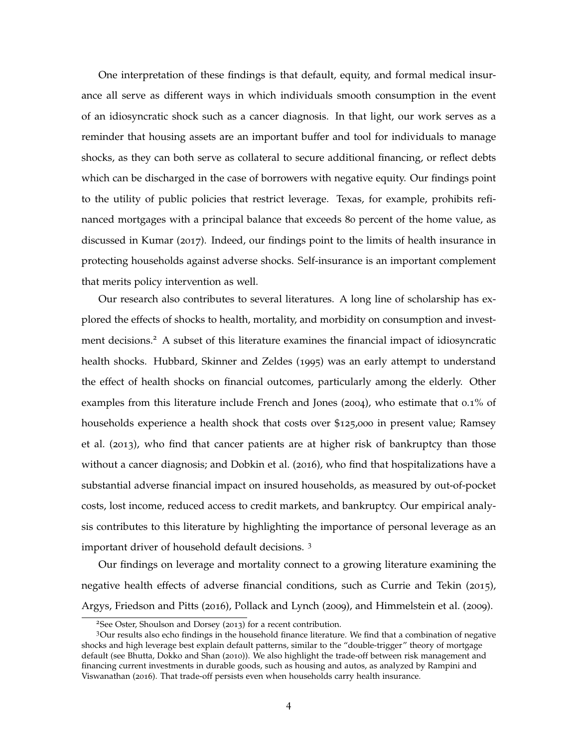One interpretation of these findings is that default, equity, and formal medical insurance all serve as different ways in which individuals smooth consumption in the event of an idiosyncratic shock such as a cancer diagnosis. In that light, our work serves as a reminder that housing assets are an important buffer and tool for individuals to manage shocks, as they can both serve as collateral to secure additional financing, or reflect debts which can be discharged in the case of borrowers with negative equity. Our findings point to the utility of public policies that restrict leverage. Texas, for example, prohibits refinanced mortgages with a principal balance that exceeds 80 percent of the home value, as discussed in Kumar (2017). Indeed, our findings point to the limits of health insurance in protecting households against adverse shocks. Self-insurance is an important complement that merits policy intervention as well.

Our research also contributes to several literatures. A long line of scholarship has explored the effects of shocks to health, mortality, and morbidity on consumption and investment decisions.[2] A subset of this literature examines the financial impact of idiosyncratic health shocks. Hubbard, Skinner and Zeldes (1995) was an early attempt to understand the effect of health shocks on financial outcomes, particularly among the elderly. Other examples from this literature include French and Jones (2004), who estimate that 0.1% of households experience a health shock that costs over $125,000 in present value; Ramsey et al. (2013), who find that cancer patients are at higher risk of bankruptcy than those without a cancer diagnosis; and Dobkin et al. (2016), who find that hospitalizations have a substantial adverse financial impact on insured households, as measured by out-of-pocket costs, lost income, reduced access to credit markets, and bankruptcy. Our empirical analysis contributes to this literature by highlighting the importance of personal leverage as an important driver of household default decisions. [3]

Our findings on leverage and mortality connect to a growing literature examining the negative health effects of adverse financial conditions, such as Currie and Tekin (2015), Argys, Friedson and Pitts (2016), Pollack and Lynch (2009), and Himmelstein et al. (2009).

[2] See Oster, Shoulson and Dorsey (2013) for a recent contribution.

[3] Our results also echo findings in the household finance literature. We find that a combination of negative shocks and high leverage best explain default patterns, similar to the "double-trigger" theory of mortgage default (see Bhutta, Dokko and Shan (2010)). We also highlight the trade-off between risk management and financing current investments in durable goods, such as housing and autos, as analyzed by Rampini and Viswanathan (2016). That trade-off persists even when households carry health insurance.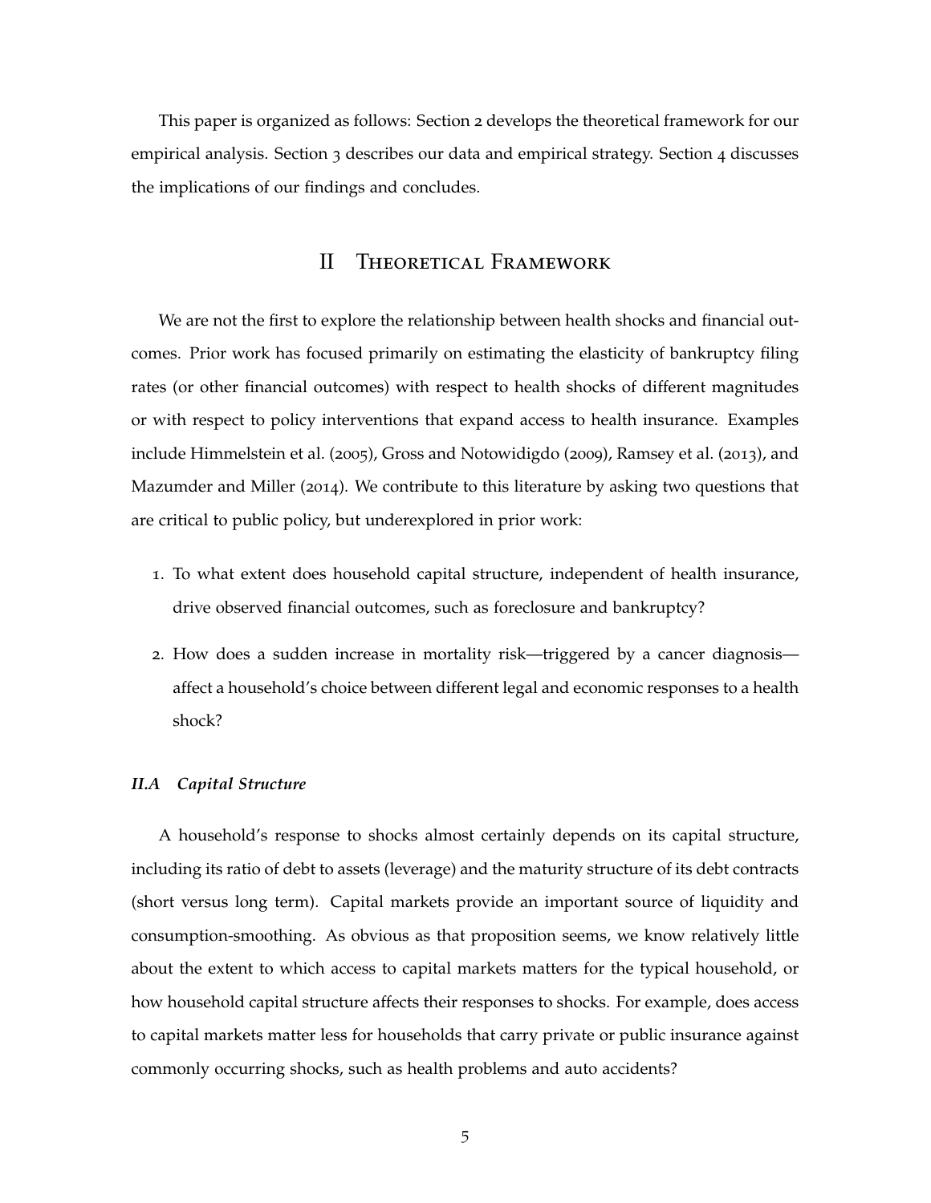This paper is organized as follows: Section 2 develops the theoretical framework for our empirical analysis. Section 3 describes our data and empirical strategy. Section 4 discusses the implications of our findings and concludes.

## II Theoretical Framework

We are not the first to explore the relationship between health shocks and financial outcomes. Prior work has focused primarily on estimating the elasticity of bankruptcy filing rates (or other financial outcomes) with respect to health shocks of different magnitudes or with respect to policy interventions that expand access to health insurance. Examples include Himmelstein et al. (2005), Gross and Notowidigdo (2009), Ramsey et al. (2013), and Mazumder and Miller (2014). We contribute to this literature by asking two questions that are critical to public policy, but underexplored in prior work:

1. To what extent does household capital structure, independent of health insurance, drive observed financial outcomes, such as foreclosure and bankruptcy?

2. How does a sudden increase in mortality risk—triggered by a cancer diagnosis—affect a household's choice between different legal and economic responses to a health shock?

### *II.A Capital Structure*

A household's response to shocks almost certainly depends on its capital structure, including its ratio of debt to assets (leverage) and the maturity structure of its debt contracts (short versus long term). Capital markets provide an important source of liquidity and consumption-smoothing. As obvious as that proposition seems, we know relatively little about the extent to which access to capital markets matters for the typical household, or how household capital structure affects their responses to shocks. For example, does access to capital markets matter less for households that carry private or public insurance against commonly occurring shocks, such as health problems and auto accidents?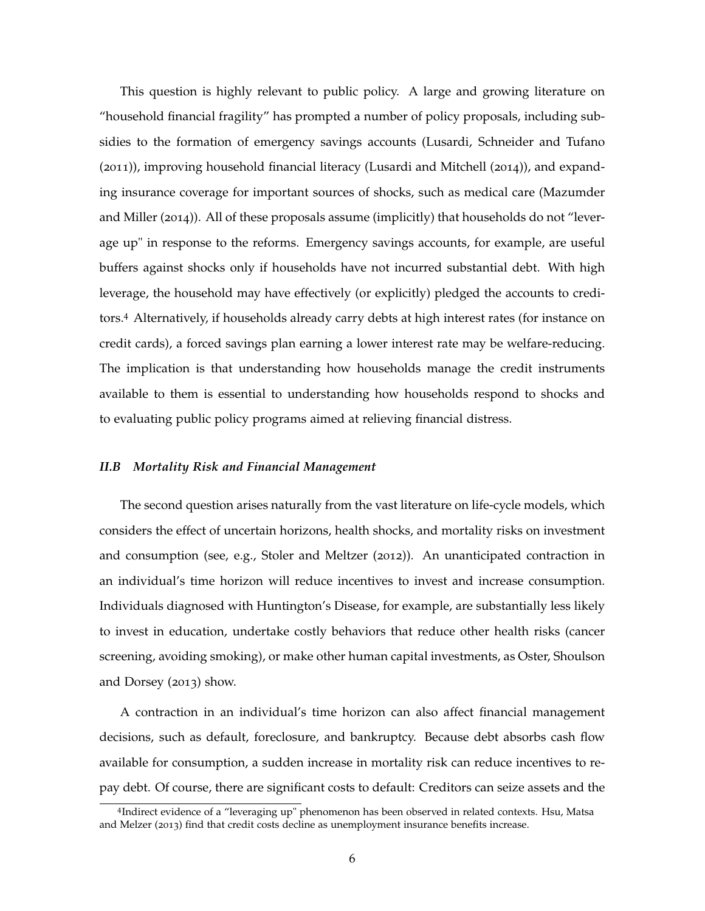This question is highly relevant to public policy. A large and growing literature on "household financial fragility" has prompted a number of policy proposals, including subsidies to the formation of emergency savings accounts (Lusardi, Schneider and Tufano (2011)), improving household financial literacy (Lusardi and Mitchell (2014)), and expanding insurance coverage for important sources of shocks, such as medical care (Mazumder and Miller (2014)). All of these proposals assume (implicitly) that households do not "leverage up" in response to the reforms. Emergency savings accounts, for example, are useful buffers against shocks only if households have not incurred substantial debt. With high leverage, the household may have effectively (or explicitly) pledged the accounts to creditors.[4] Alternatively, if households already carry debts at high interest rates (for instance on credit cards), a forced savings plan earning a lower interest rate may be welfare-reducing. The implication is that understanding how households manage the credit instruments available to them is essential to understanding how households respond to shocks and to evaluating public policy programs aimed at relieving financial distress.

### *II.B Mortality Risk and Financial Management*

The second question arises naturally from the vast literature on life-cycle models, which considers the effect of uncertain horizons, health shocks, and mortality risks on investment and consumption (see, e.g., Stoler and Meltzer (2012)). An unanticipated contraction in an individual's time horizon will reduce incentives to invest and increase consumption. Individuals diagnosed with Huntington's Disease, for example, are substantially less likely to invest in education, undertake costly behaviors that reduce other health risks (cancer screening, avoiding smoking), or make other human capital investments, as Oster, Shoulson and Dorsey (2013) show.

A contraction in an individual's time horizon can also affect financial management decisions, such as default, foreclosure, and bankruptcy. Because debt absorbs cash flow available for consumption, a sudden increase in mortality risk can reduce incentives to repay debt. Of course, there are significant costs to default: Creditors can seize assets and the

[4] Indirect evidence of a "leveraging up" phenomenon has been observed in related contexts. Hsu, Matsa and Melzer (2013) find that credit costs decline as unemployment insurance benefits increase.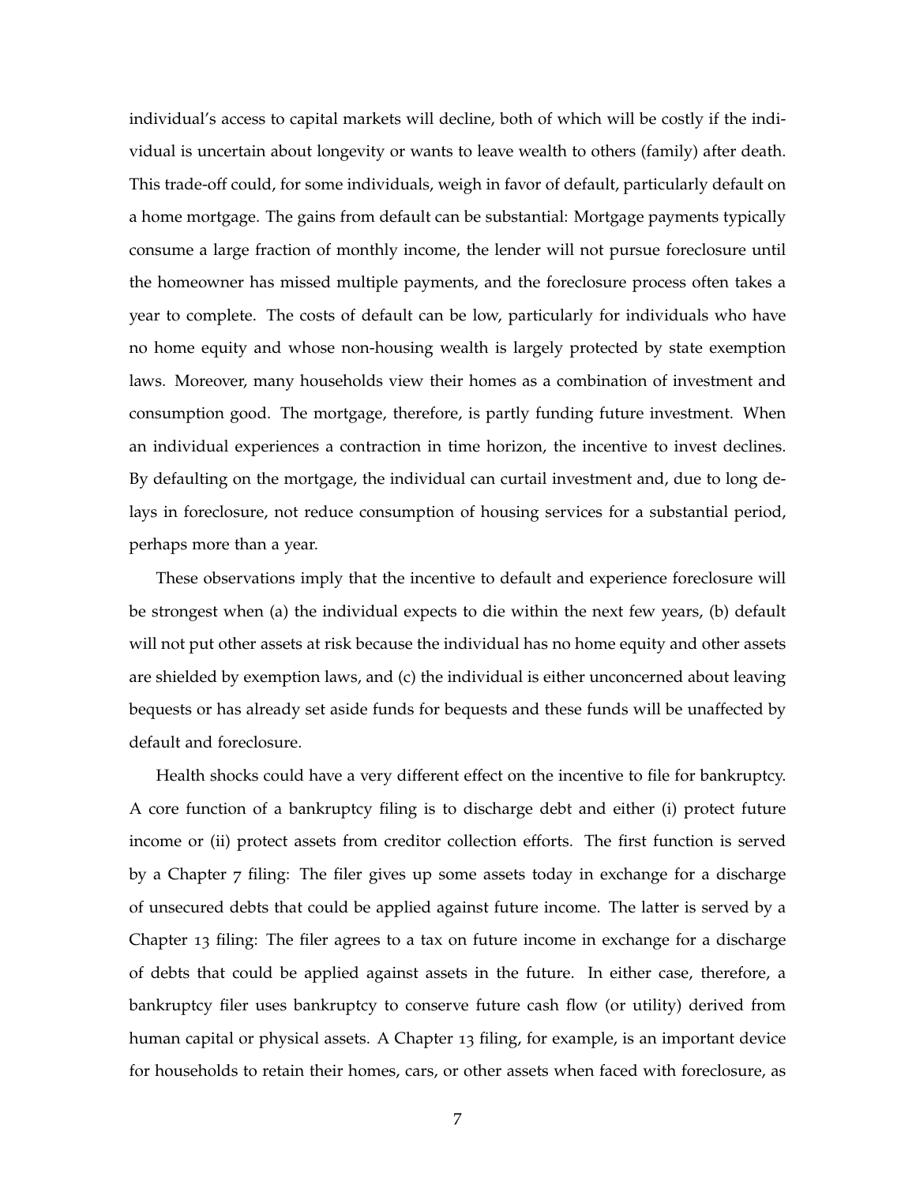individual's access to capital markets will decline, both of which will be costly if the individual is uncertain about longevity or wants to leave wealth to others (family) after death. This trade-off could, for some individuals, weigh in favor of default, particularly default on a home mortgage. The gains from default can be substantial: Mortgage payments typically consume a large fraction of monthly income, the lender will not pursue foreclosure until the homeowner has missed multiple payments, and the foreclosure process often takes a year to complete. The costs of default can be low, particularly for individuals who have no home equity and whose non-housing wealth is largely protected by state exemption laws. Moreover, many households view their homes as a combination of investment and consumption good. The mortgage, therefore, is partly funding future investment. When an individual experiences a contraction in time horizon, the incentive to invest declines. By defaulting on the mortgage, the individual can curtail investment and, due to long delays in foreclosure, not reduce consumption of housing services for a substantial period, perhaps more than a year.

These observations imply that the incentive to default and experience foreclosure will be strongest when (a) the individual expects to die within the next few years, (b) default will not put other assets at risk because the individual has no home equity and other assets are shielded by exemption laws, and (c) the individual is either unconcerned about leaving bequests or has already set aside funds for bequests and these funds will be unaffected by default and foreclosure.

Health shocks could have a very different effect on the incentive to file for bankruptcy. A core function of a bankruptcy filing is to discharge debt and either (i) protect future income or (ii) protect assets from creditor collection efforts. The first function is served by a Chapter 7 filing: The filer gives up some assets today in exchange for a discharge of unsecured debts that could be applied against future income. The latter is served by a Chapter 13 filing: The filer agrees to a tax on future income in exchange for a discharge of debts that could be applied against assets in the future. In either case, therefore, a bankruptcy filer uses bankruptcy to conserve future cash flow (or utility) derived from human capital or physical assets. A Chapter 13 filing, for example, is an important device for households to retain their homes, cars, or other assets when faced with foreclosure, as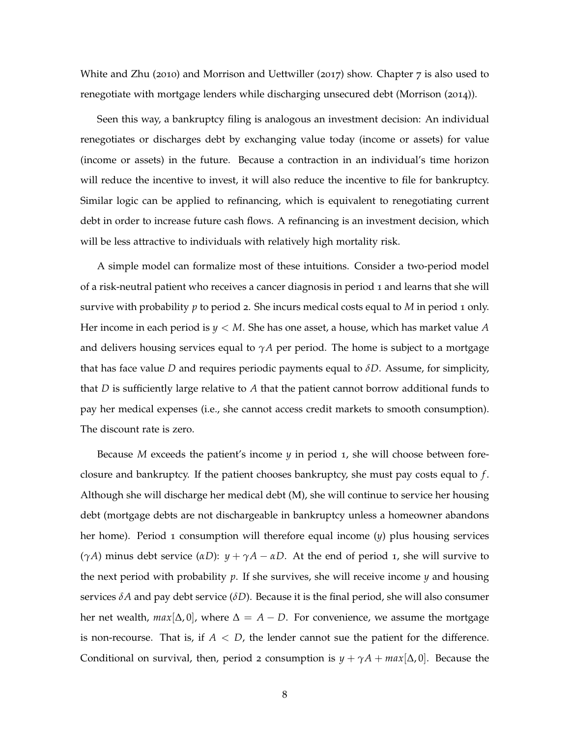White and Zhu (2010) and Morrison and Uettwiller (2017) show. Chapter 7 is also used to renegotiate with mortgage lenders while discharging unsecured debt (Morrison (2014)).

Seen this way, a bankruptcy filing is analogous an investment decision: An individual renegotiates or discharges debt by exchanging value today (income or assets) for value (income or assets) in the future. Because a contraction in an individual's time horizon will reduce the incentive to invest, it will also reduce the incentive to file for bankruptcy. Similar logic can be applied to refinancing, which is equivalent to renegotiating current debt in order to increase future cash flows. A refinancing is an investment decision, which will be less attractive to individuals with relatively high mortality risk.

A simple model can formalize most of these intuitions. Consider a two-period model of a risk-neutral patient who receives a cancer diagnosis in period 1 and learns that she will survive with probability $p$ to period 2. She incurs medical costs equal to $M$ in period 1 only. Her income in each period is $y < M$. She has one asset, a house, which has market value $A$ and delivers housing services equal to $\gamma A$ per period. The home is subject to a mortgage that has face value $D$ and requires periodic payments equal to $\delta D$. Assume, for simplicity, that $D$ is sufficiently large relative to $A$ that the patient cannot borrow additional funds to pay her medical expenses (i.e., she cannot access credit markets to smooth consumption). The discount rate is zero.

Because $M$ exceeds the patient's income $y$ in period 1, she will choose between foreclosure and bankruptcy. If the patient chooses bankruptcy, she must pay costs equal to $f$. Although she will discharge her medical debt (M), she will continue to service her housing debt (mortgage debts are not dischargeable in bankruptcy unless a homeowner abandons her home). Period 1 consumption will therefore equal income ($y$) plus housing services ($\gamma A$) minus debt service ($\alpha D$): $y + \gamma A - \alpha D$. At the end of period 1, she will survive to the next period with probability $p$. If she survives, she will receive income $y$ and housing services $\delta A$ and pay debt service ($\delta D$). Because it is the final period, she will also consumer her net wealth, $max[\Delta, 0]$, where $\Delta = A - D$. For convenience, we assume the mortgage is non-recourse. That is, if $A < D$, the lender cannot sue the patient for the difference. Conditional on survival, then, period 2 consumption is $y + \gamma A + max[\Delta, 0]$. Because the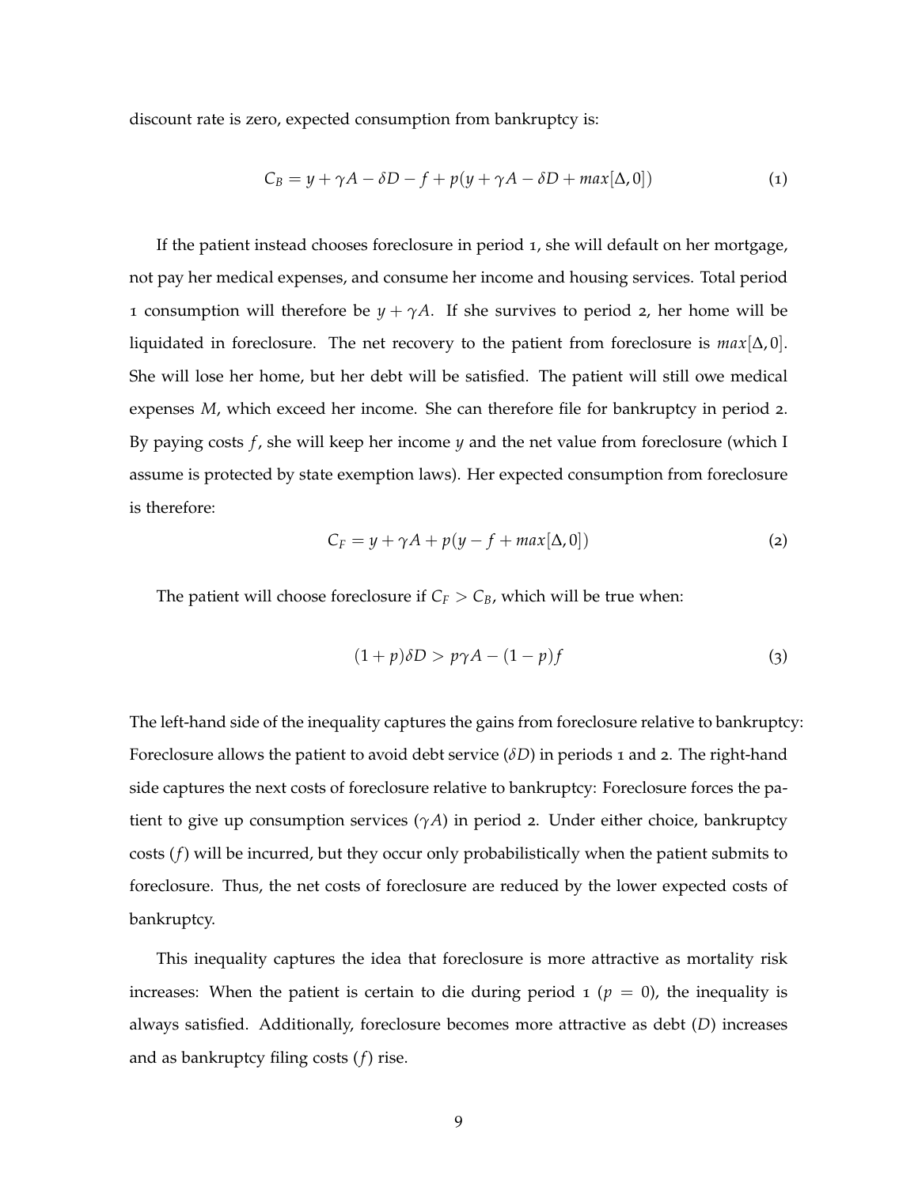discount rate is zero, expected consumption from bankruptcy is:

$$C_B = y + \gamma A - \delta D - f + p(y + \gamma A - \delta D + max[\Delta, 0]) \tag{1}$$

If the patient instead chooses foreclosure in period 1, she will default on her mortgage, not pay her medical expenses, and consume her income and housing services. Total period 1 consumption will therefore be $y + \gamma A$. If she survives to period 2, her home will be liquidated in foreclosure. The net recovery to the patient from foreclosure is $max[\Delta, 0]$. She will lose her home, but her debt will be satisfied. The patient will still owe medical expenses $M$, which exceed her income. She can therefore file for bankruptcy in period 2. By paying costs $f$, she will keep her income $y$ and the net value from foreclosure (which I assume is protected by state exemption laws). Her expected consumption from foreclosure is therefore:

$$C_F = y + \gamma A + p(y - f + max[\Delta, 0]) \tag{2}$$

The patient will choose foreclosure if $C_F > C_B$, which will be true when:

$$(1 + p)\delta D > p\gamma A - (1 - p)f \tag{3}$$

The left-hand side of the inequality captures the gains from foreclosure relative to bankruptcy: Foreclosure allows the patient to avoid debt service ($\delta D$) in periods 1 and 2. The right-hand side captures the next costs of foreclosure relative to bankruptcy: Foreclosure forces the patient to give up consumption services ($\gamma A$) in period 2. Under either choice, bankruptcy costs ($f$) will be incurred, but they occur only probabilistically when the patient submits to foreclosure. Thus, the net costs of foreclosure are reduced by the lower expected costs of bankruptcy.

This inequality captures the idea that foreclosure is more attractive as mortality risk increases: When the patient is certain to die during period 1 ($p = 0$), the inequality is always satisfied. Additionally, foreclosure becomes more attractive as debt ($D$) increases and as bankruptcy filing costs ($f$) rise.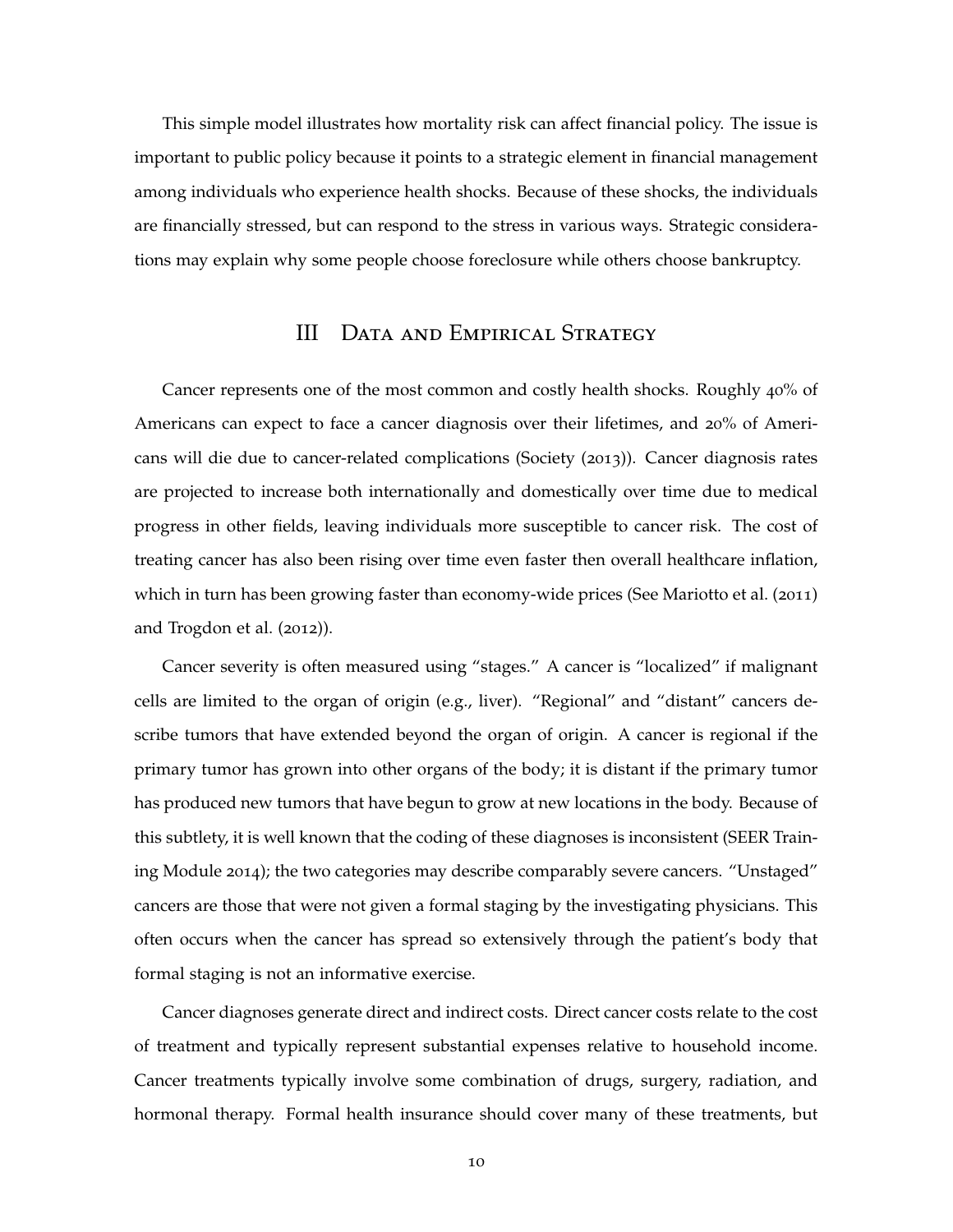This simple model illustrates how mortality risk can affect financial policy. The issue is important to public policy because it points to a strategic element in financial management among individuals who experience health shocks. Because of these shocks, the individuals are financially stressed, but can respond to the stress in various ways. Strategic considerations may explain why some people choose foreclosure while others choose bankruptcy.

# III Data and Empirical Strategy

Cancer represents one of the most common and costly health shocks. Roughly 40% of Americans can expect to face a cancer diagnosis over their lifetimes, and 20% of Americans will die due to cancer-related complications (Society (2013)). Cancer diagnosis rates are projected to increase both internationally and domestically over time due to medical progress in other fields, leaving individuals more susceptible to cancer risk. The cost of treating cancer has also been rising over time even faster then overall healthcare inflation, which in turn has been growing faster than economy-wide prices (See Mariotto et al. (2011) and Trogdon et al. (2012)).

Cancer severity is often measured using "stages." A cancer is "localized" if malignant cells are limited to the organ of origin (e.g., liver). "Regional" and "distant" cancers describe tumors that have extended beyond the organ of origin. A cancer is regional if the primary tumor has grown into other organs of the body; it is distant if the primary tumor has produced new tumors that have begun to grow at new locations in the body. Because of this subtlety, it is well known that the coding of these diagnoses is inconsistent (SEER Training Module 2014); the two categories may describe comparably severe cancers. "Unstaged" cancers are those that were not given a formal staging by the investigating physicians. This often occurs when the cancer has spread so extensively through the patient's body that formal staging is not an informative exercise.

Cancer diagnoses generate direct and indirect costs. Direct cancer costs relate to the cost of treatment and typically represent substantial expenses relative to household income. Cancer treatments typically involve some combination of drugs, surgery, radiation, and hormonal therapy. Formal health insurance should cover many of these treatments, but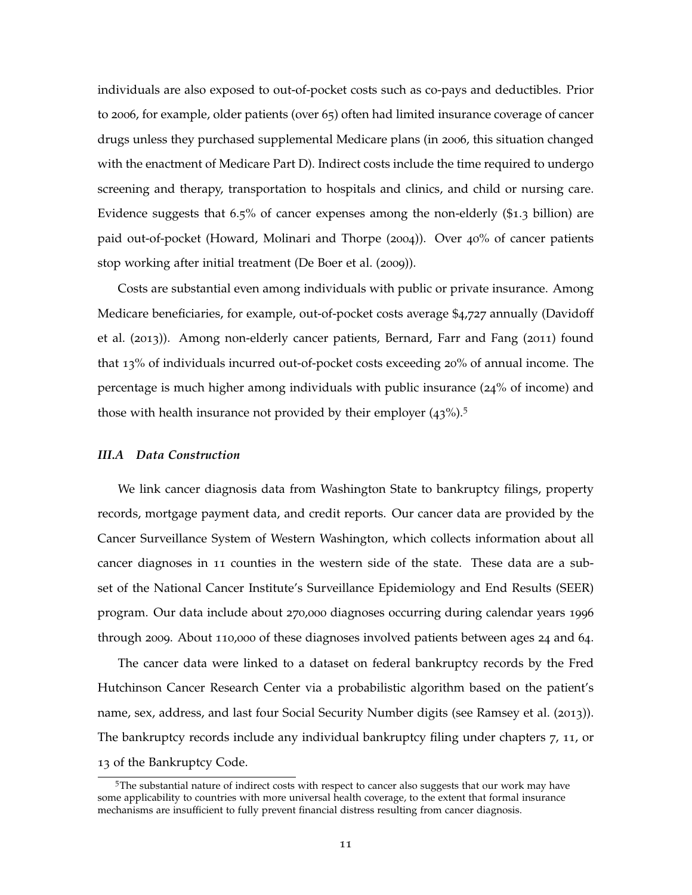individuals are also exposed to out-of-pocket costs such as co-pays and deductibles. Prior to 2006, for example, older patients (over 65) often had limited insurance coverage of cancer drugs unless they purchased supplemental Medicare plans (in 2006, this situation changed with the enactment of Medicare Part D). Indirect costs include the time required to undergo screening and therapy, transportation to hospitals and clinics, and child or nursing care. Evidence suggests that 6.5% of cancer expenses among the non-elderly ($1.3 billion) are paid out-of-pocket (Howard, Molinari and Thorpe (2004)). Over 40% of cancer patients stop working after initial treatment (De Boer et al. (2009)).

Costs are substantial even among individuals with public or private insurance. Among Medicare beneficiaries, for example, out-of-pocket costs average $4,727 annually (Davidoff et al. (2013)). Among non-elderly cancer patients, Bernard, Farr and Fang (2011) found that 13% of individuals incurred out-of-pocket costs exceeding 20% of annual income. The percentage is much higher among individuals with public insurance (24% of income) and those with health insurance not provided by their employer (43%).[5]

### *III.A Data Construction*

We link cancer diagnosis data from Washington State to bankruptcy filings, property records, mortgage payment data, and credit reports. Our cancer data are provided by the Cancer Surveillance System of Western Washington, which collects information about all cancer diagnoses in 11 counties in the western side of the state. These data are a subset of the National Cancer Institute's Surveillance Epidemiology and End Results (SEER) program. Our data include about 270,000 diagnoses occurring during calendar years 1996 through 2009. About 110,000 of these diagnoses involved patients between ages 24 and 64.

The cancer data were linked to a dataset on federal bankruptcy records by the Fred Hutchinson Cancer Research Center via a probabilistic algorithm based on the patient's name, sex, address, and last four Social Security Number digits (see Ramsey et al. (2013)). The bankruptcy records include any individual bankruptcy filing under chapters 7, 11, or 13 of the Bankruptcy Code.

[5]The substantial nature of indirect costs with respect to cancer also suggests that our work may have some applicability to countries with more universal health coverage, to the extent that formal insurance mechanisms are insufficient to fully prevent financial distress resulting from cancer diagnosis.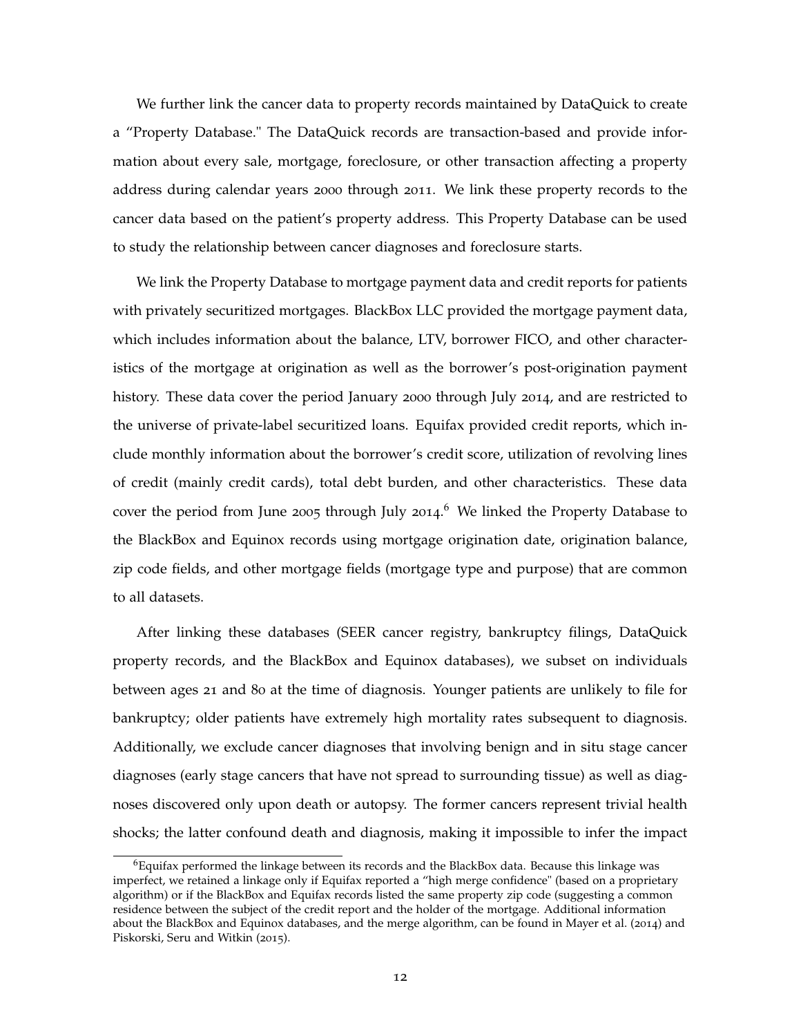We further link the cancer data to property records maintained by DataQuick to create a "Property Database." The DataQuick records are transaction-based and provide information about every sale, mortgage, foreclosure, or other transaction affecting a property address during calendar years 2000 through 2011. We link these property records to the cancer data based on the patient's property address. This Property Database can be used to study the relationship between cancer diagnoses and foreclosure starts.

We link the Property Database to mortgage payment data and credit reports for patients with privately securitized mortgages. BlackBox LLC provided the mortgage payment data, which includes information about the balance, LTV, borrower FICO, and other characteristics of the mortgage at origination as well as the borrower's post-origination payment history. These data cover the period January 2000 through July 2014, and are restricted to the universe of private-label securitized loans. Equifax provided credit reports, which include monthly information about the borrower's credit score, utilization of revolving lines of credit (mainly credit cards), total debt burden, and other characteristics. These data cover the period from June 2005 through July 2014.[6] We linked the Property Database to the BlackBox and Equinox records using mortgage origination date, origination balance, zip code fields, and other mortgage fields (mortgage type and purpose) that are common to all datasets.

After linking these databases (SEER cancer registry, bankruptcy filings, DataQuick property records, and the BlackBox and Equinox databases), we subset on individuals between ages 21 and 80 at the time of diagnosis. Younger patients are unlikely to file for bankruptcy; older patients have extremely high mortality rates subsequent to diagnosis. Additionally, we exclude cancer diagnoses that involving benign and in situ stage cancer diagnoses (early stage cancers that have not spread to surrounding tissue) as well as diagnoses discovered only upon death or autopsy. The former cancers represent trivial health shocks; the latter confound death and diagnosis, making it impossible to infer the impact

[6] Equifax performed the linkage between its records and the BlackBox data. Because this linkage was imperfect, we retained a linkage only if Equifax reported a "high merge confidence" (based on a proprietary algorithm) or if the BlackBox and Equifax records listed the same property zip code (suggesting a common residence between the subject of the credit report and the holder of the mortgage. Additional information about the BlackBox and Equinox databases, and the merge algorithm, can be found in Mayer et al. (2014) and Piskorski, Seru and Witkin (2015).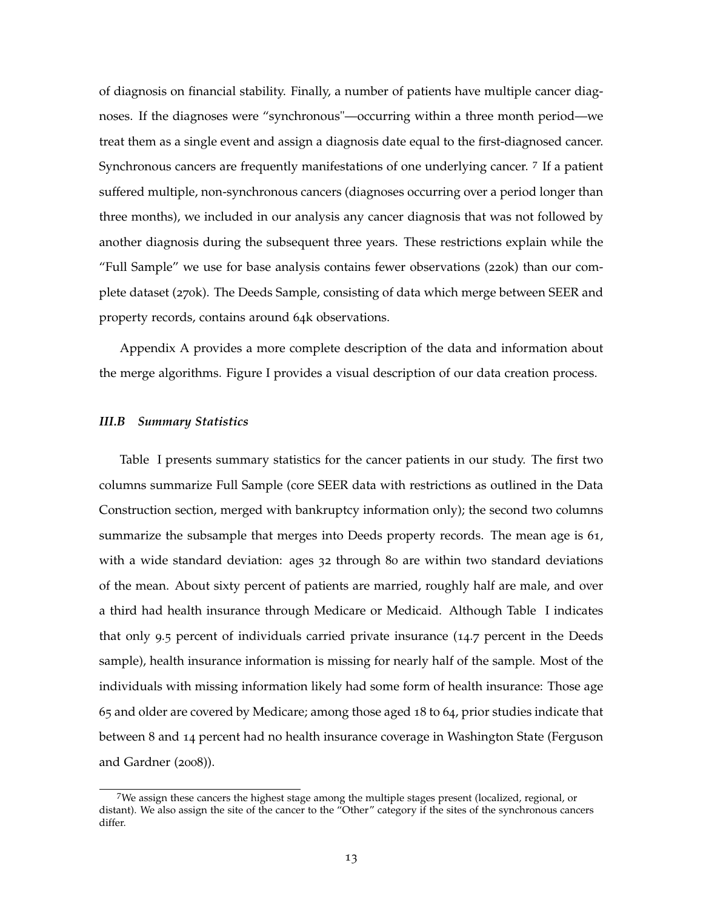of diagnosis on financial stability. Finally, a number of patients have multiple cancer diagnoses. If the diagnoses were "synchronous"—occurring within a three month period—we treat them as a single event and assign a diagnosis date equal to the first-diagnosed cancer. Synchronous cancers are frequently manifestations of one underlying cancer. [7] If a patient suffered multiple, non-synchronous cancers (diagnoses occurring over a period longer than three months), we included in our analysis any cancer diagnosis that was not followed by another diagnosis during the subsequent three years. These restrictions explain while the "Full Sample" we use for base analysis contains fewer observations (220k) than our complete dataset (270k). The Deeds Sample, consisting of data which merge between SEER and property records, contains around 64k observations.

Appendix A provides a more complete description of the data and information about the merge algorithms. Figure I provides a visual description of our data creation process.

### *III.B Summary Statistics*

Table I presents summary statistics for the cancer patients in our study. The first two columns summarize Full Sample (core SEER data with restrictions as outlined in the Data Construction section, merged with bankruptcy information only); the second two columns summarize the subsample that merges into Deeds property records. The mean age is 61, with a wide standard deviation: ages 32 through 80 are within two standard deviations of the mean. About sixty percent of patients are married, roughly half are male, and over a third had health insurance through Medicare or Medicaid. Although Table I indicates that only 9.5 percent of individuals carried private insurance (14.7 percent in the Deeds sample), health insurance information is missing for nearly half of the sample. Most of the individuals with missing information likely had some form of health insurance: Those age 65 and older are covered by Medicare; among those aged 18 to 64, prior studies indicate that between 8 and 14 percent had no health insurance coverage in Washington State (Ferguson and Gardner (2008)).

[7] We assign these cancers the highest stage among the multiple stages present (localized, regional, or distant). We also assign the site of the cancer to the "Other" category if the sites of the synchronous cancers differ.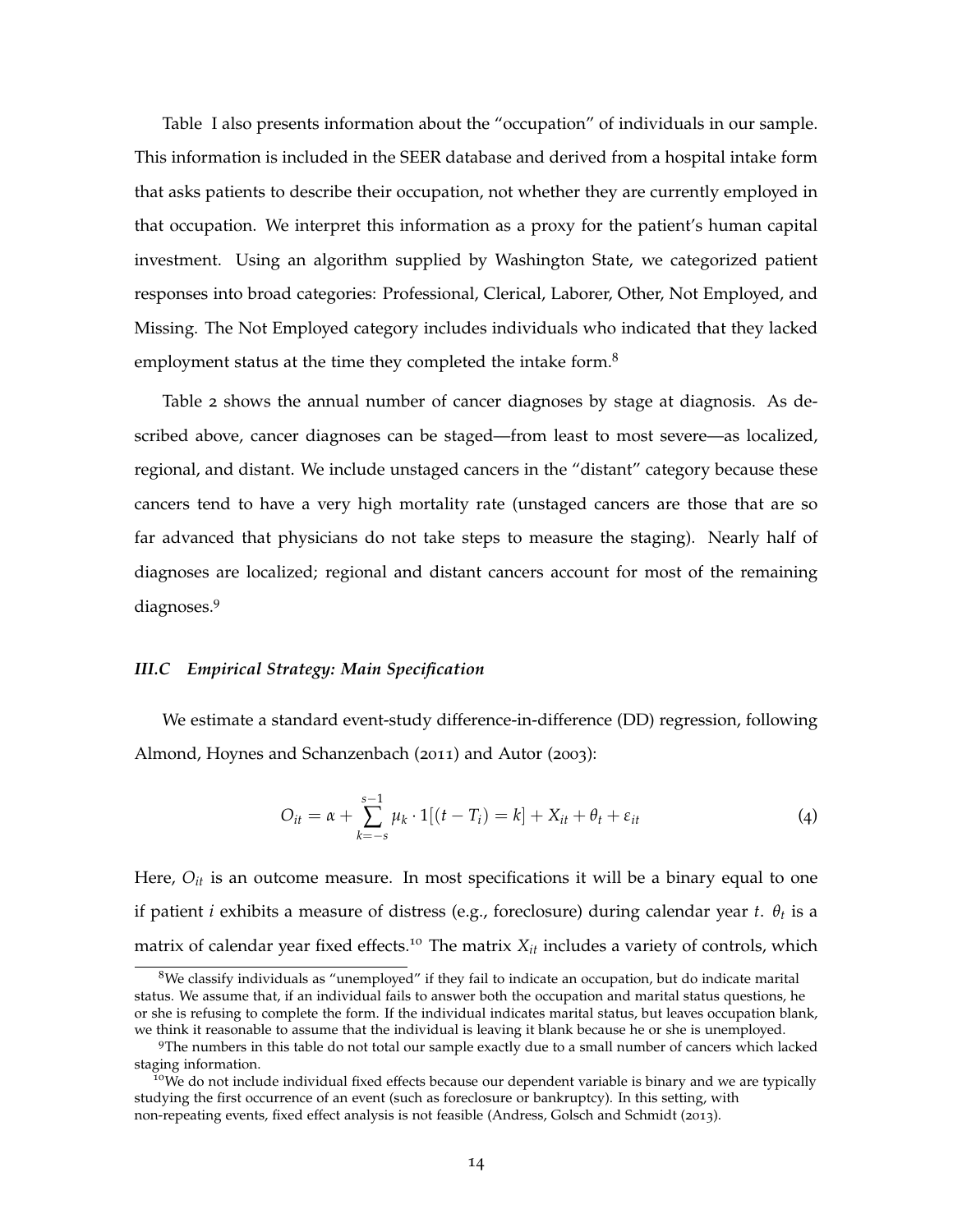Table I also presents information about the "occupation" of individuals in our sample. This information is included in the SEER database and derived from a hospital intake form that asks patients to describe their occupation, not whether they are currently employed in that occupation. We interpret this information as a proxy for the patient's human capital investment. Using an algorithm supplied by Washington State, we categorized patient responses into broad categories: Professional, Clerical, Laborer, Other, Not Employed, and Missing. The Not Employed category includes individuals who indicated that they lacked employment status at the time they completed the intake form.[8]

Table 2 shows the annual number of cancer diagnoses by stage at diagnosis. As described above, cancer diagnoses can be staged—from least to most severe—as localized, regional, and distant. We include unstaged cancers in the "distant" category because these cancers tend to have a very high mortality rate (unstaged cancers are those that are so far advanced that physicians do not take steps to measure the staging). Nearly half of diagnoses are localized; regional and distant cancers account for most of the remaining diagnoses.[9]

### *III.C Empirical Strategy: Main Specification*

We estimate a standard event-study difference-in-difference (DD) regression, following Almond, Hoynes and Schanzenbach (2011) and Autor (2003):

$$O_{it} = \alpha + \sum_{k=-s}^{s-1} \mu_k \cdot 1[(t - T_i) = k] + X_{it} + \theta_t + \varepsilon_{it} \tag{4}$$

Here, $O_{it}$ is an outcome measure. In most specifications it will be a binary equal to one if patient $i$ exhibits a measure of distress (e.g., foreclosure) during calendar year $t$. $\theta_t$ is a matrix of calendar year fixed effects.[10] The matrix $X_{it}$ includes a variety of controls, which

---

[8] We classify individuals as "unemployed" if they fail to indicate an occupation, but do indicate marital status. We assume that, if an individual fails to answer both the occupation and marital status questions, he or she is refusing to complete the form. If the individual indicates marital status, but leaves occupation blank, we think it reasonable to assume that the individual is leaving it blank because he or she is unemployed.

[9] The numbers in this table do not total our sample exactly due to a small number of cancers which lacked staging information.

[10] We do not include individual fixed effects because our dependent variable is binary and we are typically studying the first occurrence of an event (such as foreclosure or bankruptcy). In this setting, with non-repeating events, fixed effect analysis is not feasible (Andress, Golsch and Schmidt (2013).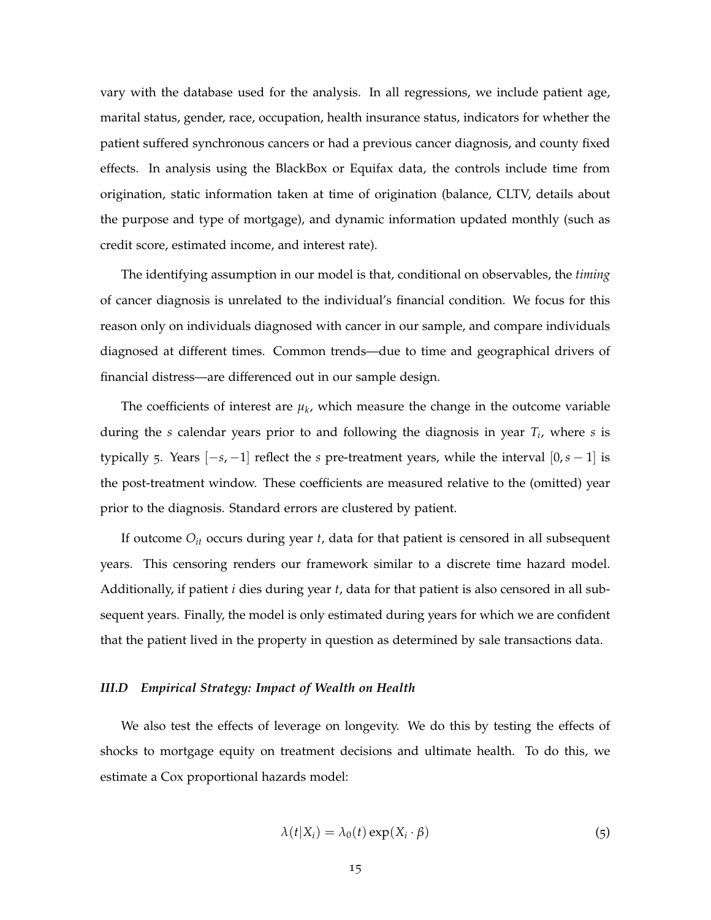vary with the database used for the analysis. In all regressions, we include patient age, marital status, gender, race, occupation, health insurance status, indicators for whether the patient suffered synchronous cancers or had a previous cancer diagnosis, and county fixed effects. In analysis using the BlackBox or Equifax data, the controls include time from origination, static information taken at time of origination (balance, CLTV, details about the purpose and type of mortgage), and dynamic information updated monthly (such as credit score, estimated income, and interest rate).

The identifying assumption in our model is that, conditional on observables, the *timing* of cancer diagnosis is unrelated to the individual's financial condition. We focus for this reason only on individuals diagnosed with cancer in our sample, and compare individuals diagnosed at different times. Common trends—due to time and geographical drivers of financial distress—are differenced out in our sample design.

The coefficients of interest are $\mu_k$, which measure the change in the outcome variable during the $s$ calendar years prior to and following the diagnosis in year $T_i$, where $s$ is typically 5. Years $[-s, -1]$ reflect the $s$ pre-treatment years, while the interval $[0, s-1]$ is the post-treatment window. These coefficients are measured relative to the (omitted) year prior to the diagnosis. Standard errors are clustered by patient.

If outcome $O_{it}$ occurs during year $t$, data for that patient is censored in all subsequent years. This censoring renders our framework similar to a discrete time hazard model. Additionally, if patient $i$ dies during year $t$, data for that patient is also censored in all subsequent years. Finally, the model is only estimated during years for which we are confident that the patient lived in the property in question as determined by sale transactions data.

### *III.D Empirical Strategy: Impact of Wealth on Health*

We also test the effects of leverage on longevity. We do this by testing the effects of shocks to mortgage equity on treatment decisions and ultimate health. To do this, we estimate a Cox proportional hazards model:

$$\lambda(t|X_i) = \lambda_0(t) \exp(X_i \cdot \beta) \tag{5}$$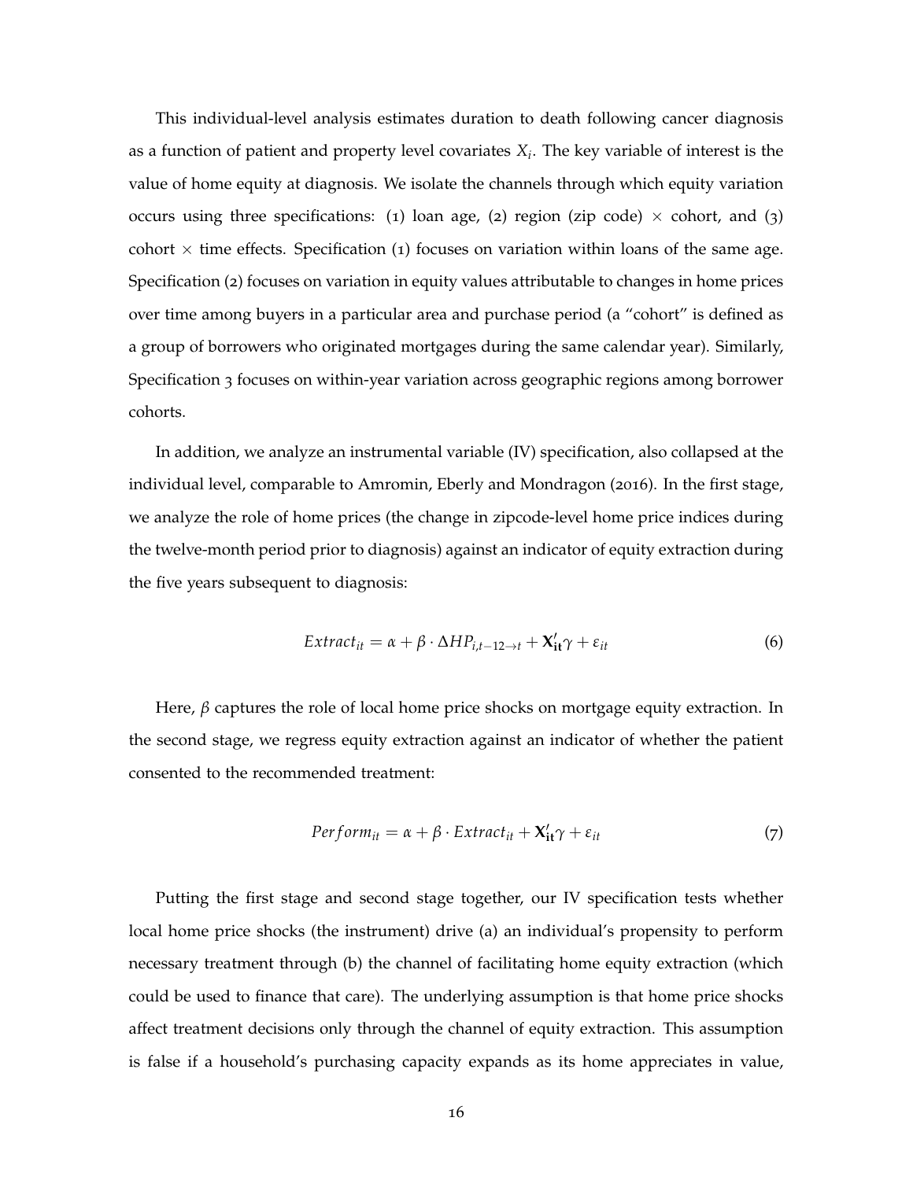This individual-level analysis estimates duration to death following cancer diagnosis as a function of patient and property level covariates $X_i$. The key variable of interest is the value of home equity at diagnosis. We isolate the channels through which equity variation occurs using three specifications: (1) loan age, (2) region (zip code) × cohort, and (3) cohort × time effects. Specification (1) focuses on variation within loans of the same age. Specification (2) focuses on variation in equity values attributable to changes in home prices over time among buyers in a particular area and purchase period (a "cohort" is defined as a group of borrowers who originated mortgages during the same calendar year). Similarly, Specification 3 focuses on within-year variation across geographic regions among borrower cohorts.

In addition, we analyze an instrumental variable (IV) specification, also collapsed at the individual level, comparable to Amromin, Eberly and Mondragon (2016). In the first stage, we analyze the role of home prices (the change in zipcode-level home price indices during the twelve-month period prior to diagnosis) against an indicator of equity extraction during the five years subsequent to diagnosis:

$$Extract_{it} = \alpha + \beta \cdot \Delta HP_{i,t-12\rightarrow t} + \mathbf{X'_{it}}\gamma + \varepsilon_{it} \tag{6}$$

Here, $\beta$ captures the role of local home price shocks on mortgage equity extraction. In the second stage, we regress equity extraction against an indicator of whether the patient consented to the recommended treatment:

$$Perform_{it} = \alpha + \beta \cdot Extract_{it} + \mathbf{X'_{it}}\gamma + \varepsilon_{it} \tag{7}$$

Putting the first stage and second stage together, our IV specification tests whether local home price shocks (the instrument) drive (a) an individual's propensity to perform necessary treatment through (b) the channel of facilitating home equity extraction (which could be used to finance that care). The underlying assumption is that home price shocks affect treatment decisions only through the channel of equity extraction. This assumption is false if a household's purchasing capacity expands as its home appreciates in value,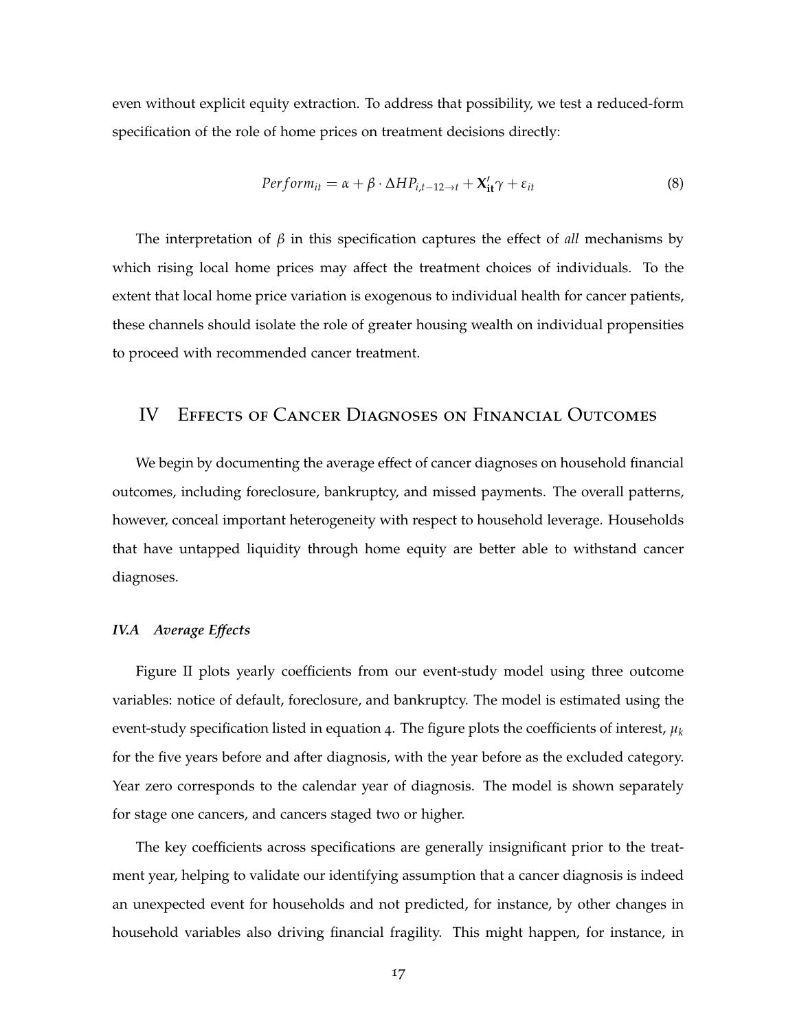even without explicit equity extraction. To address that possibility, we test a reduced-form specification of the role of home prices on treatment decisions directly:

$$Perform_{it} = \alpha + \beta \cdot \Delta HP_{i,t-12 \to t} + \mathbf{X}_{\mathbf{it}}' \gamma + \varepsilon_{it} \tag{8}$$

The interpretation of $\beta$ in this specification captures the effect of *all* mechanisms by which rising local home prices may affect the treatment choices of individuals. To the extent that local home price variation is exogenous to individual health for cancer patients, these channels should isolate the role of greater housing wealth on individual propensities to proceed with recommended cancer treatment.

## IV Effects of Cancer Diagnoses on Financial Outcomes

We begin by documenting the average effect of cancer diagnoses on household financial outcomes, including foreclosure, bankruptcy, and missed payments. The overall patterns, however, conceal important heterogeneity with respect to household leverage. Households that have untapped liquidity through home equity are better able to withstand cancer diagnoses.

### *IV.A Average Effects*

Figure II plots yearly coefficients from our event-study model using three outcome variables: notice of default, foreclosure, and bankruptcy. The model is estimated using the event-study specification listed in equation 4. The figure plots the coefficients of interest, $\mu_k$ for the five years before and after diagnosis, with the year before as the excluded category. Year zero corresponds to the calendar year of diagnosis. The model is shown separately for stage one cancers, and cancers staged two or higher.

The key coefficients across specifications are generally insignificant prior to the treatment year, helping to validate our identifying assumption that a cancer diagnosis is indeed an unexpected event for households and not predicted, for instance, by other changes in household variables also driving financial fragility. This might happen, for instance, in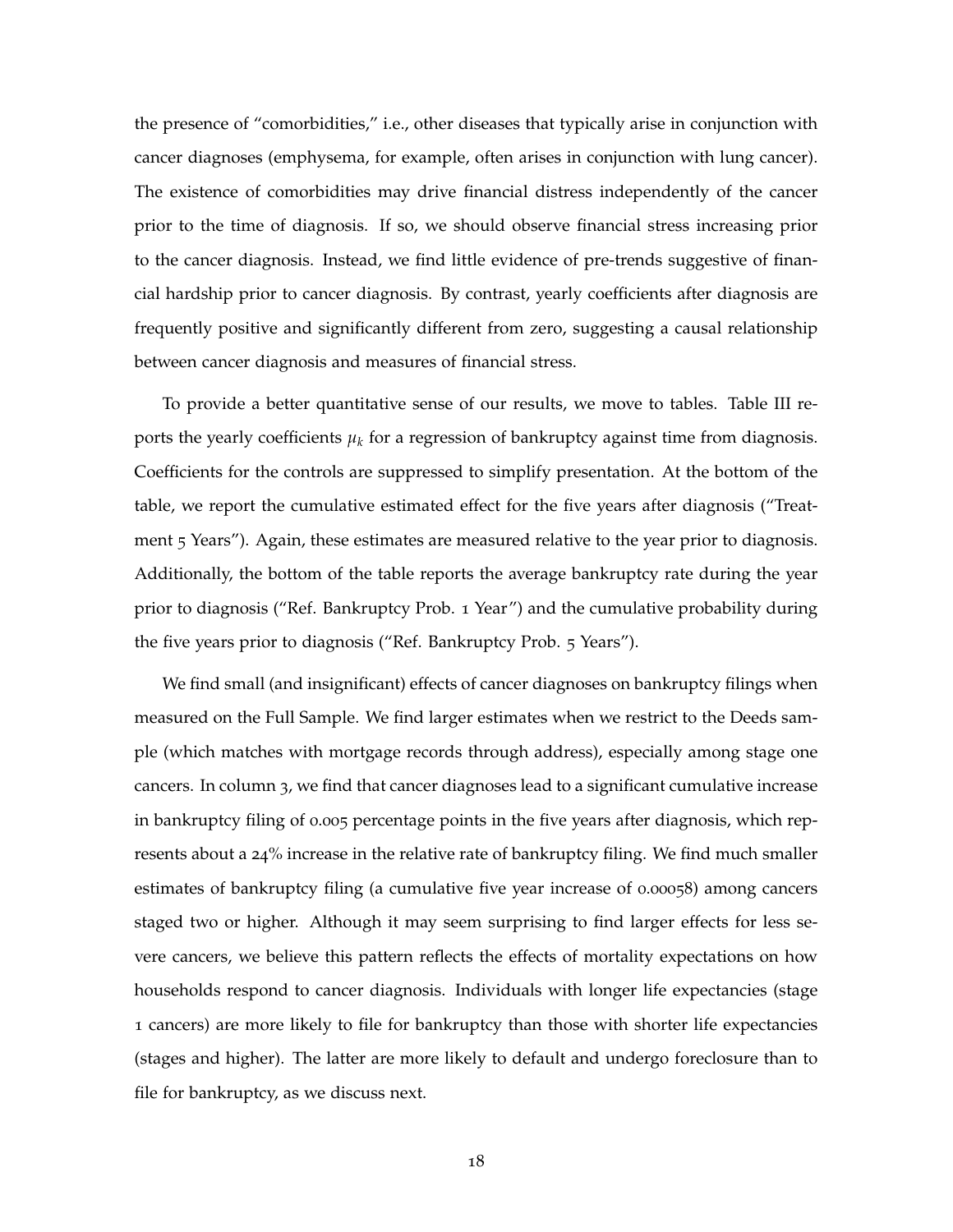the presence of "comorbidities," i.e., other diseases that typically arise in conjunction with cancer diagnoses (emphysema, for example, often arises in conjunction with lung cancer). The existence of comorbidities may drive financial distress independently of the cancer prior to the time of diagnosis. If so, we should observe financial stress increasing prior to the cancer diagnosis. Instead, we find little evidence of pre-trends suggestive of financial hardship prior to cancer diagnosis. By contrast, yearly coefficients after diagnosis are frequently positive and significantly different from zero, suggesting a causal relationship between cancer diagnosis and measures of financial stress.

To provide a better quantitative sense of our results, we move to tables. Table III reports the yearly coefficients $\mu_k$ for a regression of bankruptcy against time from diagnosis. Coefficients for the controls are suppressed to simplify presentation. At the bottom of the table, we report the cumulative estimated effect for the five years after diagnosis ("Treatment 5 Years"). Again, these estimates are measured relative to the year prior to diagnosis. Additionally, the bottom of the table reports the average bankruptcy rate during the year prior to diagnosis ("Ref. Bankruptcy Prob. 1 Year") and the cumulative probability during the five years prior to diagnosis ("Ref. Bankruptcy Prob. 5 Years").

We find small (and insignificant) effects of cancer diagnoses on bankruptcy filings when measured on the Full Sample. We find larger estimates when we restrict to the Deeds sample (which matches with mortgage records through address), especially among stage one cancers. In column 3, we find that cancer diagnoses lead to a significant cumulative increase in bankruptcy filing of 0.005 percentage points in the five years after diagnosis, which represents about a 24% increase in the relative rate of bankruptcy filing. We find much smaller estimates of bankruptcy filing (a cumulative five year increase of 0.00058) among cancers staged two or higher. Although it may seem surprising to find larger effects for less severe cancers, we believe this pattern reflects the effects of mortality expectations on how households respond to cancer diagnosis. Individuals with longer life expectancies (stage 1 cancers) are more likely to file for bankruptcy than those with shorter life expectancies (stages and higher). The latter are more likely to default and undergo foreclosure than to file for bankruptcy, as we discuss next.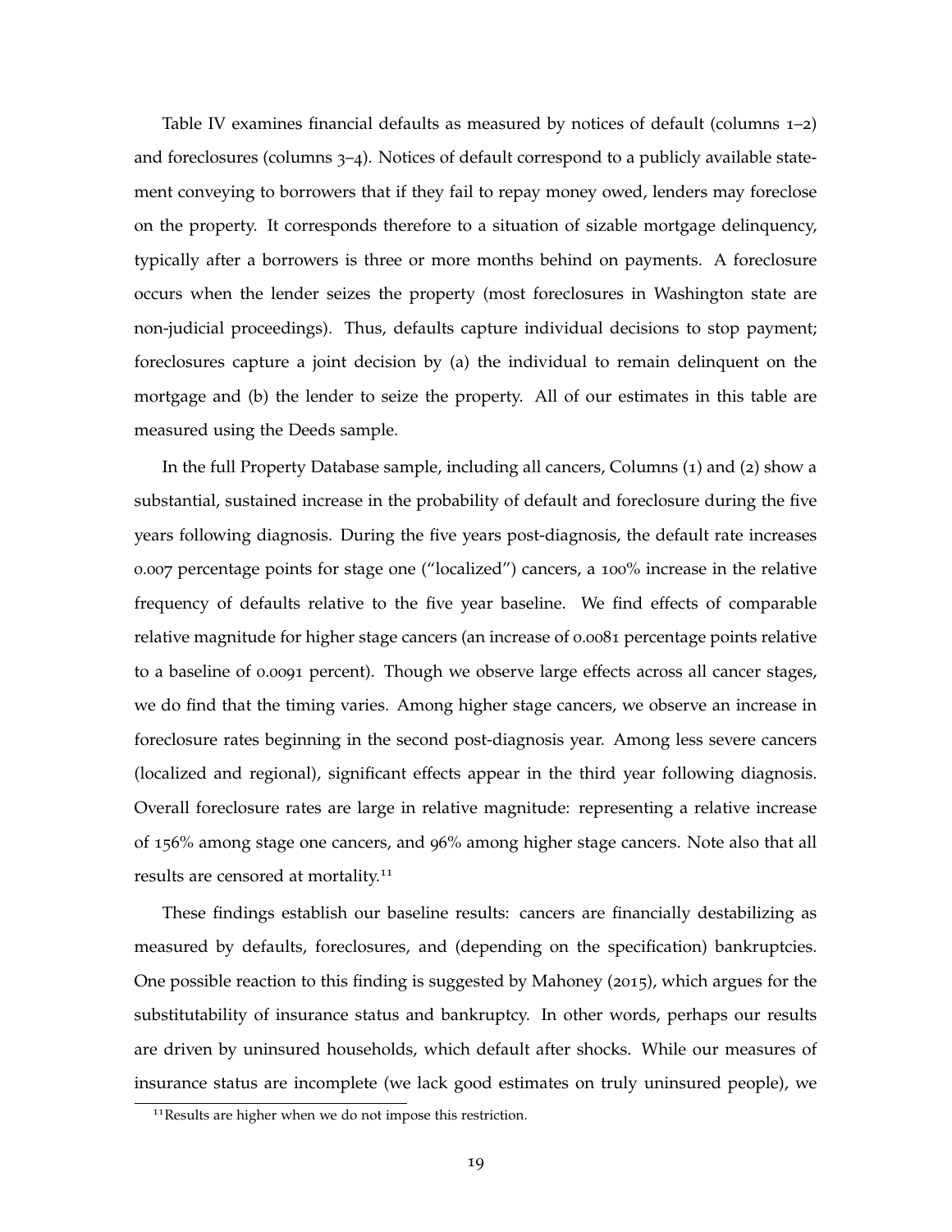Table IV examines financial defaults as measured by notices of default (columns 1–2) and foreclosures (columns 3–4). Notices of default correspond to a publicly available statement conveying to borrowers that if they fail to repay money owed, lenders may foreclose on the property. It corresponds therefore to a situation of sizable mortgage delinquency, typically after a borrowers is three or more months behind on payments. A foreclosure occurs when the lender seizes the property (most foreclosures in Washington state are non-judicial proceedings). Thus, defaults capture individual decisions to stop payment; foreclosures capture a joint decision by (a) the individual to remain delinquent on the mortgage and (b) the lender to seize the property. All of our estimates in this table are measured using the Deeds sample.

In the full Property Database sample, including all cancers, Columns (1) and (2) show a substantial, sustained increase in the probability of default and foreclosure during the five years following diagnosis. During the five years post-diagnosis, the default rate increases 0.007 percentage points for stage one ("localized") cancers, a 100% increase in the relative frequency of defaults relative to the five year baseline. We find effects of comparable relative magnitude for higher stage cancers (an increase of 0.0081 percentage points relative to a baseline of 0.0091 percent). Though we observe large effects across all cancer stages, we do find that the timing varies. Among higher stage cancers, we observe an increase in foreclosure rates beginning in the second post-diagnosis year. Among less severe cancers (localized and regional), significant effects appear in the third year following diagnosis. Overall foreclosure rates are large in relative magnitude: representing a relative increase of 156% among stage one cancers, and 96% among higher stage cancers. Note also that all results are censored at mortality.[11]

These findings establish our baseline results: cancers are financially destabilizing as measured by defaults, foreclosures, and (depending on the specification) bankruptcies. One possible reaction to this finding is suggested by Mahoney (2015), which argues for the substitutability of insurance status and bankruptcy. In other words, perhaps our results are driven by uninsured households, which default after shocks. While our measures of insurance status are incomplete (we lack good estimates on truly uninsured people), we

[11] Results are higher when we do not impose this restriction.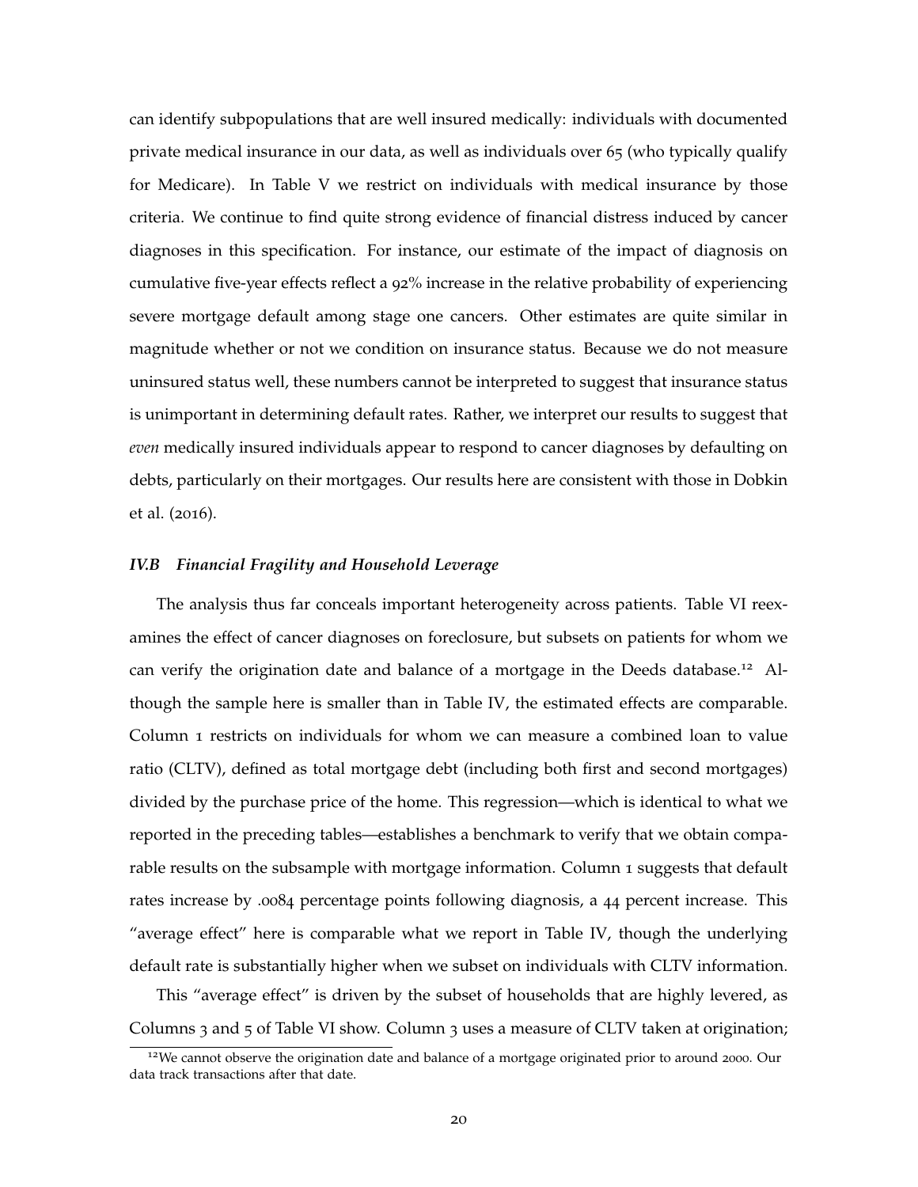can identify subpopulations that are well insured medically: individuals with documented private medical insurance in our data, as well as individuals over 65 (who typically qualify for Medicare). In Table V we restrict on individuals with medical insurance by those criteria. We continue to find quite strong evidence of financial distress induced by cancer diagnoses in this specification. For instance, our estimate of the impact of diagnosis on cumulative five-year effects reflect a 92% increase in the relative probability of experiencing severe mortgage default among stage one cancers. Other estimates are quite similar in magnitude whether or not we condition on insurance status. Because we do not measure uninsured status well, these numbers cannot be interpreted to suggest that insurance status is unimportant in determining default rates. Rather, we interpret our results to suggest that *even* medically insured individuals appear to respond to cancer diagnoses by defaulting on debts, particularly on their mortgages. Our results here are consistent with those in Dobkin et al. (2016).

### *IV.B Financial Fragility and Household Leverage*

The analysis thus far conceals important heterogeneity across patients. Table VI reexamines the effect of cancer diagnoses on foreclosure, but subsets on patients for whom we can verify the origination date and balance of a mortgage in the Deeds database.[12] Although the sample here is smaller than in Table IV, the estimated effects are comparable. Column 1 restricts on individuals for whom we can measure a combined loan to value ratio (CLTV), defined as total mortgage debt (including both first and second mortgages) divided by the purchase price of the home. This regression—which is identical to what we reported in the preceding tables—establishes a benchmark to verify that we obtain comparable results on the subsample with mortgage information. Column 1 suggests that default rates increase by .0084 percentage points following diagnosis, a 44 percent increase. This "average effect" here is comparable what we report in Table IV, though the underlying default rate is substantially higher when we subset on individuals with CLTV information.

This "average effect" is driven by the subset of households that are highly levered, as Columns 3 and 5 of Table VI show. Column 3 uses a measure of CLTV taken at origination;

[12] We cannot observe the origination date and balance of a mortgage originated prior to around 2000. Our data track transactions after that date.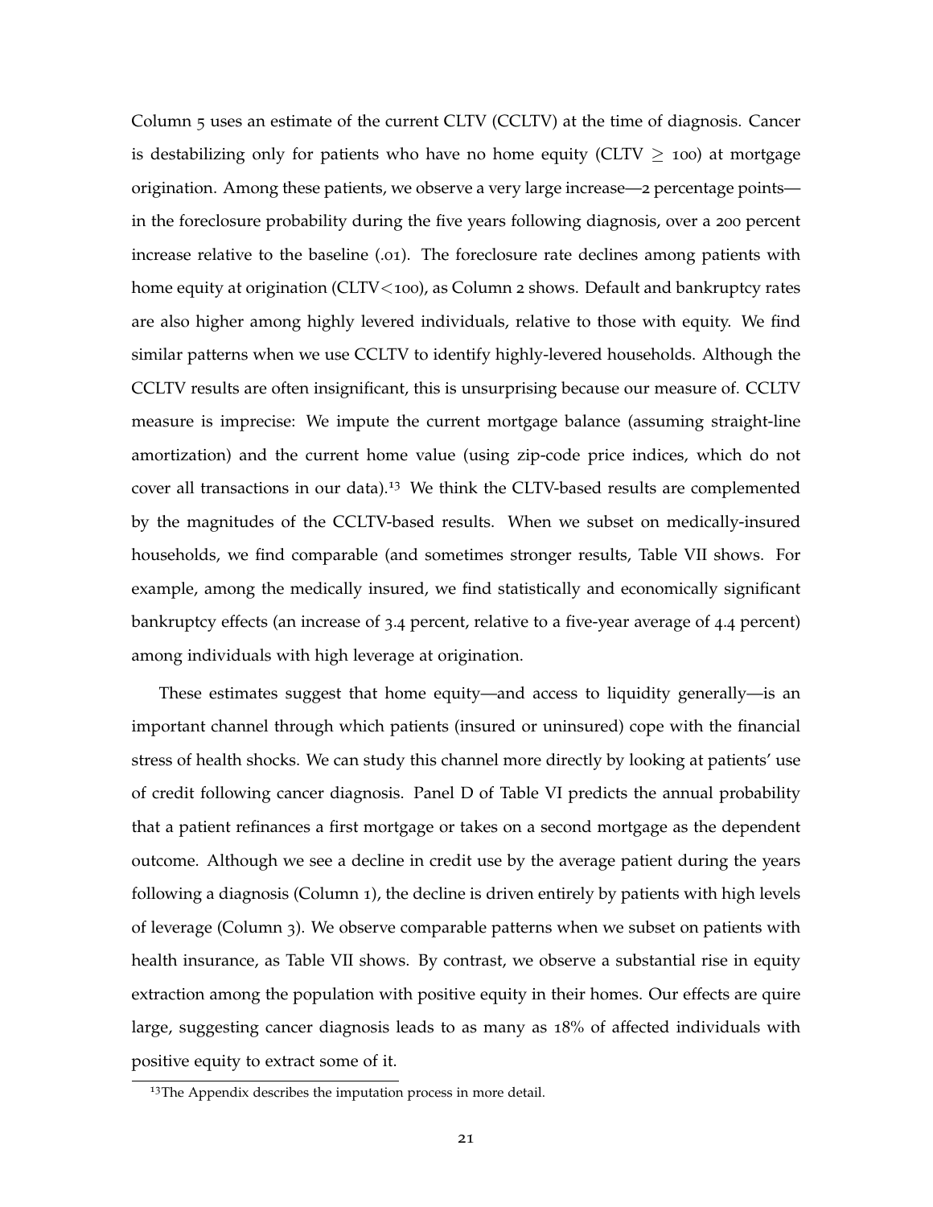Column 5 uses an estimate of the current CLTV (CCLTV) at the time of diagnosis. Cancer is destabilizing only for patients who have no home equity (CLTV $\geq$ 100) at mortgage origination. Among these patients, we observe a very large increase—2 percentage points—in the foreclosure probability during the five years following diagnosis, over a 200 percent increase relative to the baseline (.01). The foreclosure rate declines among patients with home equity at origination (CLTV<100), as Column 2 shows. Default and bankruptcy rates are also higher among highly levered individuals, relative to those with equity. We find similar patterns when we use CCLTV to identify highly-levered households. Although the CCLTV results are often insignificant, this is unsurprising because our measure of. CCLTV measure is imprecise: We impute the current mortgage balance (assuming straight-line amortization) and the current home value (using zip-code price indices, which do not cover all transactions in our data).[13] We think the CLTV-based results are complemented by the magnitudes of the CCLTV-based results. When we subset on medically-insured households, we find comparable (and sometimes stronger results, Table VII shows. For example, among the medically insured, we find statistically and economically significant bankruptcy effects (an increase of 3.4 percent, relative to a five-year average of 4.4 percent) among individuals with high leverage at origination.

These estimates suggest that home equity—and access to liquidity generally—is an important channel through which patients (insured or uninsured) cope with the financial stress of health shocks. We can study this channel more directly by looking at patients' use of credit following cancer diagnosis. Panel D of Table VI predicts the annual probability that a patient refinances a first mortgage or takes on a second mortgage as the dependent outcome. Although we see a decline in credit use by the average patient during the years following a diagnosis (Column 1), the decline is driven entirely by patients with high levels of leverage (Column 3). We observe comparable patterns when we subset on patients with health insurance, as Table VII shows. By contrast, we observe a substantial rise in equity extraction among the population with positive equity in their homes. Our effects are quire large, suggesting cancer diagnosis leads to as many as 18% of affected individuals with positive equity to extract some of it.

[13]The Appendix describes the imputation process in more detail.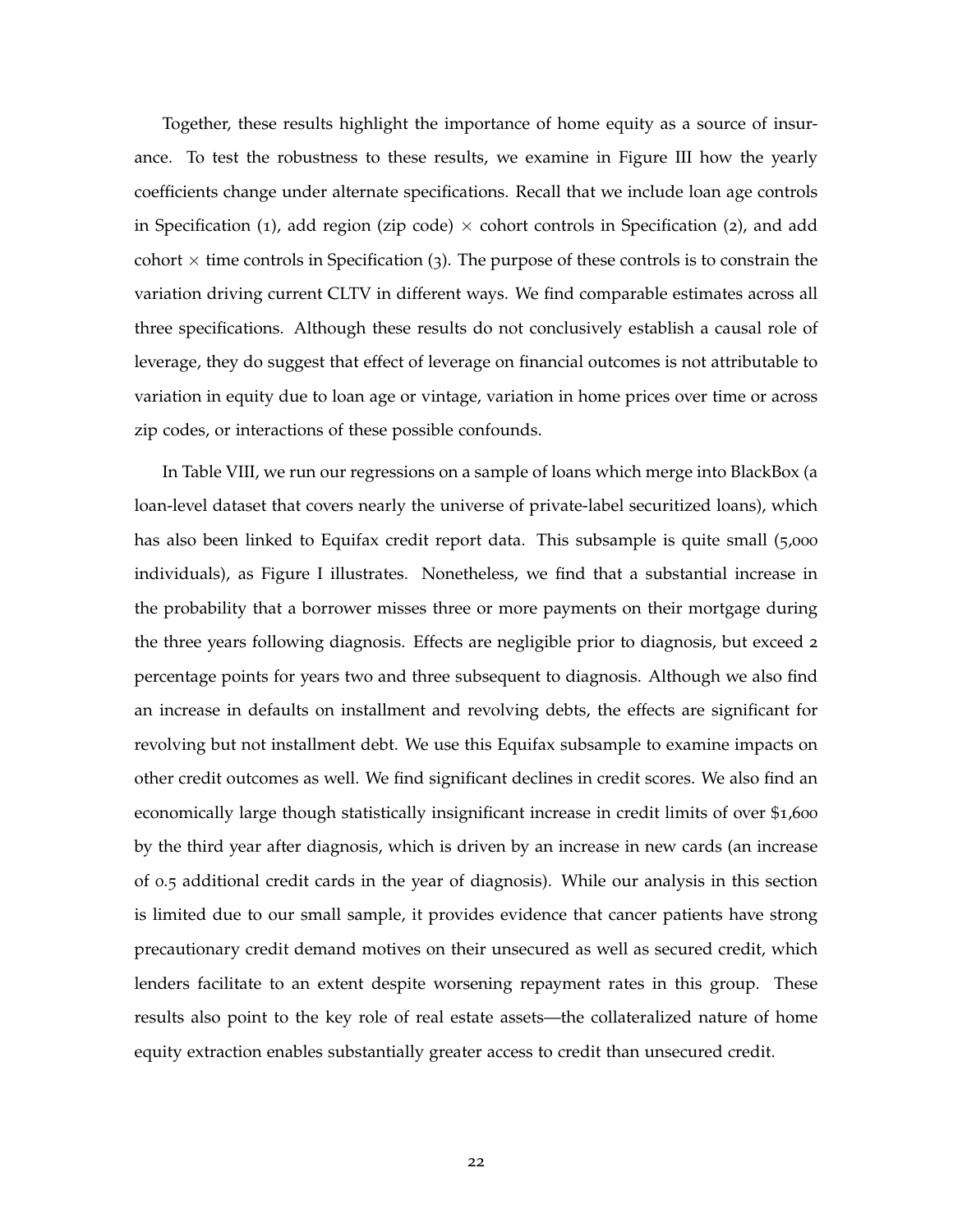Together, these results highlight the importance of home equity as a source of insurance. To test the robustness to these results, we examine in Figure III how the yearly coefficients change under alternate specifications. Recall that we include loan age controls in Specification (1), add region (zip code) × cohort controls in Specification (2), and add cohort × time controls in Specification (3). The purpose of these controls is to constrain the variation driving current CLTV in different ways. We find comparable estimates across all three specifications. Although these results do not conclusively establish a causal role of leverage, they do suggest that effect of leverage on financial outcomes is not attributable to variation in equity due to loan age or vintage, variation in home prices over time or across zip codes, or interactions of these possible confounds.

In Table VIII, we run our regressions on a sample of loans which merge into BlackBox (a loan-level dataset that covers nearly the universe of private-label securitized loans), which has also been linked to Equifax credit report data. This subsample is quite small (5,000 individuals), as Figure I illustrates. Nonetheless, we find that a substantial increase in the probability that a borrower misses three or more payments on their mortgage during the three years following diagnosis. Effects are negligible prior to diagnosis, but exceed 2 percentage points for years two and three subsequent to diagnosis. Although we also find an increase in defaults on installment and revolving debts, the effects are significant for revolving but not installment debt. We use this Equifax subsample to examine impacts on other credit outcomes as well. We find significant declines in credit scores. We also find an economically large though statistically insignificant increase in credit limits of over $1,600 by the third year after diagnosis, which is driven by an increase in new cards (an increase of 0.5 additional credit cards in the year of diagnosis). While our analysis in this section is limited due to our small sample, it provides evidence that cancer patients have strong precautionary credit demand motives on their unsecured as well as secured credit, which lenders facilitate to an extent despite worsening repayment rates in this group. These results also point to the key role of real estate assets—the collateralized nature of home equity extraction enables substantially greater access to credit than unsecured credit.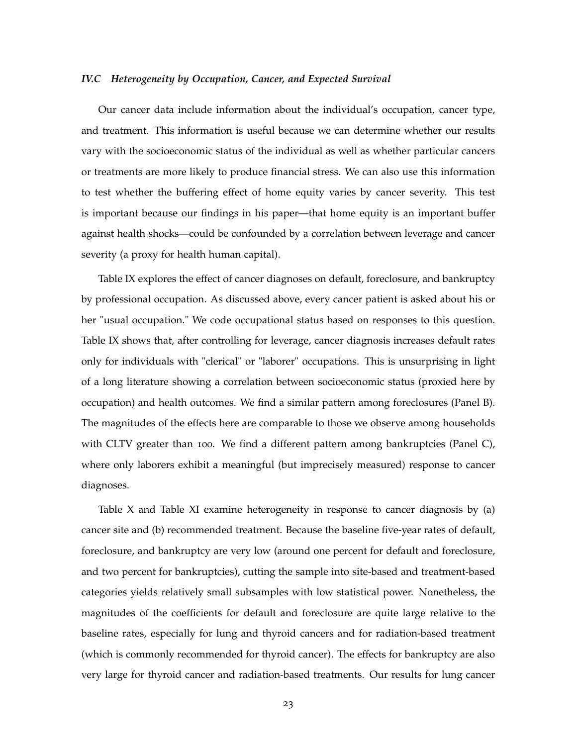### *IV.C Heterogeneity by Occupation, Cancer, and Expected Survival*

Our cancer data include information about the individual's occupation, cancer type, and treatment. This information is useful because we can determine whether our results vary with the socioeconomic status of the individual as well as whether particular cancers or treatments are more likely to produce financial stress. We can also use this information to test whether the buffering effect of home equity varies by cancer severity. This test is important because our findings in his paper—that home equity is an important buffer against health shocks—could be confounded by a correlation between leverage and cancer severity (a proxy for health human capital).

Table IX explores the effect of cancer diagnoses on default, foreclosure, and bankruptcy by professional occupation. As discussed above, every cancer patient is asked about his or her "usual occupation." We code occupational status based on responses to this question. Table IX shows that, after controlling for leverage, cancer diagnosis increases default rates only for individuals with "clerical" or "laborer" occupations. This is unsurprising in light of a long literature showing a correlation between socioeconomic status (proxied here by occupation) and health outcomes. We find a similar pattern among foreclosures (Panel B). The magnitudes of the effects here are comparable to those we observe among households with CLTV greater than 100. We find a different pattern among bankruptcies (Panel C), where only laborers exhibit a meaningful (but imprecisely measured) response to cancer diagnoses.

Table X and Table XI examine heterogeneity in response to cancer diagnosis by (a) cancer site and (b) recommended treatment. Because the baseline five-year rates of default, foreclosure, and bankruptcy are very low (around one percent for default and foreclosure, and two percent for bankruptcies), cutting the sample into site-based and treatment-based categories yields relatively small subsamples with low statistical power. Nonetheless, the magnitudes of the coefficients for default and foreclosure are quite large relative to the baseline rates, especially for lung and thyroid cancers and for radiation-based treatment (which is commonly recommended for thyroid cancer). The effects for bankruptcy are also very large for thyroid cancer and radiation-based treatments. Our results for lung cancer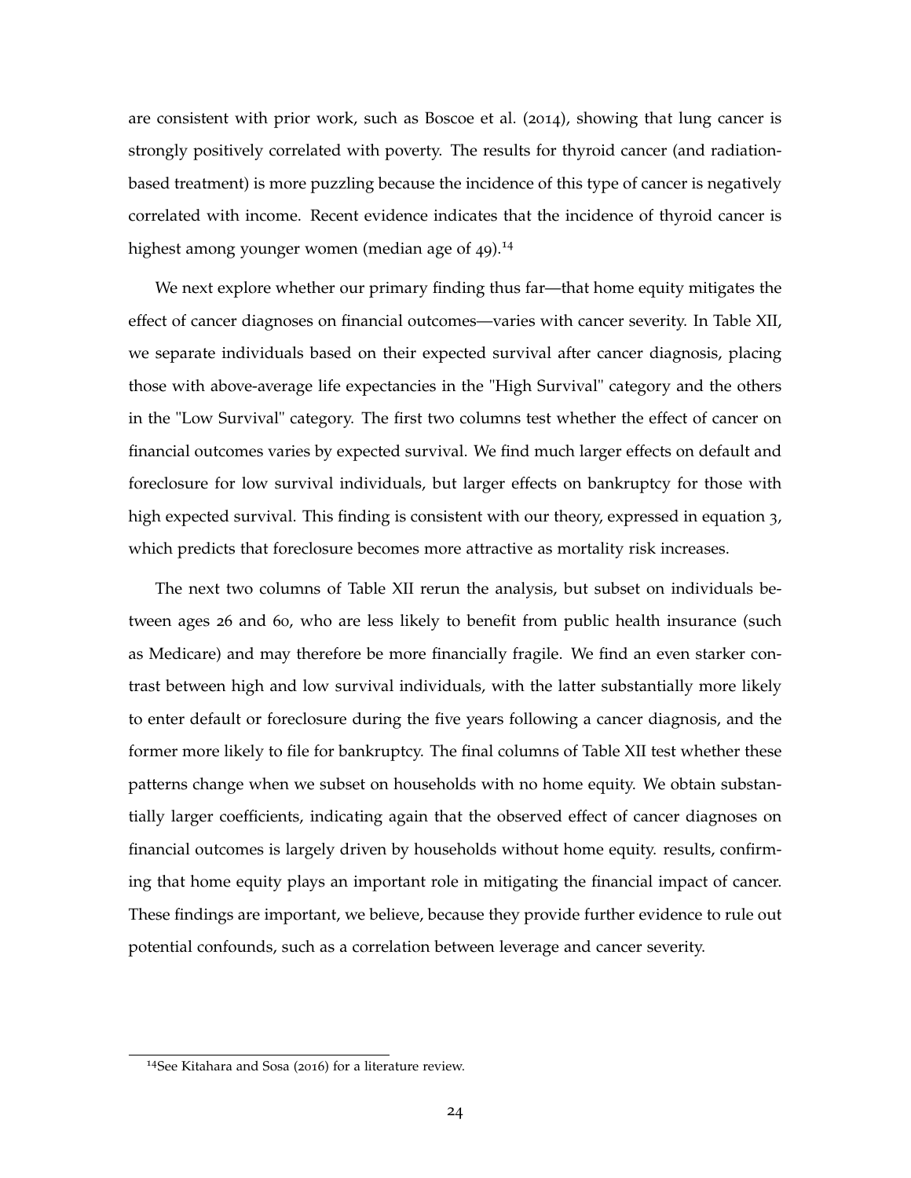are consistent with prior work, such as Boscoe et al. (2014), showing that lung cancer is strongly positively correlated with poverty. The results for thyroid cancer (and radiation-based treatment) is more puzzling because the incidence of this type of cancer is negatively correlated with income. Recent evidence indicates that the incidence of thyroid cancer is highest among younger women (median age of 49).[14]

We next explore whether our primary finding thus far—that home equity mitigates the effect of cancer diagnoses on financial outcomes—varies with cancer severity. In Table XII, we separate individuals based on their expected survival after cancer diagnosis, placing those with above-average life expectancies in the "High Survival" category and the others in the "Low Survival" category. The first two columns test whether the effect of cancer on financial outcomes varies by expected survival. We find much larger effects on default and foreclosure for low survival individuals, but larger effects on bankruptcy for those with high expected survival. This finding is consistent with our theory, expressed in equation 3, which predicts that foreclosure becomes more attractive as mortality risk increases.

The next two columns of Table XII rerun the analysis, but subset on individuals between ages 26 and 60, who are less likely to benefit from public health insurance (such as Medicare) and may therefore be more financially fragile. We find an even starker contrast between high and low survival individuals, with the latter substantially more likely to enter default or foreclosure during the five years following a cancer diagnosis, and the former more likely to file for bankruptcy. The final columns of Table XII test whether these patterns change when we subset on households with no home equity. We obtain substantially larger coefficients, indicating again that the observed effect of cancer diagnoses on financial outcomes is largely driven by households without home equity. results, confirming that home equity plays an important role in mitigating the financial impact of cancer. These findings are important, we believe, because they provide further evidence to rule out potential confounds, such as a correlation between leverage and cancer severity.

[14] See Kitahara and Sosa (2016) for a literature review.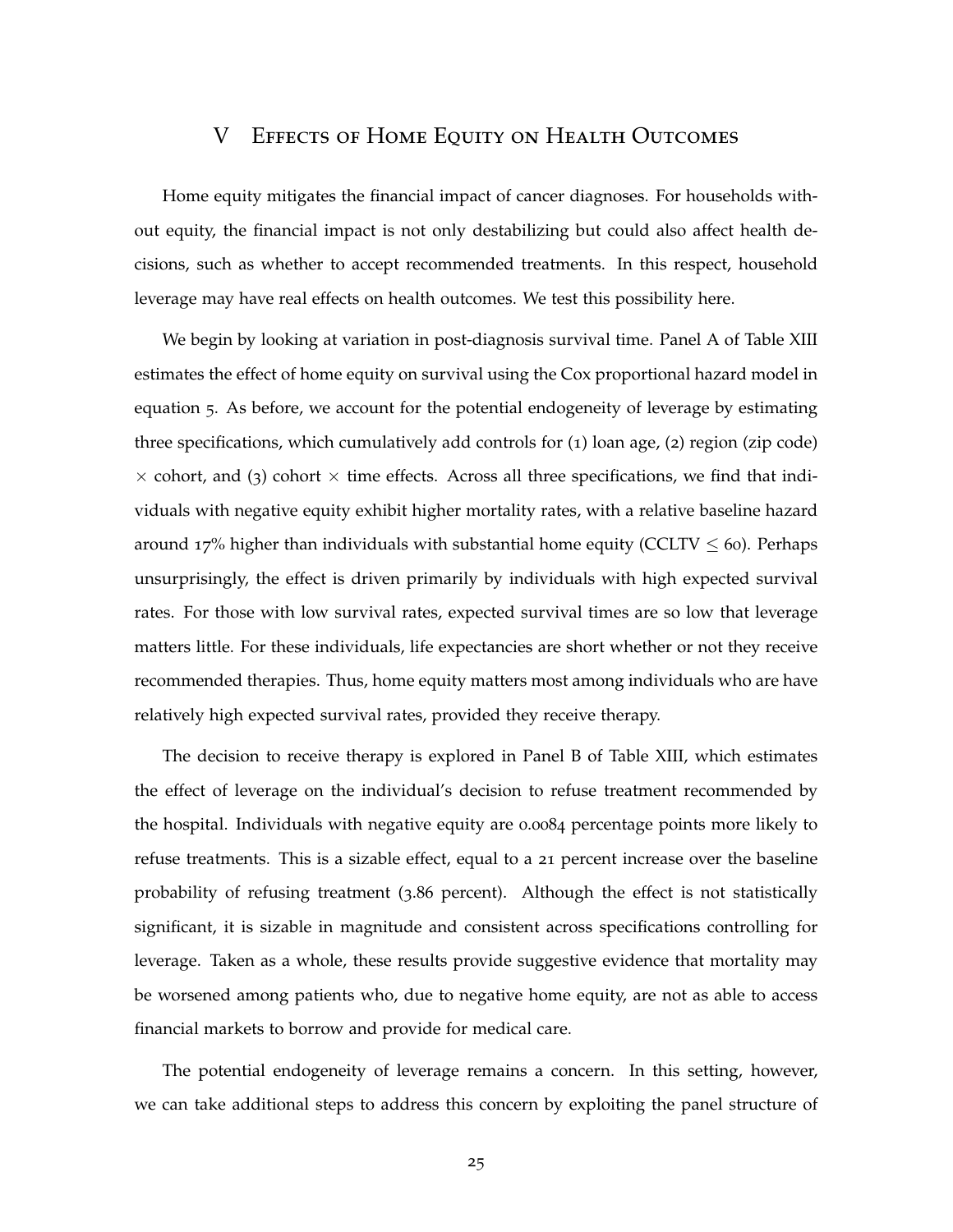# V Effects of Home Equity on Health Outcomes

Home equity mitigates the financial impact of cancer diagnoses. For households without equity, the financial impact is not only destabilizing but could also affect health decisions, such as whether to accept recommended treatments. In this respect, household leverage may have real effects on health outcomes. We test this possibility here.

We begin by looking at variation in post-diagnosis survival time. Panel A of Table XIII estimates the effect of home equity on survival using the Cox proportional hazard model in equation 5. As before, we account for the potential endogeneity of leverage by estimating three specifications, which cumulatively add controls for (1) loan age, (2) region (zip code) $\times$ cohort, and (3) cohort $\times$ time effects. Across all three specifications, we find that individuals with negative equity exhibit higher mortality rates, with a relative baseline hazard around 17% higher than individuals with substantial home equity (CCLTV $\leq$ 60). Perhaps unsurprisingly, the effect is driven primarily by individuals with high expected survival rates. For those with low survival rates, expected survival times are so low that leverage matters little. For these individuals, life expectancies are short whether or not they receive recommended therapies. Thus, home equity matters most among individuals who are have relatively high expected survival rates, provided they receive therapy.

The decision to receive therapy is explored in Panel B of Table XIII, which estimates the effect of leverage on the individual's decision to refuse treatment recommended by the hospital. Individuals with negative equity are 0.0084 percentage points more likely to refuse treatments. This is a sizable effect, equal to a 21 percent increase over the baseline probability of refusing treatment (3.86 percent). Although the effect is not statistically significant, it is sizable in magnitude and consistent across specifications controlling for leverage. Taken as a whole, these results provide suggestive evidence that mortality may be worsened among patients who, due to negative home equity, are not as able to access financial markets to borrow and provide for medical care.

The potential endogeneity of leverage remains a concern. In this setting, however, we can take additional steps to address this concern by exploiting the panel structure of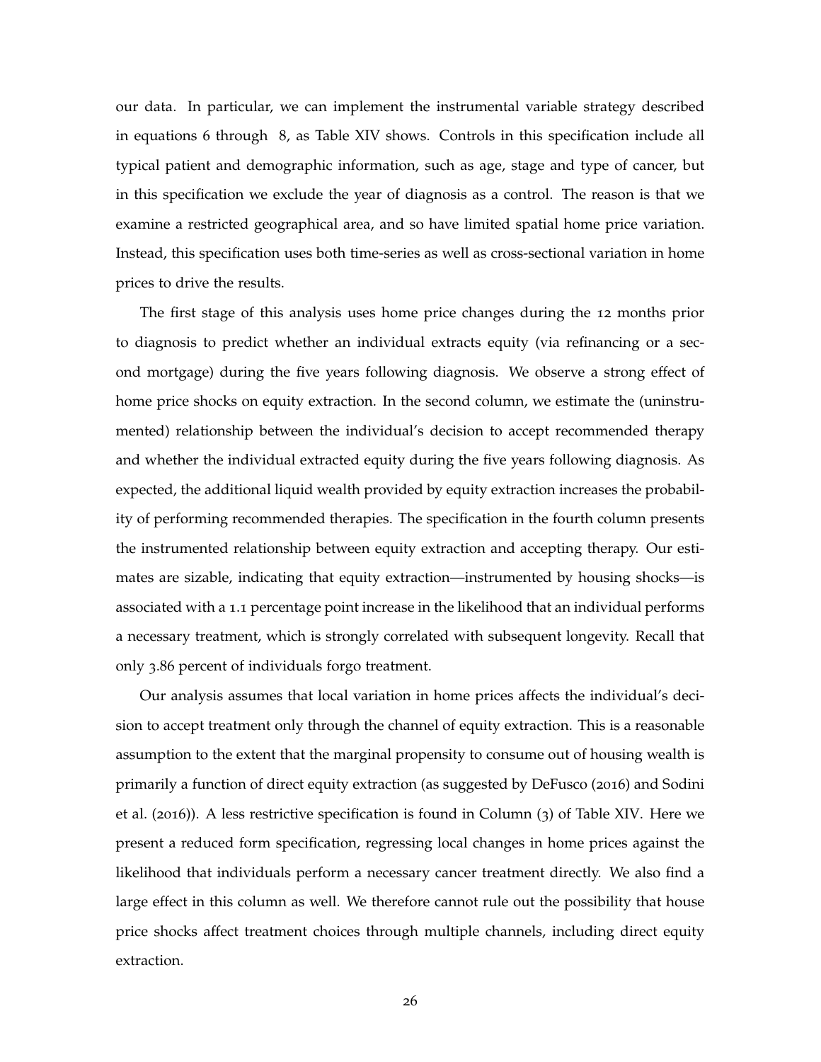our data. In particular, we can implement the instrumental variable strategy described in equations 6 through 8, as Table XIV shows. Controls in this specification include all typical patient and demographic information, such as age, stage and type of cancer, but in this specification we exclude the year of diagnosis as a control. The reason is that we examine a restricted geographical area, and so have limited spatial home price variation. Instead, this specification uses both time-series as well as cross-sectional variation in home prices to drive the results.

The first stage of this analysis uses home price changes during the 12 months prior to diagnosis to predict whether an individual extracts equity (via refinancing or a second mortgage) during the five years following diagnosis. We observe a strong effect of home price shocks on equity extraction. In the second column, we estimate the (uninstrumented) relationship between the individual's decision to accept recommended therapy and whether the individual extracted equity during the five years following diagnosis. As expected, the additional liquid wealth provided by equity extraction increases the probability of performing recommended therapies. The specification in the fourth column presents the instrumented relationship between equity extraction and accepting therapy. Our estimates are sizable, indicating that equity extraction—instrumented by housing shocks—is associated with a 1.1 percentage point increase in the likelihood that an individual performs a necessary treatment, which is strongly correlated with subsequent longevity. Recall that only 3.86 percent of individuals forgo treatment.

Our analysis assumes that local variation in home prices affects the individual's decision to accept treatment only through the channel of equity extraction. This is a reasonable assumption to the extent that the marginal propensity to consume out of housing wealth is primarily a function of direct equity extraction (as suggested by DeFusco (2016) and Sodini et al. (2016)). A less restrictive specification is found in Column (3) of Table XIV. Here we present a reduced form specification, regressing local changes in home prices against the likelihood that individuals perform a necessary cancer treatment directly. We also find a large effect in this column as well. We therefore cannot rule out the possibility that house price shocks affect treatment choices through multiple channels, including direct equity extraction.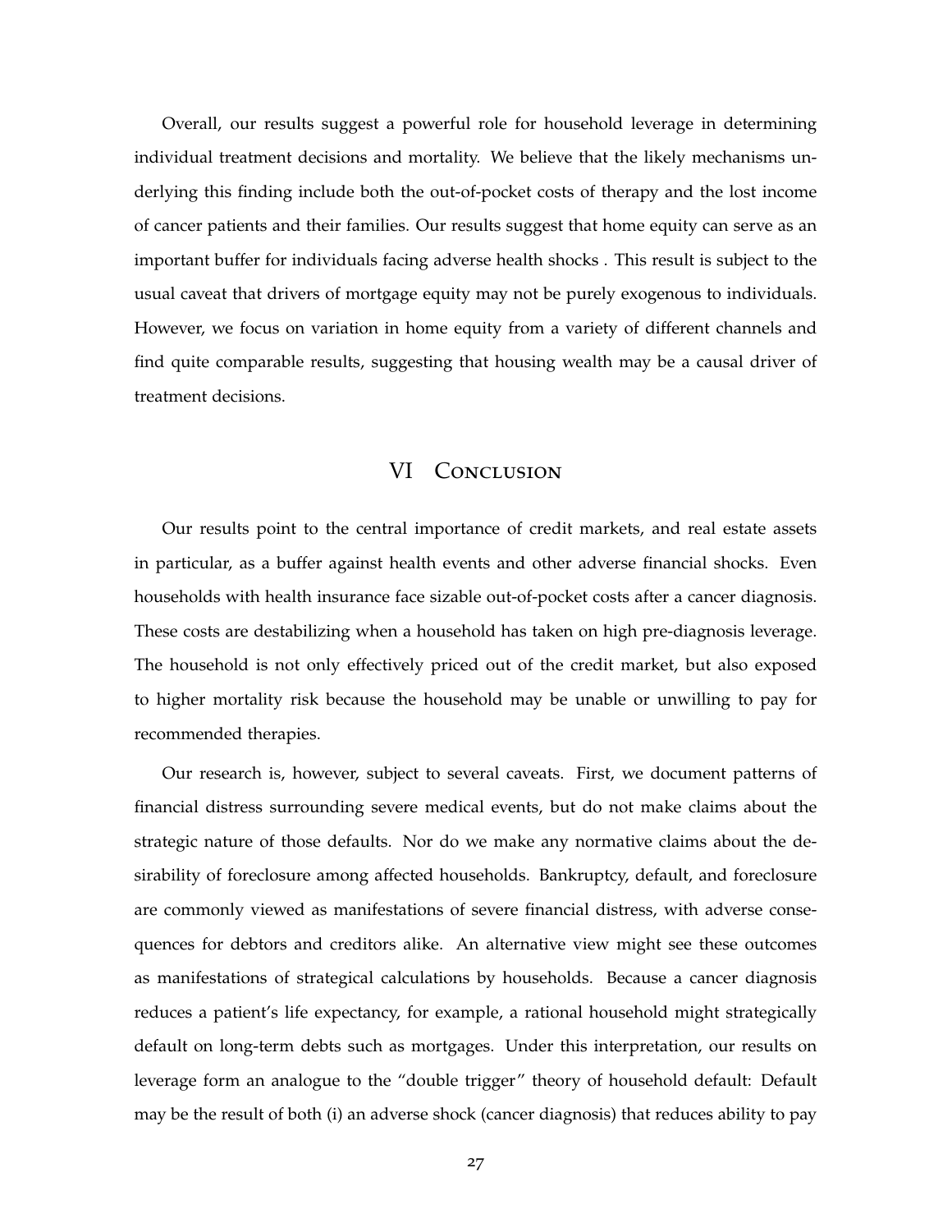Overall, our results suggest a powerful role for household leverage in determining individual treatment decisions and mortality. We believe that the likely mechanisms underlying this finding include both the out-of-pocket costs of therapy and the lost income of cancer patients and their families. Our results suggest that home equity can serve as an important buffer for individuals facing adverse health shocks . This result is subject to the usual caveat that drivers of mortgage equity may not be purely exogenous to individuals. However, we focus on variation in home equity from a variety of different channels and find quite comparable results, suggesting that housing wealth may be a causal driver of treatment decisions.

# VI Conclusion

Our results point to the central importance of credit markets, and real estate assets in particular, as a buffer against health events and other adverse financial shocks. Even households with health insurance face sizable out-of-pocket costs after a cancer diagnosis. These costs are destabilizing when a household has taken on high pre-diagnosis leverage. The household is not only effectively priced out of the credit market, but also exposed to higher mortality risk because the household may be unable or unwilling to pay for recommended therapies.

Our research is, however, subject to several caveats. First, we document patterns of financial distress surrounding severe medical events, but do not make claims about the strategic nature of those defaults. Nor do we make any normative claims about the desirability of foreclosure among affected households. Bankruptcy, default, and foreclosure are commonly viewed as manifestations of severe financial distress, with adverse consequences for debtors and creditors alike. An alternative view might see these outcomes as manifestations of strategical calculations by households. Because a cancer diagnosis reduces a patient's life expectancy, for example, a rational household might strategically default on long-term debts such as mortgages. Under this interpretation, our results on leverage form an analogue to the "double trigger" theory of household default: Default may be the result of both (i) an adverse shock (cancer diagnosis) that reduces ability to pay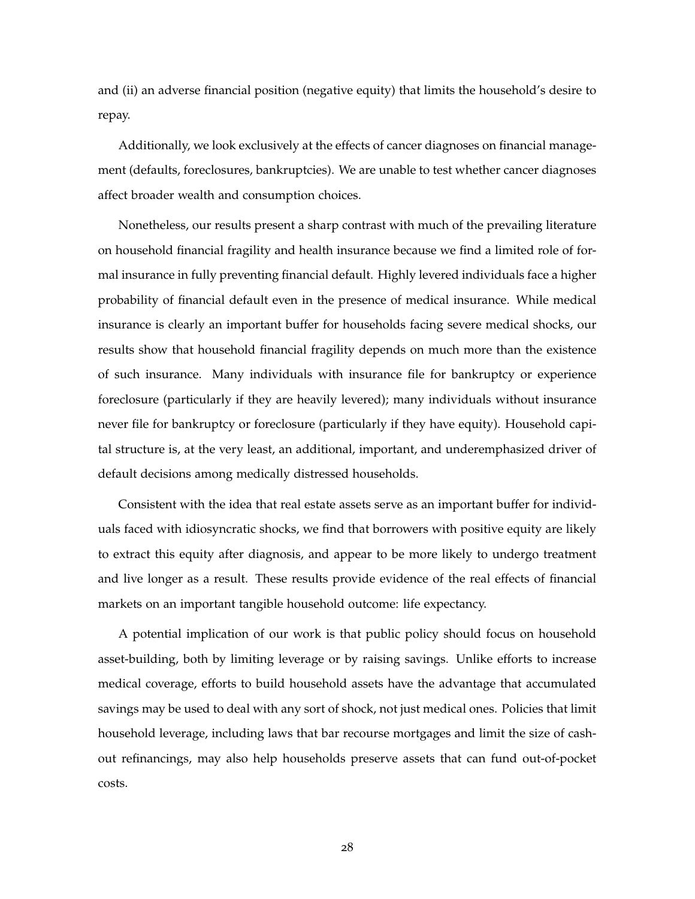and (ii) an adverse financial position (negative equity) that limits the household's desire to repay.

Additionally, we look exclusively at the effects of cancer diagnoses on financial management (defaults, foreclosures, bankruptcies). We are unable to test whether cancer diagnoses affect broader wealth and consumption choices.

Nonetheless, our results present a sharp contrast with much of the prevailing literature on household financial fragility and health insurance because we find a limited role of formal insurance in fully preventing financial default. Highly levered individuals face a higher probability of financial default even in the presence of medical insurance. While medical insurance is clearly an important buffer for households facing severe medical shocks, our results show that household financial fragility depends on much more than the existence of such insurance. Many individuals with insurance file for bankruptcy or experience foreclosure (particularly if they are heavily levered); many individuals without insurance never file for bankruptcy or foreclosure (particularly if they have equity). Household capital structure is, at the very least, an additional, important, and underemphasized driver of default decisions among medically distressed households.

Consistent with the idea that real estate assets serve as an important buffer for individuals faced with idiosyncratic shocks, we find that borrowers with positive equity are likely to extract this equity after diagnosis, and appear to be more likely to undergo treatment and live longer as a result. These results provide evidence of the real effects of financial markets on an important tangible household outcome: life expectancy.

A potential implication of our work is that public policy should focus on household asset-building, both by limiting leverage or by raising savings. Unlike efforts to increase medical coverage, efforts to build household assets have the advantage that accumulated savings may be used to deal with any sort of shock, not just medical ones. Policies that limit household leverage, including laws that bar recourse mortgages and limit the size of cash-out refinancings, may also help households preserve assets that can fund out-of-pocket costs.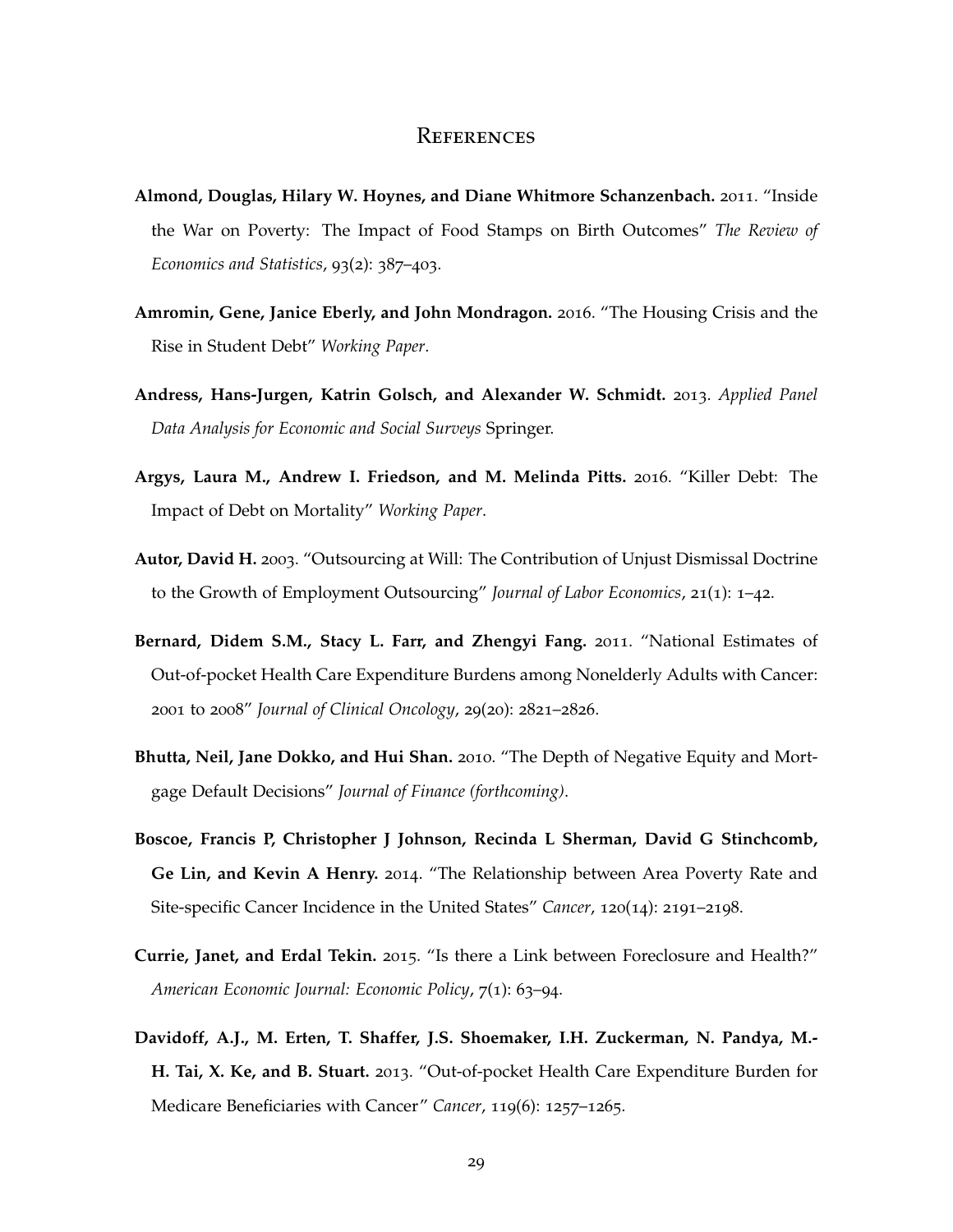# References

**Almond, Douglas, Hilary W. Hoynes, and Diane Whitmore Schanzenbach.** 2011. "Inside the War on Poverty: The Impact of Food Stamps on Birth Outcomes" *The Review of Economics and Statistics*, 93(2): 387–403.

**Amromin, Gene, Janice Eberly, and John Mondragon.** 2016. "The Housing Crisis and the Rise in Student Debt" *Working Paper*.

**Andress, Hans-Jurgen, Katrin Golsch, and Alexander W. Schmidt.** 2013. *Applied Panel Data Analysis for Economic and Social Surveys* Springer.

**Argys, Laura M., Andrew I. Friedson, and M. Melinda Pitts.** 2016. "Killer Debt: The Impact of Debt on Mortality" *Working Paper*.

**Autor, David H.** 2003. "Outsourcing at Will: The Contribution of Unjust Dismissal Doctrine to the Growth of Employment Outsourcing" *Journal of Labor Economics*, 21(1): 1–42.

**Bernard, Didem S.M., Stacy L. Farr, and Zhengyi Fang.** 2011. "National Estimates of Out-of-pocket Health Care Expenditure Burdens among Nonelderly Adults with Cancer: 2001 to 2008" *Journal of Clinical Oncology*, 29(20): 2821–2826.

**Bhutta, Neil, Jane Dokko, and Hui Shan.** 2010. "The Depth of Negative Equity and Mortgage Default Decisions" *Journal of Finance (forthcoming)*.

**Boscoe, Francis P, Christopher J Johnson, Recinda L Sherman, David G Stinchcomb, Ge Lin, and Kevin A Henry.** 2014. "The Relationship between Area Poverty Rate and Site-specific Cancer Incidence in the United States" *Cancer*, 120(14): 2191–2198.

**Currie, Janet, and Erdal Tekin.** 2015. "Is there a Link between Foreclosure and Health?" *American Economic Journal: Economic Policy*, 7(1): 63–94.

**Davidoff, A.J., M. Erten, T. Shaffer, J.S. Shoemaker, I.H. Zuckerman, N. Pandya, M.-H. Tai, X. Ke, and B. Stuart.** 2013. "Out-of-pocket Health Care Expenditure Burden for Medicare Beneficiaries with Cancer" *Cancer*, 119(6): 1257–1265.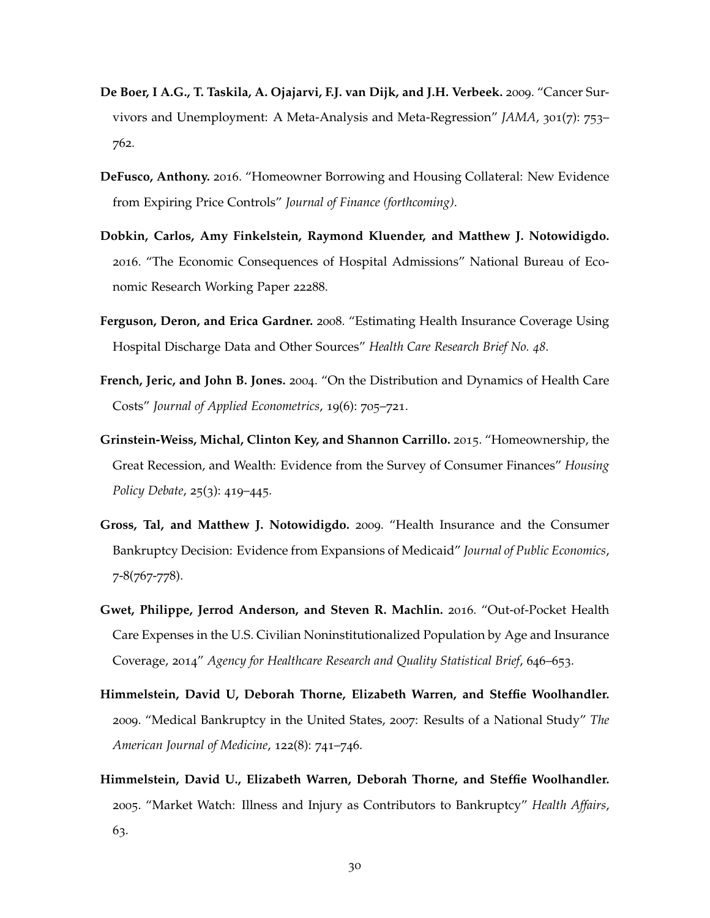**De Boer, I A.G., T. Taskila, A. Ojajarvi, F.J. van Dijk, and J.H. Verbeek.** 2009. "Cancer Survivors and Unemployment: A Meta-Analysis and Meta-Regression" *JAMA*, 301(7): 753–762.

**DeFusco, Anthony.** 2016. "Homeowner Borrowing and Housing Collateral: New Evidence from Expiring Price Controls" *Journal of Finance (forthcoming)*.

**Dobkin, Carlos, Amy Finkelstein, Raymond Kluender, and Matthew J. Notowidigdo.** 2016. "The Economic Consequences of Hospital Admissions" National Bureau of Economic Research Working Paper 22288.

**Ferguson, Deron, and Erica Gardner.** 2008. "Estimating Health Insurance Coverage Using Hospital Discharge Data and Other Sources" *Health Care Research Brief No. 48*.

**French, Jeric, and John B. Jones.** 2004. "On the Distribution and Dynamics of Health Care Costs" *Journal of Applied Econometrics*, 19(6): 705–721.

**Grinstein-Weiss, Michal, Clinton Key, and Shannon Carrillo.** 2015. "Homeownership, the Great Recession, and Wealth: Evidence from the Survey of Consumer Finances" *Housing Policy Debate*, 25(3): 419–445.

**Gross, Tal, and Matthew J. Notowidigdo.** 2009. "Health Insurance and the Consumer Bankruptcy Decision: Evidence from Expansions of Medicaid" *Journal of Public Economics*, 7-8(767-778).

**Gwet, Philippe, Jerrod Anderson, and Steven R. Machlin.** 2016. "Out-of-Pocket Health Care Expenses in the U.S. Civilian Noninstitutionalized Population by Age and Insurance Coverage, 2014" *Agency for Healthcare Research and Quality Statistical Brief*, 646–653.

**Himmelstein, David U, Deborah Thorne, Elizabeth Warren, and Steffie Woolhandler.** 2009. "Medical Bankruptcy in the United States, 2007: Results of a National Study" *The American Journal of Medicine*, 122(8): 741–746.

**Himmelstein, David U., Elizabeth Warren, Deborah Thorne, and Steffie Woolhandler.** 2005. "Market Watch: Illness and Injury as Contributors to Bankruptcy" *Health Affairs*, 63.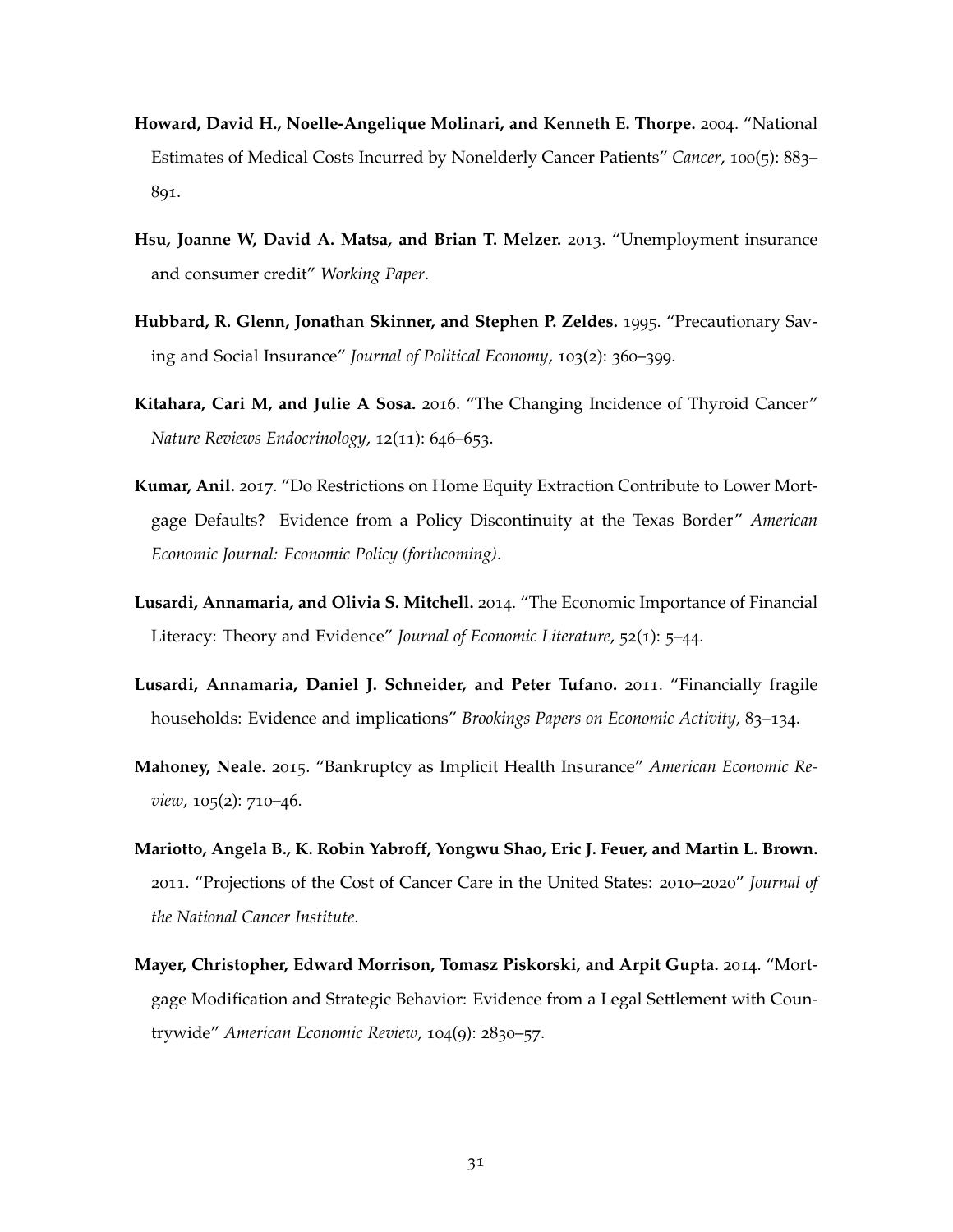**Howard, David H., Noelle-Angelique Molinari, and Kenneth E. Thorpe.** 2004. "National Estimates of Medical Costs Incurred by Nonelderly Cancer Patients" *Cancer*, 100(5): 883–891.

**Hsu, Joanne W, David A. Matsa, and Brian T. Melzer.** 2013. "Unemployment insurance and consumer credit" *Working Paper*.

**Hubbard, R. Glenn, Jonathan Skinner, and Stephen P. Zeldes.** 1995. "Precautionary Saving and Social Insurance" *Journal of Political Economy*, 103(2): 360–399.

**Kitahara, Cari M, and Julie A Sosa.** 2016. "The Changing Incidence of Thyroid Cancer" *Nature Reviews Endocrinology*, 12(11): 646–653.

**Kumar, Anil.** 2017. "Do Restrictions on Home Equity Extraction Contribute to Lower Mortgage Defaults? Evidence from a Policy Discontinuity at the Texas Border" *American Economic Journal: Economic Policy (forthcoming)*.

**Lusardi, Annamaria, and Olivia S. Mitchell.** 2014. "The Economic Importance of Financial Literacy: Theory and Evidence" *Journal of Economic Literature*, 52(1): 5–44.

**Lusardi, Annamaria, Daniel J. Schneider, and Peter Tufano.** 2011. "Financially fragile households: Evidence and implications" *Brookings Papers on Economic Activity*, 83–134.

**Mahoney, Neale.** 2015. "Bankruptcy as Implicit Health Insurance" *American Economic Review*, 105(2): 710–46.

**Mariotto, Angela B., K. Robin Yabroff, Yongwu Shao, Eric J. Feuer, and Martin L. Brown.** 2011. "Projections of the Cost of Cancer Care in the United States: 2010–2020" *Journal of the National Cancer Institute*.

**Mayer, Christopher, Edward Morrison, Tomasz Piskorski, and Arpit Gupta.** 2014. "Mortgage Modification and Strategic Behavior: Evidence from a Legal Settlement with Countrywide" *American Economic Review*, 104(9): 2830–57.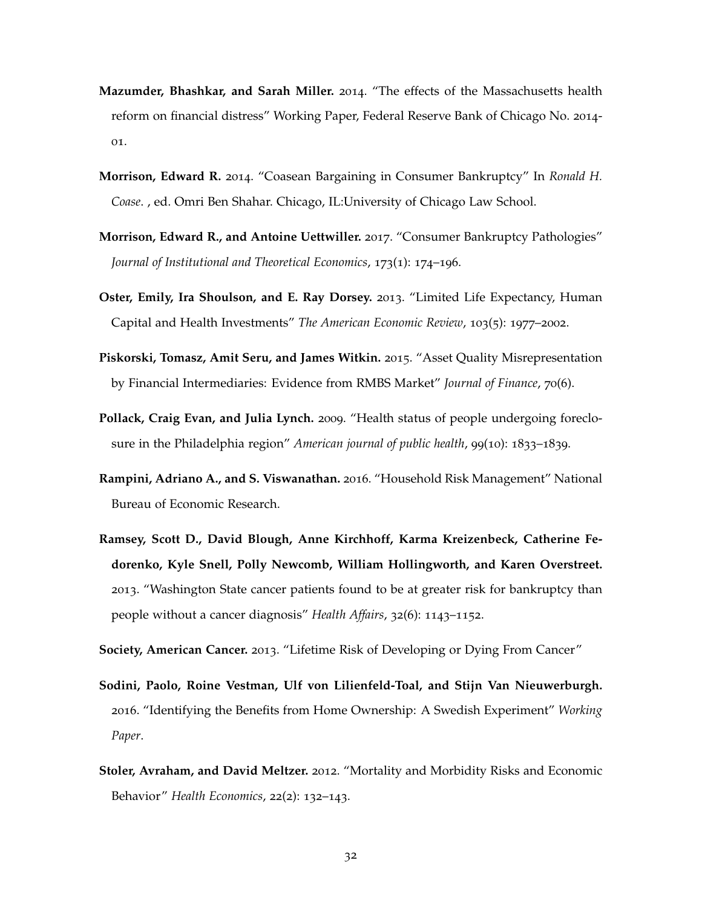**Mazumder, Bhashkar, and Sarah Miller.** 2014. "The effects of the Massachusetts health reform on financial distress" Working Paper, Federal Reserve Bank of Chicago No. 2014-01.

**Morrison, Edward R.** 2014. "Coasean Bargaining in Consumer Bankruptcy" In *Ronald H. Coase*. , ed. Omri Ben Shahar. Chicago, IL:University of Chicago Law School.

**Morrison, Edward R., and Antoine Uettwiller.** 2017. "Consumer Bankruptcy Pathologies" *Journal of Institutional and Theoretical Economics*, 173(1): 174–196.

**Oster, Emily, Ira Shoulson, and E. Ray Dorsey.** 2013. "Limited Life Expectancy, Human Capital and Health Investments" *The American Economic Review*, 103(5): 1977–2002.

**Piskorski, Tomasz, Amit Seru, and James Witkin.** 2015. "Asset Quality Misrepresentation by Financial Intermediaries: Evidence from RMBS Market" *Journal of Finance*, 70(6).

**Pollack, Craig Evan, and Julia Lynch.** 2009. "Health status of people undergoing foreclosure in the Philadelphia region" *American journal of public health*, 99(10): 1833–1839.

**Rampini, Adriano A., and S. Viswanathan.** 2016. "Household Risk Management" National Bureau of Economic Research.

**Ramsey, Scott D., David Blough, Anne Kirchhoff, Karma Kreizenbeck, Catherine Fedorenko, Kyle Snell, Polly Newcomb, William Hollingworth, and Karen Overstreet.** 2013. "Washington State cancer patients found to be at greater risk for bankruptcy than people without a cancer diagnosis" *Health Affairs*, 32(6): 1143–1152.

**Society, American Cancer.** 2013. "Lifetime Risk of Developing or Dying From Cancer"

**Sodini, Paolo, Roine Vestman, Ulf von Lilienfeld-Toal, and Stijn Van Nieuwerburgh.** 2016. "Identifying the Benefits from Home Ownership: A Swedish Experiment" *Working Paper*.

**Stoler, Avraham, and David Meltzer.** 2012. "Mortality and Morbidity Risks and Economic Behavior" *Health Economics*, 22(2): 132–143.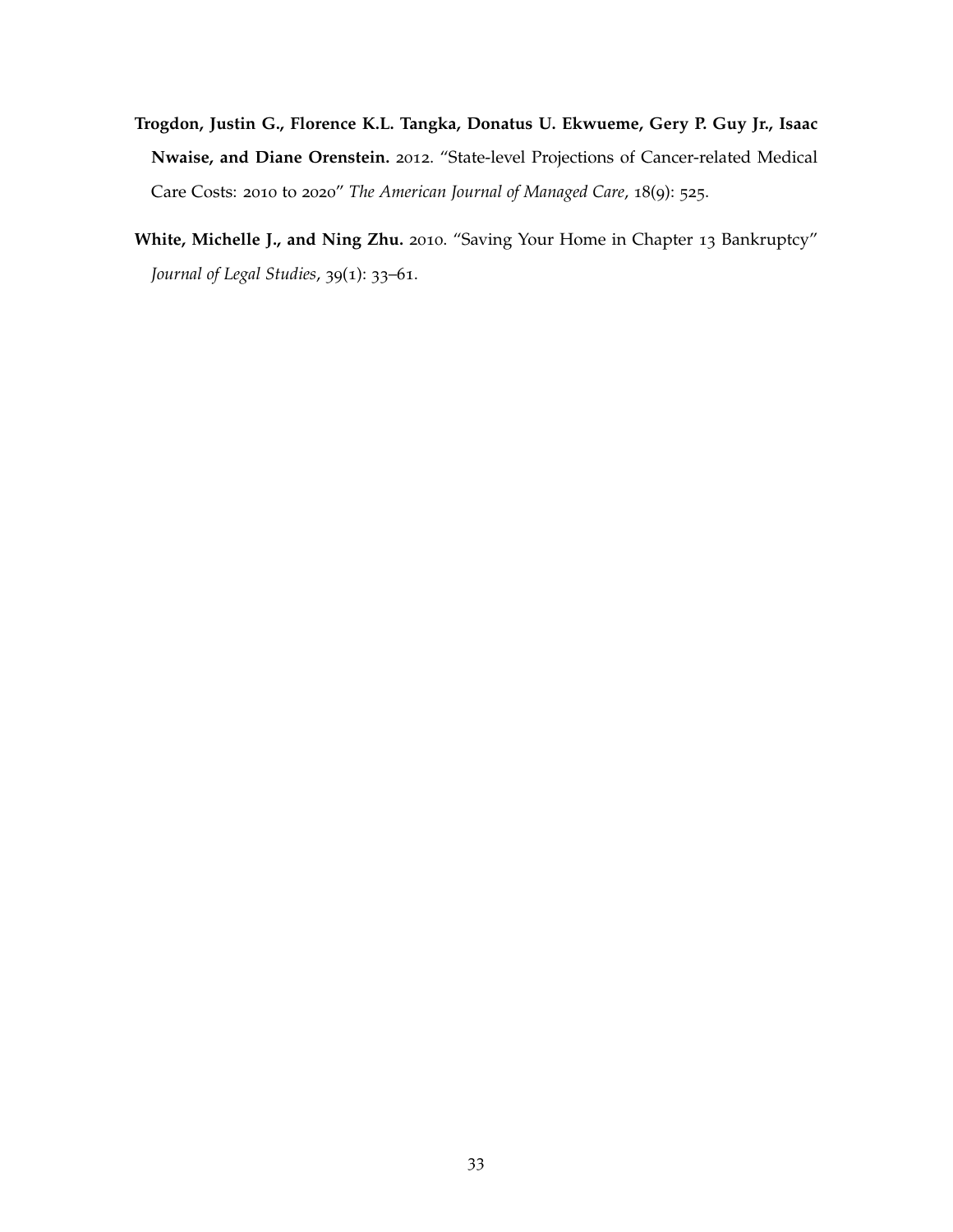**Trogdon, Justin G., Florence K.L. Tangka, Donatus U. Ekwueme, Gery P. Guy Jr., Isaac Nwaise, and Diane Orenstein.** 2012. "State-level Projections of Cancer-related Medical Care Costs: 2010 to 2020" *The American Journal of Managed Care*, 18(9): 525.

**White, Michelle J., and Ning Zhu.** 2010. "Saving Your Home in Chapter 13 Bankruptcy" *Journal of Legal Studies*, 39(1): 33–61.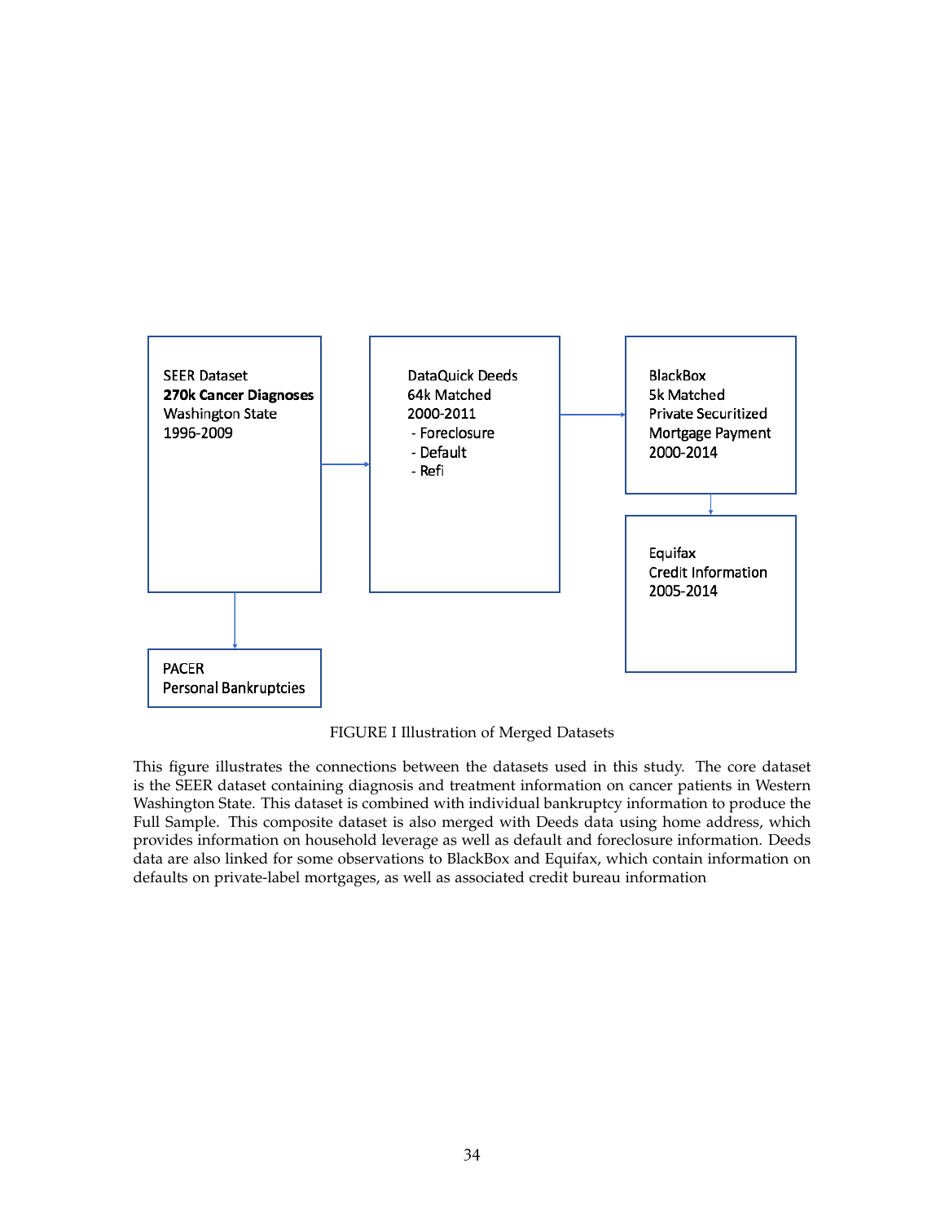SEER Dataset
**270k Cancer Diagnoses**
Washington State
1996-2009

DataQuick Deeds
64k Matched
2000-2011
- Foreclosure
- Default
- Refi

BlackBox
5k Matched
Private Securitized
Mortgage Payment
2000-2014

Equifax
Credit Information
2005-2014

PACER
Personal Bankruptcies

FIGURE I Illustration of Merged Datasets

This figure illustrates the connections between the datasets used in this study. The core dataset is the SEER dataset containing diagnosis and treatment information on cancer patients in Western Washington State. This dataset is combined with individual bankruptcy information to produce the Full Sample. This composite dataset is also merged with Deeds data using home address, which provides information on household leverage as well as default and foreclosure information. Deeds data are also linked for some observations to BlackBox and Equifax, which contain information on defaults on private-label mortgages, as well as associated credit bureau information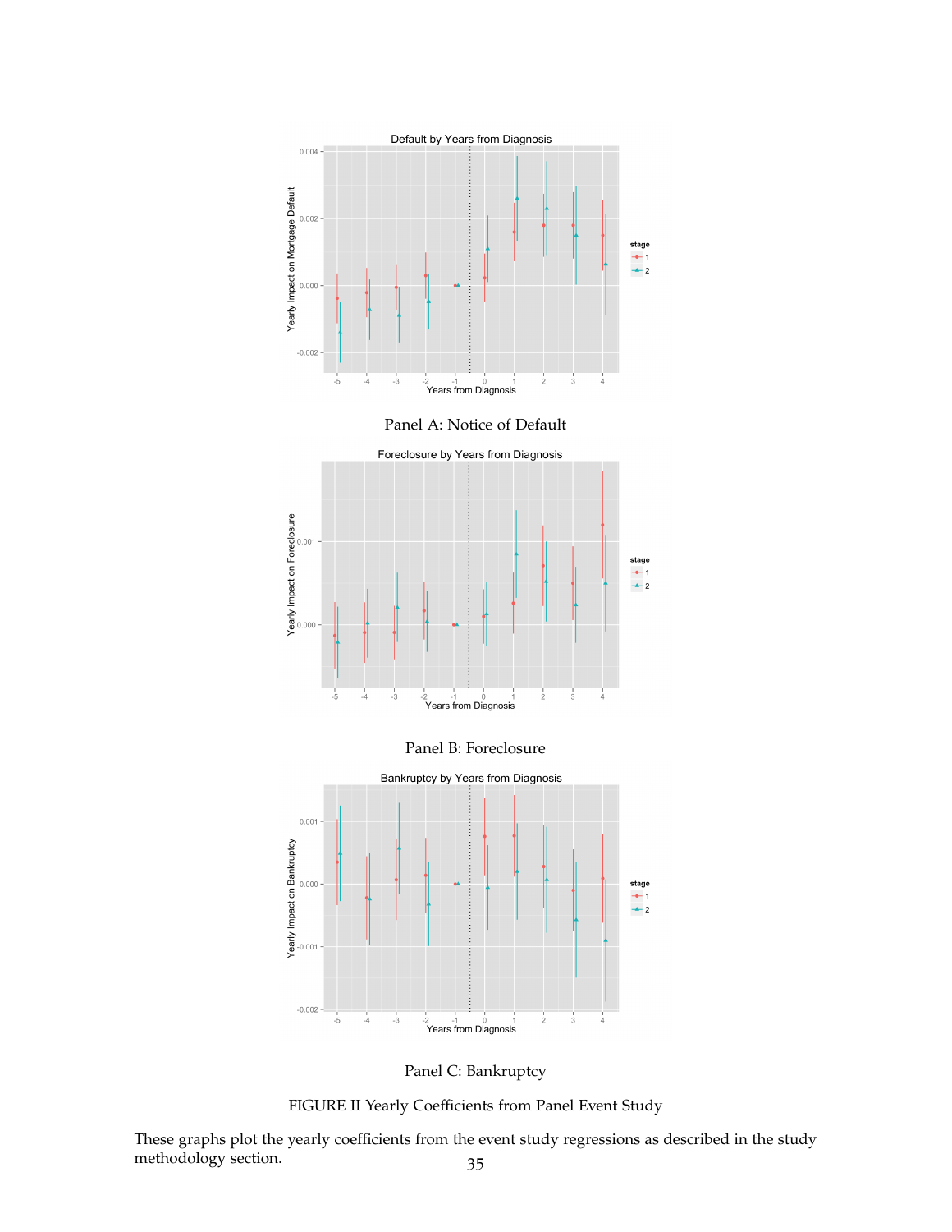Panel A: Notice of Default

Panel B: Foreclosure

Panel C: Bankruptcy

FIGURE II Yearly Coefficients from Panel Event Study

These graphs plot the yearly coefficients from the event study regressions as described in the study methodology section.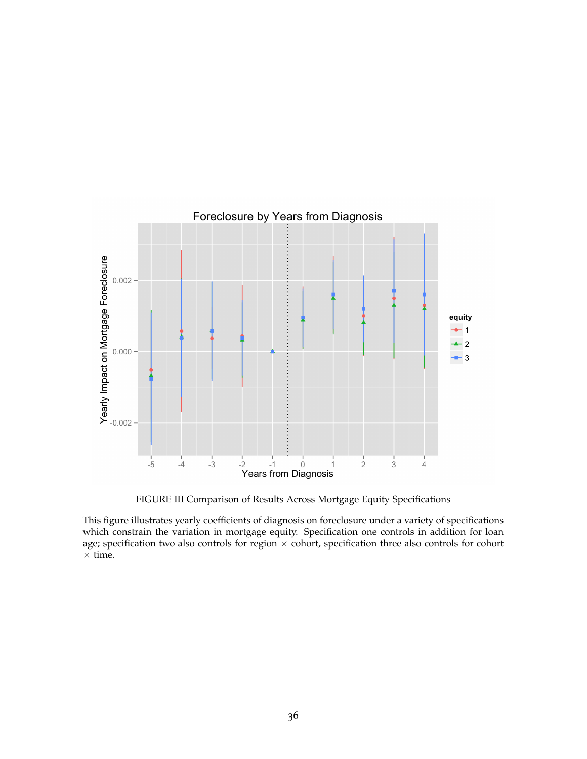FIGURE III Comparison of Results Across Mortgage Equity Specifications

This figure illustrates yearly coefficients of diagnosis on foreclosure under a variety of specifications which constrain the variation in mortgage equity. Specification one controls in addition for loan age; specification two also controls for region × cohort, specification three also controls for cohort × time.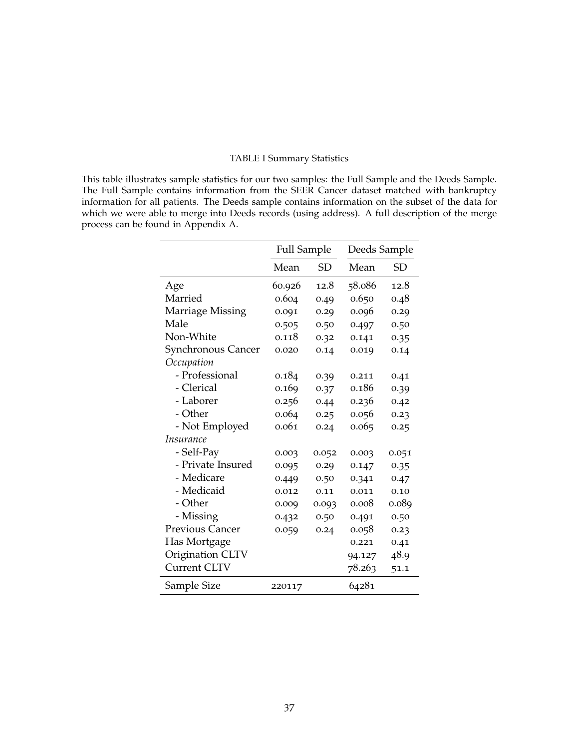TABLE I Summary Statistics

This table illustrates sample statistics for our two samples: the Full Sample and the Deeds Sample. The Full Sample contains information from the SEER Cancer dataset matched with bankruptcy information for all patients. The Deeds sample contains information on the subset of the data for which we were able to merge into Deeds records (using address). A full description of the merge process can be found in Appendix A.

| | Full Sample | | Deeds Sample | |
|---|---|---|---|---|
| | Mean | SD | Mean | SD |
| Age | 60.926 | 12.8 | 58.086 | 12.8 |
| Married | 0.604 | 0.49 | 0.650 | 0.48 |
| Marriage Missing | 0.091 | 0.29 | 0.096 | 0.29 |
| Male | 0.505 | 0.50 | 0.497 | 0.50 |
| Non-White | 0.118 | 0.32 | 0.141 | 0.35 |
| Synchronous Cancer | 0.020 | 0.14 | 0.019 | 0.14 |
| *Occupation* | | | | |
| - Professional | 0.184 | 0.39 | 0.211 | 0.41 |
| - Clerical | 0.169 | 0.37 | 0.186 | 0.39 |
| - Laborer | 0.256 | 0.44 | 0.236 | 0.42 |
| - Other | 0.064 | 0.25 | 0.056 | 0.23 |
| - Not Employed | 0.061 | 0.24 | 0.065 | 0.25 |
| *Insurance* | | | | |
| - Self-Pay | 0.003 | 0.052 | 0.003 | 0.051 |
| - Private Insured | 0.095 | 0.29 | 0.147 | 0.35 |
| - Medicare | 0.449 | 0.50 | 0.341 | 0.47 |
| - Medicaid | 0.012 | 0.11 | 0.011 | 0.10 |
| - Other | 0.009 | 0.093 | 0.008 | 0.089 |
| - Missing | 0.432 | 0.50 | 0.491 | 0.50 |
| Previous Cancer | 0.059 | 0.24 | 0.058 | 0.23 |
| Has Mortgage | | | 0.221 | 0.41 |
| Origination CLTV | | | 94.127 | 48.9 |
| Current CLTV | | | 78.263 | 51.1 |
| Sample Size | 220117 | | 64281 | |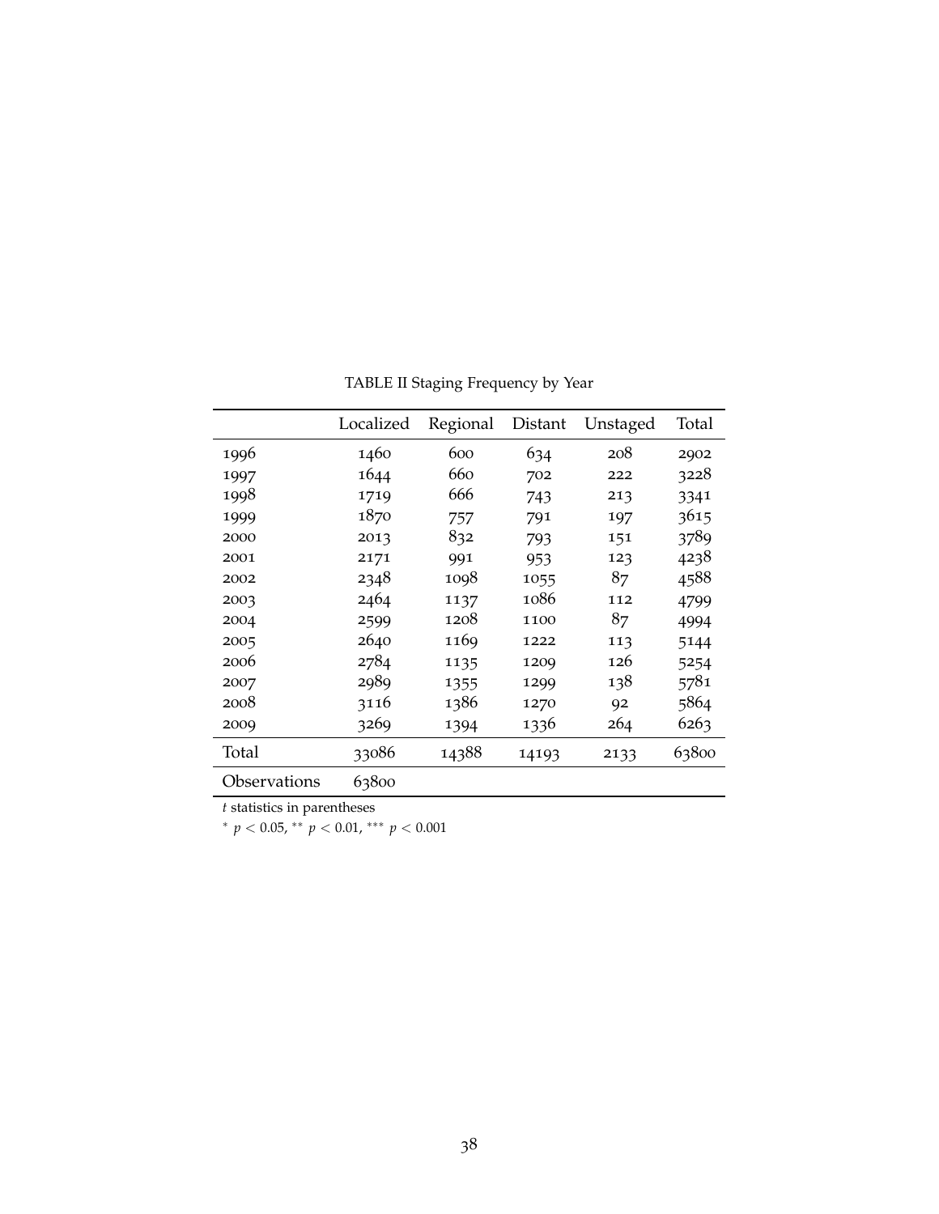TABLE II Staging Frequency by Year

| | Localized | Regional | Distant | Unstaged | Total |
|---|---|---|---|---|---|
| 1996 | 1460 | 600 | 634 | 208 | 2902 |
| 1997 | 1644 | 660 | 702 | 222 | 3228 |
| 1998 | 1719 | 666 | 743 | 213 | 3341 |
| 1999 | 1870 | 757 | 791 | 197 | 3615 |
| 2000 | 2013 | 832 | 793 | 151 | 3789 |
| 2001 | 2171 | 991 | 953 | 123 | 4238 |
| 2002 | 2348 | 1098 | 1055 | 87 | 4588 |
| 2003 | 2464 | 1137 | 1086 | 112 | 4799 |
| 2004 | 2599 | 1208 | 1100 | 87 | 4994 |
| 2005 | 2640 | 1169 | 1222 | 113 | 5144 |
| 2006 | 2784 | 1135 | 1209 | 126 | 5254 |
| 2007 | 2989 | 1355 | 1299 | 138 | 5781 |
| 2008 | 3116 | 1386 | 1270 | 92 | 5864 |
| 2009 | 3269 | 1394 | 1336 | 264 | 6263 |
| Total | 33086 | 14388 | 14193 | 2133 | 63800 |
| Observations | 63800 | | | | |

$t$ statistics in parentheses

$^{*}$ $p < 0.05$, $^{**}$ $p < 0.01$, $^{***}$ $p < 0.001$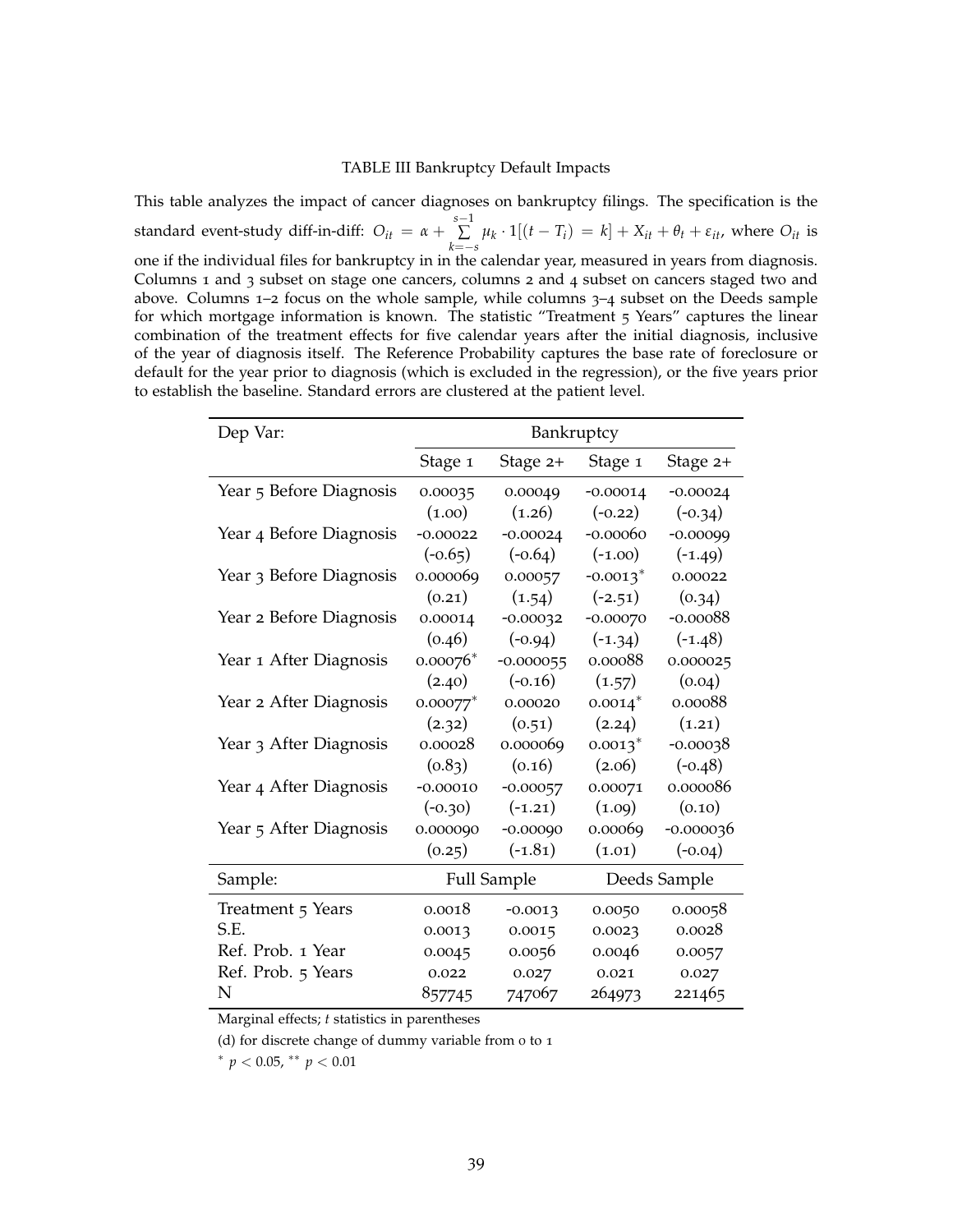TABLE III Bankruptcy Default Impacts

This table analyzes the impact of cancer diagnoses on bankruptcy filings. The specification is the standard event-study diff-in-diff: $O_{it} = \alpha + \sum_{k=-s}^{s-1} \mu_k \cdot 1[(t - T_i) = k] + X_{it} + \theta_t + \varepsilon_{it}$, where $O_{it}$ is one if the individual files for bankruptcy in in the calendar year, measured in years from diagnosis. Columns 1 and 3 subset on stage one cancers, columns 2 and 4 subset on cancers staged two and above. Columns 1–2 focus on the whole sample, while columns 3–4 subset on the Deeds sample for which mortgage information is known. The statistic "Treatment 5 Years" captures the linear combination of the treatment effects for five calendar years after the initial diagnosis, inclusive of the year of diagnosis itself. The Reference Probability captures the base rate of foreclosure or default for the year prior to diagnosis (which is excluded in the regression), or the five years prior to establish the baseline. Standard errors are clustered at the patient level.

| Dep Var: | Bankruptcy | | | |
|---|---|---|---|---|
| | Stage 1 | Stage 2+ | Stage 1 | Stage 2+ |
| Year 5 Before Diagnosis | 0.00035 | 0.00049 | -0.00014 | -0.00024 |
| | (1.00) | (1.26) | (-0.22) | (-0.34) |
| Year 4 Before Diagnosis | -0.00022 | -0.00024 | -0.00060 | -0.00099 |
| | (-0.65) | (-0.64) | (-1.00) | (-1.49) |
| Year 3 Before Diagnosis | 0.000069 | 0.00057 | -0.0013* | 0.00022 |
| | (0.21) | (1.54) | (-2.51) | (0.34) |
| Year 2 Before Diagnosis | 0.00014 | -0.00032 | -0.00070 | -0.00088 |
| | (0.46) | (-0.94) | (-1.34) | (-1.48) |
| Year 1 After Diagnosis | 0.00076* | -0.000055 | 0.00088 | 0.000025 |
| | (2.40) | (-0.16) | (1.57) | (0.04) |
| Year 2 After Diagnosis | 0.00077* | 0.00020 | 0.0014* | 0.00088 |
| | (2.32) | (0.51) | (2.24) | (1.21) |
| Year 3 After Diagnosis | 0.00028 | 0.000069 | 0.0013* | -0.00038 |
| | (0.83) | (0.16) | (2.06) | (-0.48) |
| Year 4 After Diagnosis | -0.00010 | -0.00057 | 0.00071 | 0.000086 |
| | (-0.30) | (-1.21) | (1.09) | (0.10) |
| Year 5 After Diagnosis | 0.000090 | -0.00090 | 0.00069 | -0.000036 |
| | (0.25) | (-1.81) | (1.01) | (-0.04) |
| Sample: | Full Sample | | Deeds Sample | |
| Treatment 5 Years | 0.0018 | -0.0013 | 0.0050 | 0.00058 |
| S.E. | 0.0013 | 0.0015 | 0.0023 | 0.0028 |
| Ref. Prob. 1 Year | 0.0045 | 0.0056 | 0.0046 | 0.0057 |
| Ref. Prob. 5 Years | 0.022 | 0.027 | 0.021 | 0.027 |
| N | 857745 | 747067 | 264973 | 221465 |

Marginal effects; $t$ statistics in parentheses

(d) for discrete change of dummy variable from 0 to 1

* $p < 0.05$, ** $p < 0.01$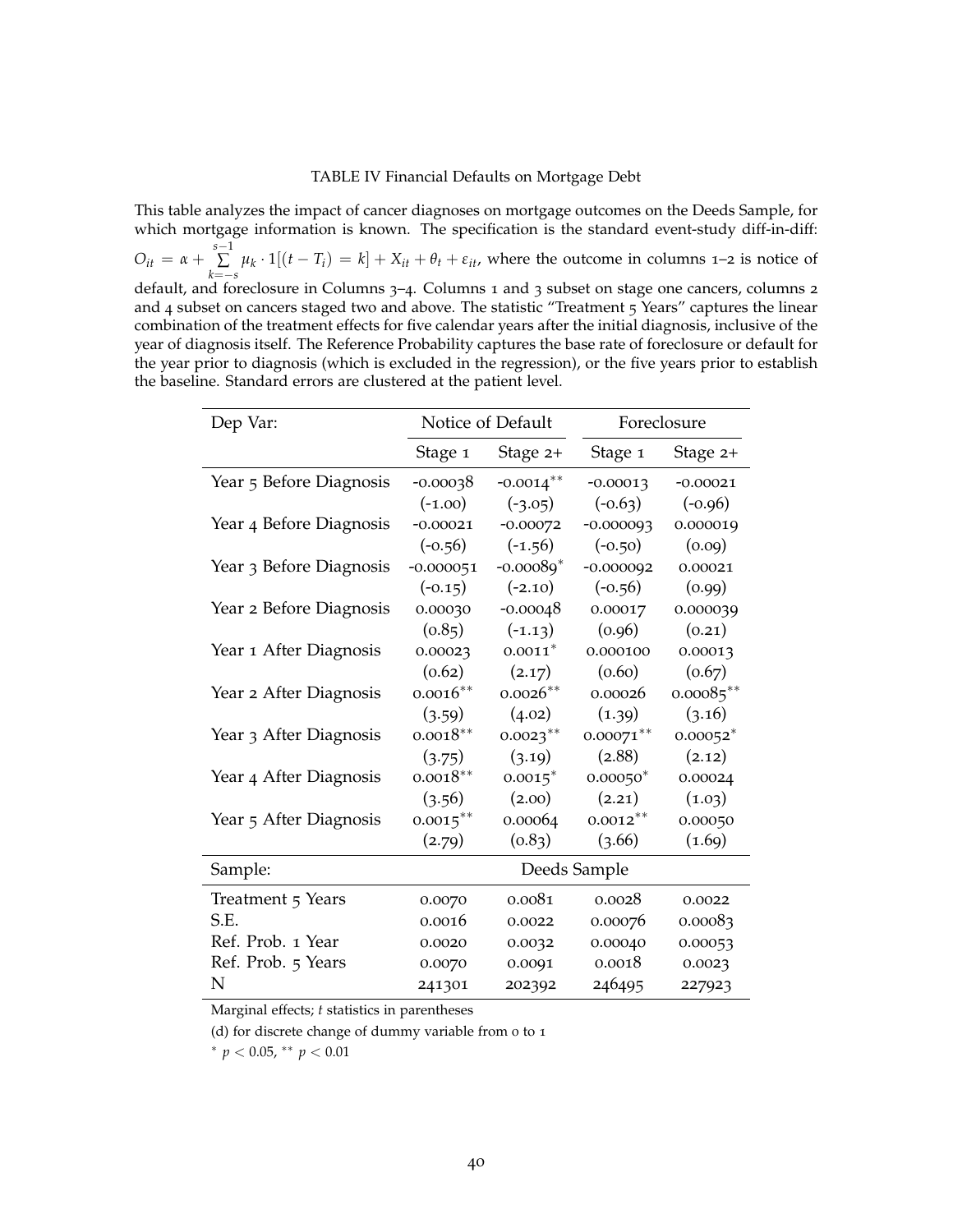TABLE IV Financial Defaults on Mortgage Debt

This table analyzes the impact of cancer diagnoses on mortgage outcomes on the Deeds Sample, for which mortgage information is known. The specification is the standard event-study diff-in-diff: $O_{it} = \alpha + \sum_{k=-s}^{s-1} \mu_k \cdot 1[(t - T_i) = k] + X_{it} + \theta_t + \varepsilon_{it}$, where the outcome in columns 1–2 is notice of default, and foreclosure in Columns 3–4. Columns 1 and 3 subset on stage one cancers, columns 2 and 4 subset on cancers staged two and above. The statistic "Treatment 5 Years" captures the linear combination of the treatment effects for five calendar years after the initial diagnosis, inclusive of the year of diagnosis itself. The Reference Probability captures the base rate of foreclosure or default for the year prior to diagnosis (which is excluded in the regression), or the five years prior to establish the baseline. Standard errors are clustered at the patient level.

| Dep Var: | Notice of Default | | Foreclosure | |
|---|---|---|---|---|
| | Stage 1 | Stage 2+ | Stage 1 | Stage 2+ |
| Year 5 Before Diagnosis | -0.00038 | -0.0014** | -0.00013 | -0.00021 |
| | (-1.00) | (-3.05) | (-0.63) | (-0.96) |
| Year 4 Before Diagnosis | -0.00021 | -0.00072 | -0.000093 | 0.000019 |
| | (-0.56) | (-1.56) | (-0.50) | (0.09) |
| Year 3 Before Diagnosis | -0.000051 | -0.00089* | -0.000092 | 0.00021 |
| | (-0.15) | (-2.10) | (-0.56) | (0.99) |
| Year 2 Before Diagnosis | 0.00030 | -0.00048 | 0.00017 | 0.000039 |
| | (0.85) | (-1.13) | (0.96) | (0.21) |
| Year 1 After Diagnosis | 0.00023 | 0.0011* | 0.000100 | 0.00013 |
| | (0.62) | (2.17) | (0.60) | (0.67) |
| Year 2 After Diagnosis | 0.0016** | 0.0026** | 0.00026 | 0.00085** |
| | (3.59) | (4.02) | (1.39) | (3.16) |
| Year 3 After Diagnosis | 0.0018** | 0.0023** | 0.00071** | 0.00052* |
| | (3.75) | (3.19) | (2.88) | (2.12) |
| Year 4 After Diagnosis | 0.0018** | 0.0015* | 0.00050* | 0.00024 |
| | (3.56) | (2.00) | (2.21) | (1.03) |
| Year 5 After Diagnosis | 0.0015** | 0.00064 | 0.0012** | 0.00050 |
| | (2.79) | (0.83) | (3.66) | (1.69) |
| Sample: | Deeds Sample | | | |
| Treatment 5 Years | 0.0070 | 0.0081 | 0.0028 | 0.0022 |
| S.E. | 0.0016 | 0.0022 | 0.00076 | 0.00083 |
| Ref. Prob. 1 Year | 0.0020 | 0.0032 | 0.00040 | 0.00053 |
| Ref. Prob. 5 Years | 0.0070 | 0.0091 | 0.0018 | 0.0023 |
| N | 241301 | 202392 | 246495 | 227923 |

Marginal effects; $t$ statistics in parentheses

(d) for discrete change of dummy variable from 0 to 1

$^{*}$ $p < 0.05$, $^{**}$ $p < 0.01$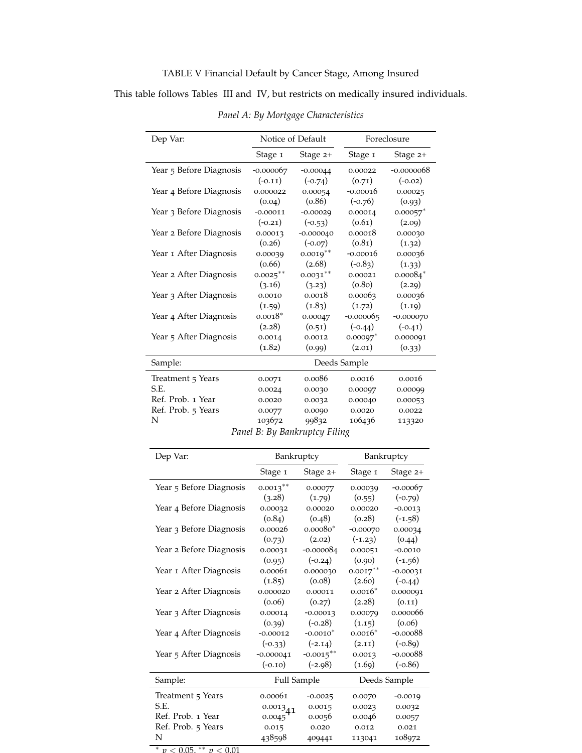TABLE V Financial Default by Cancer Stage, Among Insured

This table follows Tables III and IV, but restricts on medically insured individuals.

*Panel A: By Mortgage Characteristics*

| Dep Var: | Notice of Default | | Foreclosure | |
|---|---|---|---|---|
| | Stage 1 | Stage 2+ | Stage 1 | Stage 2+ |
| Year 5 Before Diagnosis | -0.000067 | -0.00044 | 0.00022 | -0.0000068 |
| | (-0.11) | (-0.74) | (0.71) | (-0.02) |
| Year 4 Before Diagnosis | 0.000022 | 0.00054 | -0.00016 | 0.00025 |
| | (0.04) | (0.86) | (-0.76) | (0.93) |
| Year 3 Before Diagnosis | -0.00011 | -0.00029 | 0.00014 | 0.00057* |
| | (-0.21) | (-0.53) | (0.61) | (2.09) |
| Year 2 Before Diagnosis | 0.00013 | -0.000040 | 0.00018 | 0.00030 |
| | (0.26) | (-0.07) | (0.81) | (1.32) |
| Year 1 After Diagnosis | 0.00039 | 0.0019** | -0.00016 | 0.00036 |
| | (0.66) | (2.68) | (-0.83) | (1.33) |
| Year 2 After Diagnosis | 0.0025** | 0.0031** | 0.00021 | 0.00084* |
| | (3.16) | (3.23) | (0.80) | (2.29) |
| Year 3 After Diagnosis | 0.0010 | 0.0018 | 0.00063 | 0.00036 |
| | (1.59) | (1.83) | (1.72) | (1.19) |
| Year 4 After Diagnosis | 0.0018* | 0.00047 | -0.000065 | -0.000070 |
| | (2.28) | (0.51) | (-0.44) | (-0.41) |
| Year 5 After Diagnosis | 0.0014 | 0.0012 | 0.00097* | 0.000091 |
| | (1.82) | (0.99) | (2.01) | (0.33) |
| Sample: | Deeds Sample | | | |
| Treatment 5 Years | 0.0071 | 0.0086 | 0.0016 | 0.0016 |
| S.E. | 0.0024 | 0.0030 | 0.00097 | 0.00099 |
| Ref. Prob. 1 Year | 0.0020 | 0.0032 | 0.00040 | 0.00053 |
| Ref. Prob. 5 Years | 0.0077 | 0.0090 | 0.0020 | 0.0022 |
| N | 103672 | 99832 | 106436 | 113320 |

*Panel B: By Bankruptcy Filing*

| Dep Var: | Bankruptcy | | Bankruptcy | |
|---|---|---|---|---|
| | Stage 1 | Stage 2+ | Stage 1 | Stage 2+ |
| Year 5 Before Diagnosis | 0.0013** | 0.00077 | 0.00039 | -0.00067 |
| | (3.28) | (1.79) | (0.55) | (-0.79) |
| Year 4 Before Diagnosis | 0.00032 | 0.00020 | 0.00020 | -0.0013 |
| | (0.84) | (0.48) | (0.28) | (-1.58) |
| Year 3 Before Diagnosis | 0.00026 | 0.00080* | -0.00070 | 0.00034 |
| | (0.73) | (2.02) | (-1.23) | (0.44) |
| Year 2 Before Diagnosis | 0.00031 | -0.000084 | 0.00051 | -0.0010 |
| | (0.95) | (-0.24) | (0.90) | (-1.56) |
| Year 1 After Diagnosis | 0.00061 | 0.000030 | 0.0017** | -0.00031 |
| | (1.85) | (0.08) | (2.60) | (-0.44) |
| Year 2 After Diagnosis | 0.000020 | 0.00011 | 0.0016* | 0.000091 |
| | (0.06) | (0.27) | (2.28) | (0.11) |
| Year 3 After Diagnosis | 0.00014 | -0.00013 | 0.00079 | 0.000066 |
| | (0.39) | (-0.28) | (1.15) | (0.06) |
| Year 4 After Diagnosis | -0.00012 | -0.0010* | 0.0016* | -0.00088 |
| | (-0.33) | (-2.14) | (2.11) | (-0.89) |
| Year 5 After Diagnosis | -0.000041 | -0.0015** | 0.0013 | -0.00088 |
| | (-0.10) | (-2.98) | (1.69) | (-0.86) |
| Sample: | Full Sample | | Deeds Sample | |
| Treatment 5 Years | 0.00061 | -0.0025 | 0.0070 | -0.0019 |
| S.E. | 0.0013 | 0.0015 | 0.0023 | 0.0032 |
| Ref. Prob. 1 Year | 0.0045 | 0.0056 | 0.0046 | 0.0057 |
| Ref. Prob. 5 Years | 0.015 | 0.020 | 0.012 | 0.021 |
| N | 438598 | 409441 | 113041 | 108972 |

\* $p < 0.05$, \*\* $p < 0.01$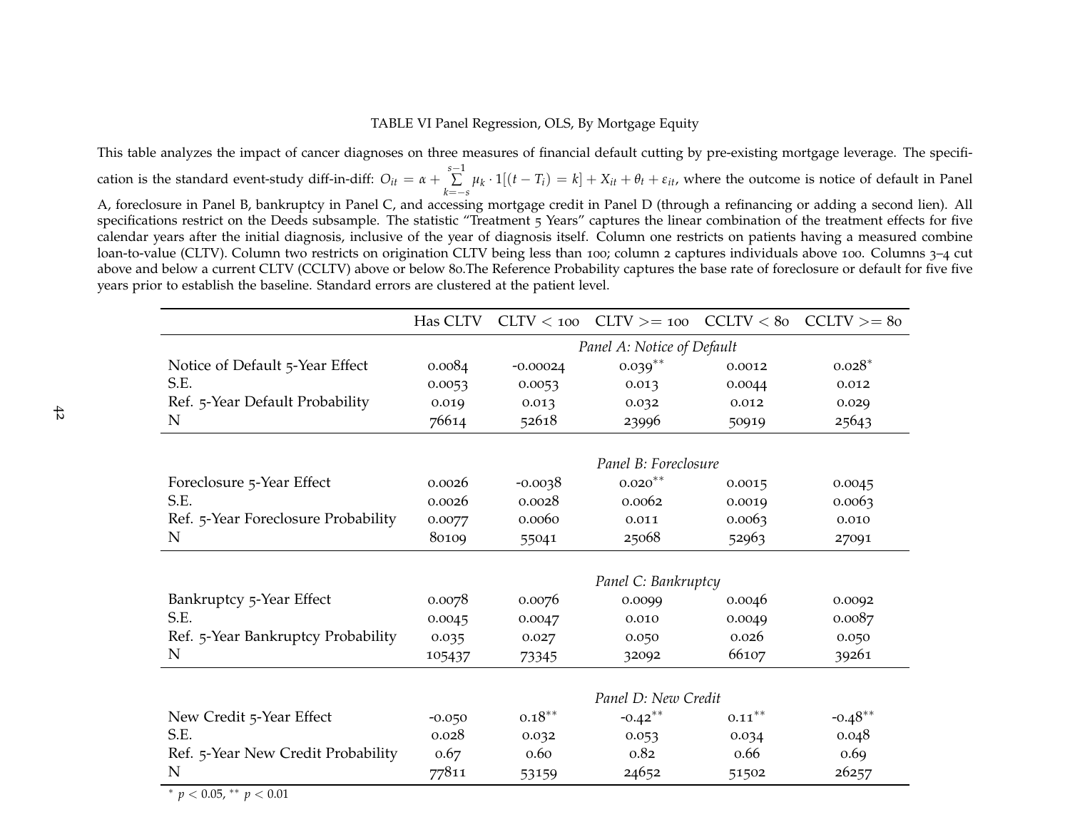TABLE VI Panel Regression, OLS, By Mortgage Equity

This table analyzes the impact of cancer diagnoses on three measures of financial default cutting by pre-existing mortgage leverage. The specification is the standard event-study diff-in-diff: $O_{it} = \alpha + \sum_{k=-s}^{s-1} \mu_k \cdot 1[(t - T_i) = k] + X_{it} + \theta_t + \varepsilon_{it}$, where the outcome is notice of default in Panel A, foreclosure in Panel B, bankruptcy in Panel C, and accessing mortgage credit in Panel D (through a refinancing or adding a second lien). All specifications restrict on the Deeds subsample. The statistic "Treatment 5 Years" captures the linear combination of the treatment effects for five calendar years after the initial diagnosis, inclusive of the year of diagnosis itself. Column one restricts on patients having a measured combine loan-to-value (CLTV). Column two restricts on origination CLTV being less than 100; column 2 captures individuals above 100. Columns 3–4 cut above and below a current CLTV (CCLTV) above or below 80.The Reference Probability captures the base rate of foreclosure or default for five five years prior to establish the baseline. Standard errors are clustered at the patient level.

| | Has CLTV | CLTV < 100 | CLTV >= 100 | CCLTV < 80 | CCLTV >= 80 |
|---|---|---|---|---|---|
| | | | *Panel A: Notice of Default* | | |
| Notice of Default 5-Year Effect | 0.0084 | -0.00024 | 0.039** | 0.0012 | 0.028* |
| S.E. | 0.0053 | 0.0053 | 0.013 | 0.0044 | 0.012 |
| Ref. 5-Year Default Probability | 0.019 | 0.013 | 0.032 | 0.012 | 0.029 |
| N | 76614 | 52618 | 23996 | 50919 | 25643 |
| | | | *Panel B: Foreclosure* | | |
| Foreclosure 5-Year Effect | 0.0026 | -0.0038 | 0.020** | 0.0015 | 0.0045 |
| S.E. | 0.0026 | 0.0028 | 0.0062 | 0.0019 | 0.0063 |
| Ref. 5-Year Foreclosure Probability | 0.0077 | 0.0060 | 0.011 | 0.0063 | 0.010 |
| N | 80109 | 55041 | 25068 | 52963 | 27091 |
| | | | *Panel C: Bankruptcy* | | |
| Bankruptcy 5-Year Effect | 0.0078 | 0.0076 | 0.0099 | 0.0046 | 0.0092 |
| S.E. | 0.0045 | 0.0047 | 0.010 | 0.0049 | 0.0087 |
| Ref. 5-Year Bankruptcy Probability | 0.035 | 0.027 | 0.050 | 0.026 | 0.050 |
| N | 105437 | 73345 | 32092 | 66107 | 39261 |
| | | | *Panel D: New Credit* | | |
| New Credit 5-Year Effect | -0.050 | 0.18** | -0.42** | 0.11** | -0.48** |
| S.E. | 0.028 | 0.032 | 0.053 | 0.034 | 0.048 |
| Ref. 5-Year New Credit Probability | 0.67 | 0.60 | 0.82 | 0.66 | 0.69 |
| N | 77811 | 53159 | 24652 | 51502 | 26257 |

\* $p < 0.05$, ** $p < 0.01$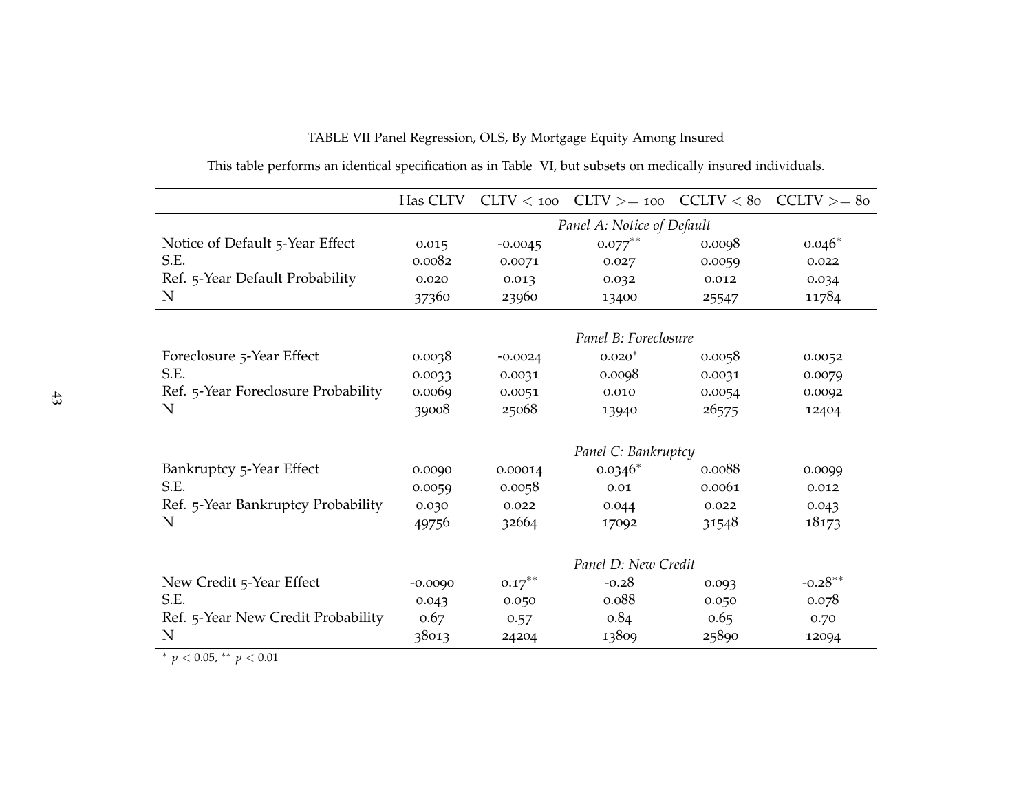TABLE VII Panel Regression, OLS, By Mortgage Equity Among Insured

This table performs an identical specification as in Table VI, but subsets on medically insured individuals.

| | Has CLTV | CLTV < 100 | CLTV >= 100 | CCLTV < 80 | CCLTV >= 80 |
|---|---|---|---|---|---|
| | *Panel A: Notice of Default* | | | | |
| Notice of Default 5-Year Effect | 0.015 | -0.0045 | 0.077** | 0.0098 | 0.046* |
| S.E. | 0.0082 | 0.0071 | 0.027 | 0.0059 | 0.022 |
| Ref. 5-Year Default Probability | 0.020 | 0.013 | 0.032 | 0.012 | 0.034 |
| N | 37360 | 23960 | 13400 | 25547 | 11784 |
| | *Panel B: Foreclosure* | | | | |
| Foreclosure 5-Year Effect | 0.0038 | -0.0024 | 0.020* | 0.0058 | 0.0052 |
| S.E. | 0.0033 | 0.0031 | 0.0098 | 0.0031 | 0.0079 |
| Ref. 5-Year Foreclosure Probability | 0.0069 | 0.0051 | 0.010 | 0.0054 | 0.0092 |
| N | 39008 | 25068 | 13940 | 26575 | 12404 |
| | *Panel C: Bankruptcy* | | | | |
| Bankruptcy 5-Year Effect | 0.0090 | 0.00014 | 0.0346* | 0.0088 | 0.0099 |
| S.E. | 0.0059 | 0.0058 | 0.01 | 0.0061 | 0.012 |
| Ref. 5-Year Bankruptcy Probability | 0.030 | 0.022 | 0.044 | 0.022 | 0.043 |
| N | 49756 | 32664 | 17092 | 31548 | 18173 |
| | *Panel D: New Credit* | | | | |
| New Credit 5-Year Effect | -0.0090 | 0.17** | -0.28 | 0.093 | -0.28** |
| S.E. | 0.043 | 0.050 | 0.088 | 0.050 | 0.078 |
| Ref. 5-Year New Credit Probability | 0.67 | 0.57 | 0.84 | 0.65 | 0.70 |
| N | 38013 | 24204 | 13809 | 25890 | 12094 |

* $p < 0.05$, ** $p < 0.01$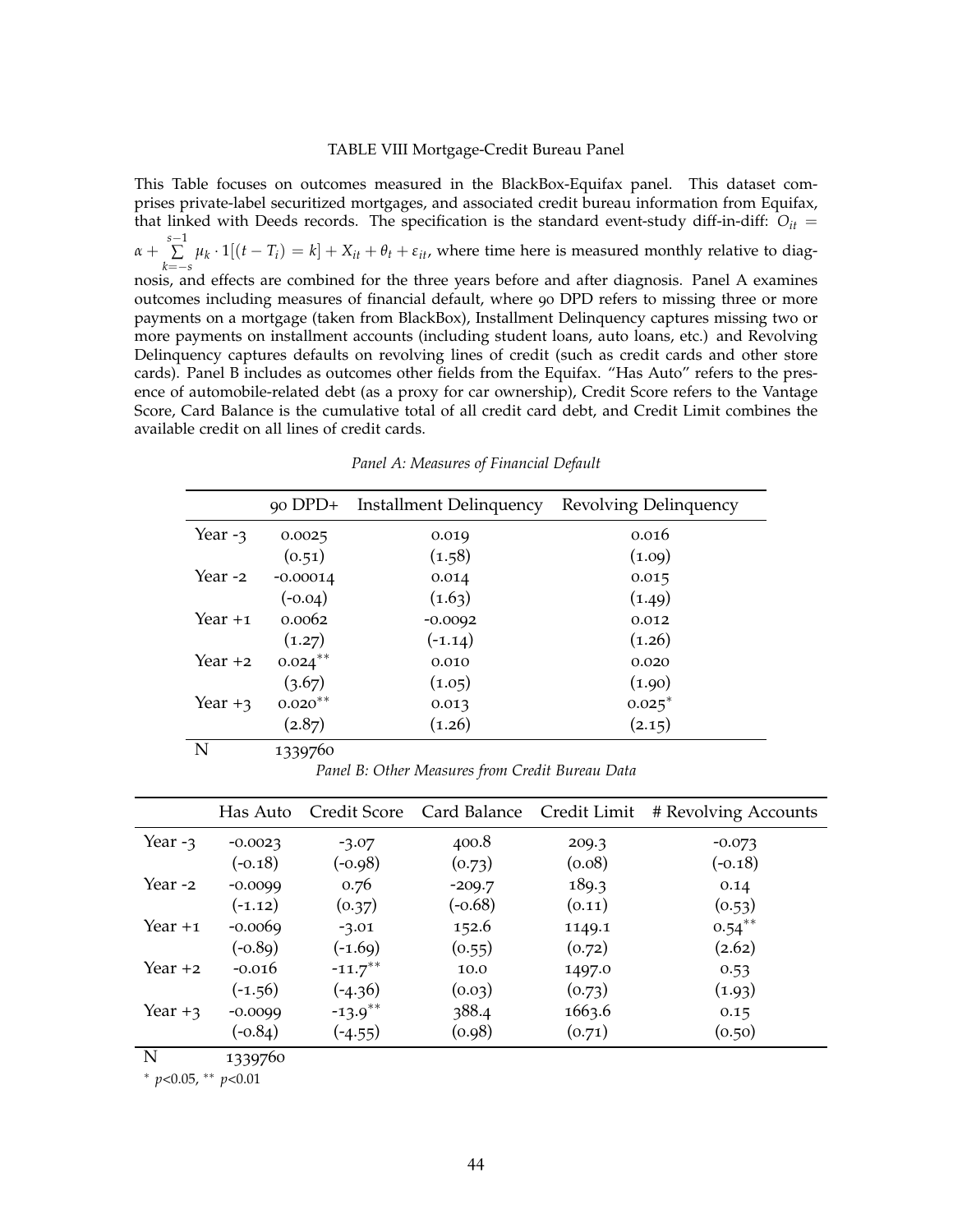TABLE VIII Mortgage-Credit Bureau Panel

This Table focuses on outcomes measured in the BlackBox-Equifax panel. This dataset comprises private-label securitized mortgages, and associated credit bureau information from Equifax, that linked with Deeds records. The specification is the standard event-study diff-in-diff: $O_{it} = \alpha + \sum_{k=-s}^{s-1} \mu_k \cdot 1[(t - T_i) = k] + X_{it} + \theta_t + \varepsilon_{it}$, where time here is measured monthly relative to diagnosis, and effects are combined for the three years before and after diagnosis. Panel A examines outcomes including measures of financial default, where 90 DPD refers to missing three or more payments on a mortgage (taken from BlackBox), Installment Delinquency captures missing two or more payments on installment accounts (including student loans, auto loans, etc.) and Revolving Delinquency captures defaults on revolving lines of credit (such as credit cards and other store cards). Panel B includes as outcomes other fields from the Equifax. "Has Auto" refers to the presence of automobile-related debt (as a proxy for car ownership), Credit Score refers to the Vantage Score, Card Balance is the cumulative total of all credit card debt, and Credit Limit combines the available credit on all lines of credit cards.

*Panel A: Measures of Financial Default*

| | 90 DPD+ | Installment Delinquency | Revolving Delinquency |
|---|---|---|---|
| Year -3 | 0.0025 | 0.019 | 0.016 |
| | (0.51) | (1.58) | (1.09) |
| Year -2 | -0.00014 | 0.014 | 0.015 |
| | (-0.04) | (1.63) | (1.49) |
| Year +1 | 0.0062 | -0.0092 | 0.012 |
| | (1.27) | (-1.14) | (1.26) |
| Year +2 | 0.024** | 0.010 | 0.020 |
| | (3.67) | (1.05) | (1.90) |
| Year +3 | 0.020** | 0.013 | 0.025* |
| | (2.87) | (1.26) | (2.15) |
| N | 1339760 | | |

*Panel B: Other Measures from Credit Bureau Data*

| | Has Auto | Credit Score | Card Balance | Credit Limit | # Revolving Accounts |
|---|---|---|---|---|---|
| Year -3 | -0.0023 | -3.07 | 400.8 | 209.3 | -0.073 |
| | (-0.18) | (-0.98) | (0.73) | (0.08) | (-0.18) |
| Year -2 | -0.0099 | 0.76 | -209.7 | 189.3 | 0.14 |
| | (-1.12) | (0.37) | (-0.68) | (0.11) | (0.53) |
| Year +1 | -0.0069 | -3.01 | 152.6 | 1149.1 | 0.54** |
| | (-0.89) | (-1.69) | (0.55) | (0.72) | (2.62) |
| Year +2 | -0.016 | -11.7** | 10.0 | 1497.0 | 0.53 |
| | (-1.56) | (-4.36) | (0.03) | (0.73) | (1.93) |
| Year +3 | -0.0099 | -13.9** | 388.4 | 1663.6 | 0.15 |
| | (-0.84) | (-4.55) | (0.98) | (0.71) | (0.50) |
| N | 1339760 | | | | |

\* $p<0.05$, ** $p<0.01$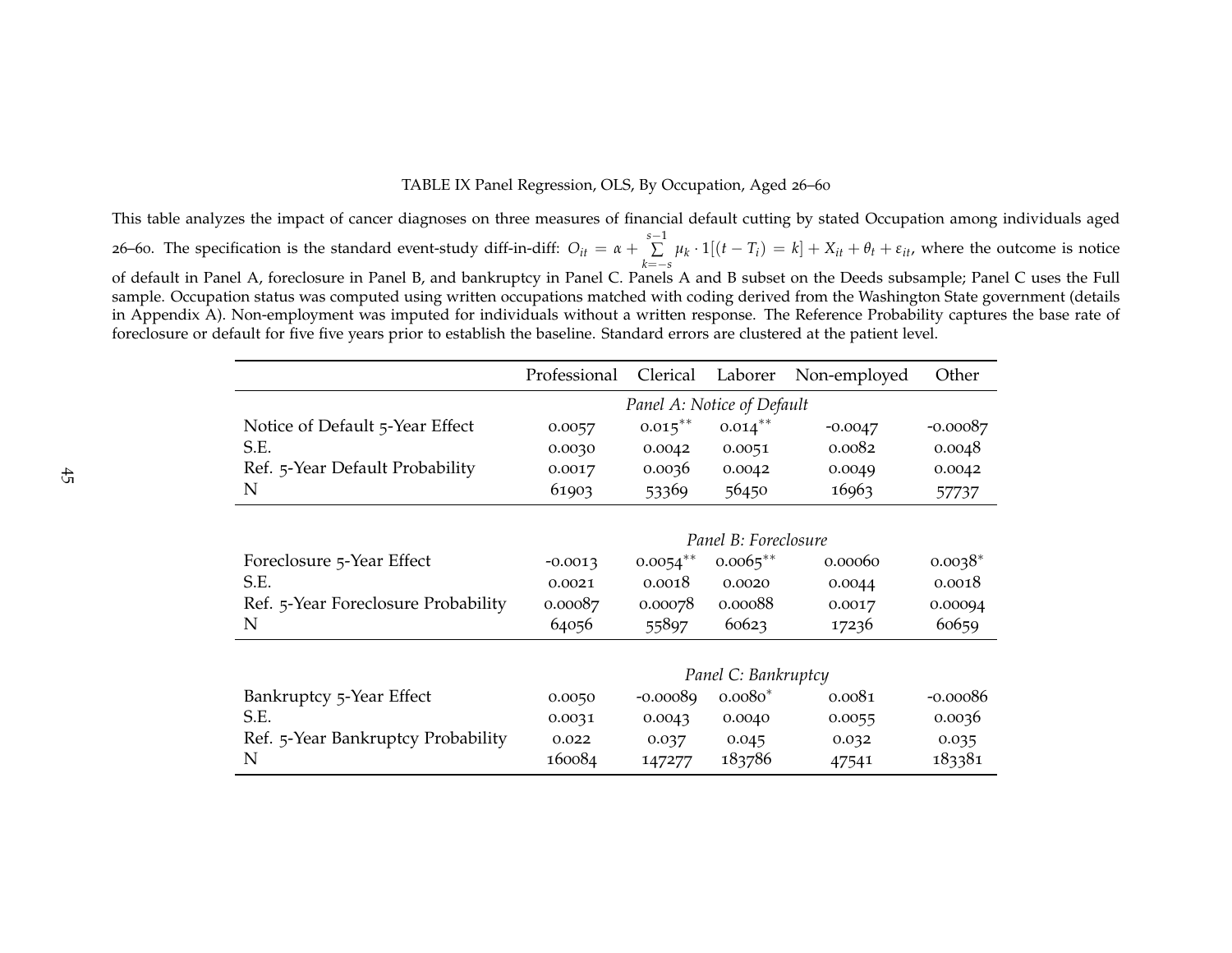TABLE IX Panel Regression, OLS, By Occupation, Aged 26–60

This table analyzes the impact of cancer diagnoses on three measures of financial default cutting by stated Occupation among individuals aged 26–60. The specification is the standard event-study diff-in-diff: $O_{it} = \alpha + \sum_{k=-s}^{s-1} \mu_k \cdot 1[(t - T_i) = k] + X_{it} + \theta_t + \varepsilon_{it}$, where the outcome is notice of default in Panel A, foreclosure in Panel B, and bankruptcy in Panel C. Panels A and B subset on the Deeds subsample; Panel C uses the Full sample. Occupation status was computed using written occupations matched with coding derived from the Washington State government (details in Appendix A). Non-employment was imputed for individuals without a written response. The Reference Probability captures the base rate of foreclosure or default for five five years prior to establish the baseline. Standard errors are clustered at the patient level.

| | Professional | Clerical | Laborer | Non-employed | Other |
|---|---|---|---|---|---|
| | *Panel A: Notice of Default* | | | | |
| Notice of Default 5-Year Effect | 0.0057 | 0.015** | 0.014** | -0.0047 | -0.00087 |
| S.E. | 0.0030 | 0.0042 | 0.0051 | 0.0082 | 0.0048 |
| Ref. 5-Year Default Probability | 0.0017 | 0.0036 | 0.0042 | 0.0049 | 0.0042 |
| N | 61903 | 53369 | 56450 | 16963 | 57737 |
| | *Panel B: Foreclosure* | | | | |
| Foreclosure 5-Year Effect | -0.0013 | 0.0054** | 0.0065** | 0.00060 | 0.0038* |
| S.E. | 0.0021 | 0.0018 | 0.0020 | 0.0044 | 0.0018 |
| Ref. 5-Year Foreclosure Probability | 0.00087 | 0.00078 | 0.00088 | 0.0017 | 0.00094 |
| N | 64056 | 55897 | 60623 | 17236 | 60659 |
| | *Panel C: Bankruptcy* | | | | |
| Bankruptcy 5-Year Effect | 0.0050 | -0.00089 | 0.0080* | 0.0081 | -0.00086 |
| S.E. | 0.0031 | 0.0043 | 0.0040 | 0.0055 | 0.0036 |
| Ref. 5-Year Bankruptcy Probability | 0.022 | 0.037 | 0.045 | 0.032 | 0.035 |
| N | 160084 | 147277 | 183786 | 47541 | 183381 |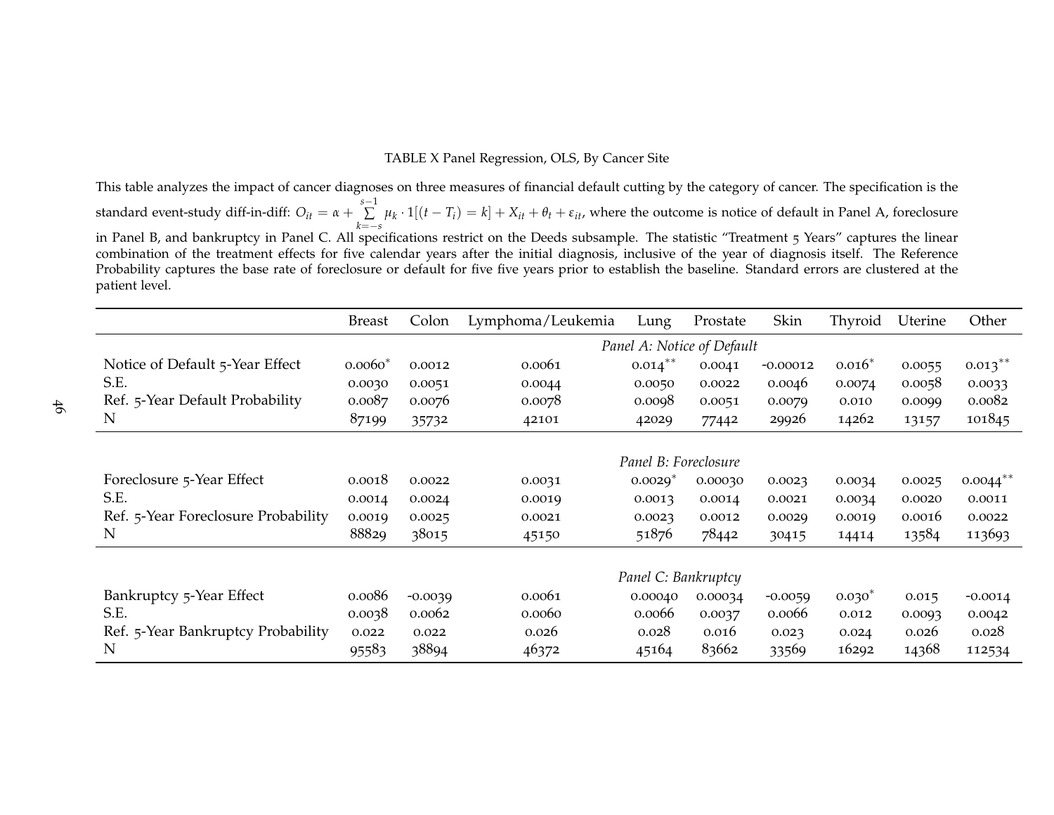TABLE X Panel Regression, OLS, By Cancer Site

This table analyzes the impact of cancer diagnoses on three measures of financial default cutting by the category of cancer. The specification is the standard event-study diff-in-diff: $O_{it} = \alpha + \sum_{k=-s}^{s-1} \mu_k \cdot 1[(t - T_i) = k] + X_{it} + \theta_t + \varepsilon_{it}$, where the outcome is notice of default in Panel A, foreclosure in Panel B, and bankruptcy in Panel C. All specifications restrict on the Deeds subsample. The statistic "Treatment 5 Years" captures the linear combination of the treatment effects for five calendar years after the initial diagnosis, inclusive of the year of diagnosis itself. The Reference Probability captures the base rate of foreclosure or default for five five years prior to establish the baseline. Standard errors are clustered at the patient level.

| | Breast | Colon | Lymphoma/Leukemia | Lung | Prostate | Skin | Thyroid | Uterine | Other |
|---|---|---|---|---|---|---|---|---|---|
| | | | | *Panel A: Notice of Default* | | | | | |
| Notice of Default 5-Year Effect | 0.0060* | 0.0012 | 0.0061 | 0.014** | 0.0041 | -0.00012 | 0.016* | 0.0055 | 0.013** |
| S.E. | 0.0030 | 0.0051 | 0.0044 | 0.0050 | 0.0022 | 0.0046 | 0.0074 | 0.0058 | 0.0033 |
| Ref. 5-Year Default Probability | 0.0087 | 0.0076 | 0.0078 | 0.0098 | 0.0051 | 0.0079 | 0.010 | 0.0099 | 0.0082 |
| N | 87199 | 35732 | 42101 | 42029 | 77442 | 29926 | 14262 | 13157 | 101845 |
| | | | | *Panel B: Foreclosure* | | | | | |
| Foreclosure 5-Year Effect | 0.0018 | 0.0022 | 0.0031 | 0.0029* | 0.00030 | 0.0023 | 0.0034 | 0.0025 | 0.0044** |
| S.E. | 0.0014 | 0.0024 | 0.0019 | 0.0013 | 0.0014 | 0.0021 | 0.0034 | 0.0020 | 0.0011 |
| Ref. 5-Year Foreclosure Probability | 0.0019 | 0.0025 | 0.0021 | 0.0023 | 0.0012 | 0.0029 | 0.0019 | 0.0016 | 0.0022 |
| N | 88829 | 38015 | 45150 | 51876 | 78442 | 30415 | 14414 | 13584 | 113693 |
| | | | | *Panel C: Bankruptcy* | | | | | |
| Bankruptcy 5-Year Effect | 0.0086 | -0.0039 | 0.0061 | 0.00040 | 0.00034 | -0.0059 | 0.030* | 0.015 | -0.0014 |
| S.E. | 0.0038 | 0.0062 | 0.0060 | 0.0066 | 0.0037 | 0.0066 | 0.012 | 0.0093 | 0.0042 |
| Ref. 5-Year Bankruptcy Probability | 0.022 | 0.022 | 0.026 | 0.028 | 0.016 | 0.023 | 0.024 | 0.026 | 0.028 |
| N | 95583 | 38894 | 46372 | 45164 | 83662 | 33569 | 16292 | 14368 | 112534 |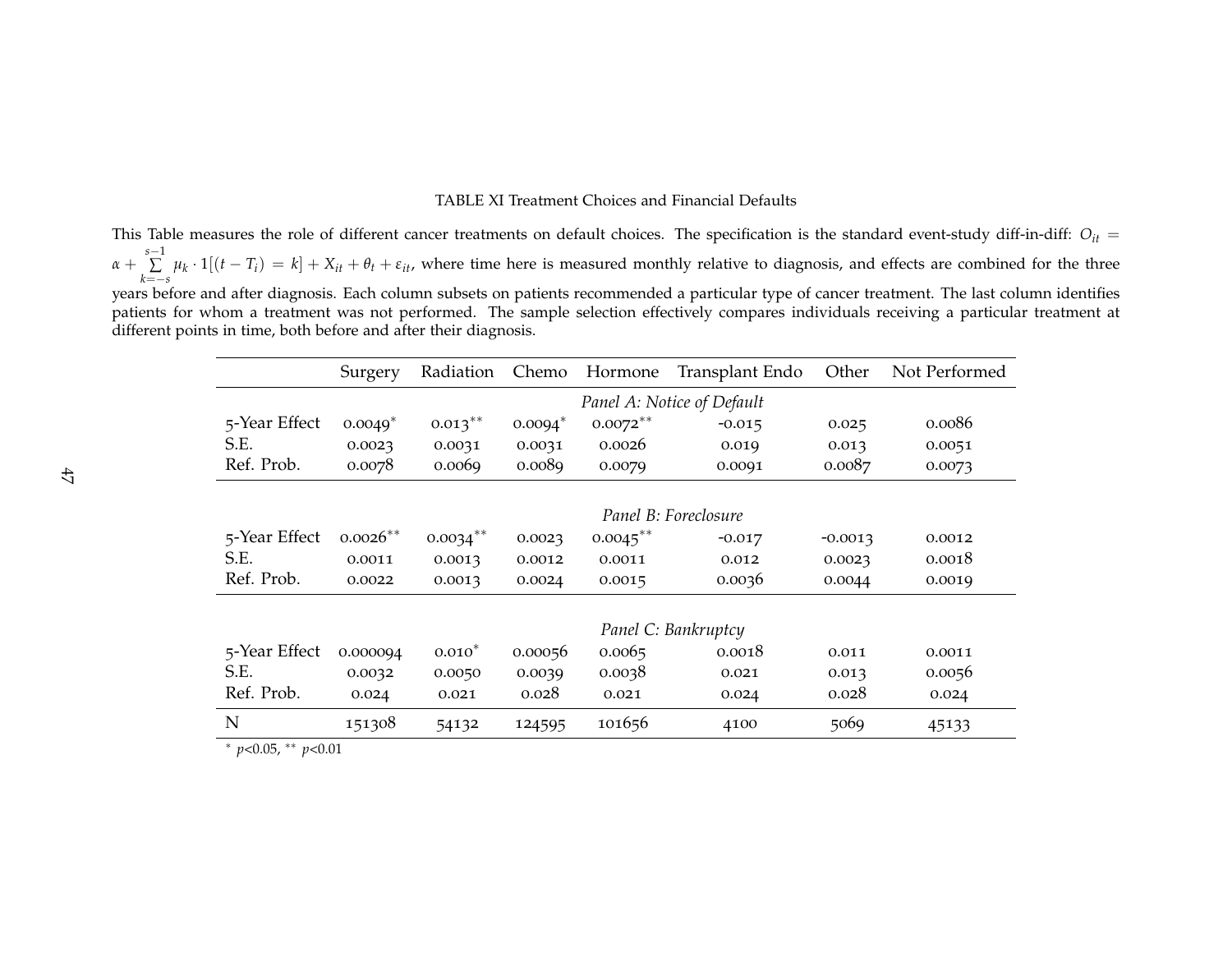TABLE XI Treatment Choices and Financial Defaults

This Table measures the role of different cancer treatments on default choices. The specification is the standard event-study diff-in-diff: $O_{it} = \alpha + \sum_{k=-s}^{s-1} \mu_k \cdot 1[(t - T_i) = k] + X_{it} + \theta_t + \varepsilon_{it}$, where time here is measured monthly relative to diagnosis, and effects are combined for the three years before and after diagnosis. Each column subsets on patients recommended a particular type of cancer treatment. The last column identifies patients for whom a treatment was not performed. The sample selection effectively compares individuals receiving a particular treatment at different points in time, both before and after their diagnosis.

| | Surgery | Radiation | Chemo | Hormone | Transplant Endo | Other | Not Performed |
|---|---|---|---|---|---|---|---|
| | *Panel A: Notice of Default* | | | | | | |
| 5-Year Effect | 0.0049* | 0.013** | 0.0094* | 0.0072** | -0.015 | 0.025 | 0.0086 |
| S.E. | 0.0023 | 0.0031 | 0.0031 | 0.0026 | 0.019 | 0.013 | 0.0051 |
| Ref. Prob. | 0.0078 | 0.0069 | 0.0089 | 0.0079 | 0.0091 | 0.0087 | 0.0073 |
| | *Panel B: Foreclosure* | | | | | | |
| 5-Year Effect | 0.0026** | 0.0034** | 0.0023 | 0.0045** | -0.017 | -0.0013 | 0.0012 |
| S.E. | 0.0011 | 0.0013 | 0.0012 | 0.0011 | 0.012 | 0.0023 | 0.0018 |
| Ref. Prob. | 0.0022 | 0.0013 | 0.0024 | 0.0015 | 0.0036 | 0.0044 | 0.0019 |
| | *Panel C: Bankruptcy* | | | | | | |
| 5-Year Effect | 0.000094 | 0.010* | 0.00056 | 0.0065 | 0.0018 | 0.011 | 0.0011 |
| S.E. | 0.0032 | 0.0050 | 0.0039 | 0.0038 | 0.021 | 0.013 | 0.0056 |
| Ref. Prob. | 0.024 | 0.021 | 0.028 | 0.021 | 0.024 | 0.028 | 0.024 |
| N | 151308 | 54132 | 124595 | 101656 | 4100 | 5069 | 45133 |

* $p<0.05$, ** $p<0.01$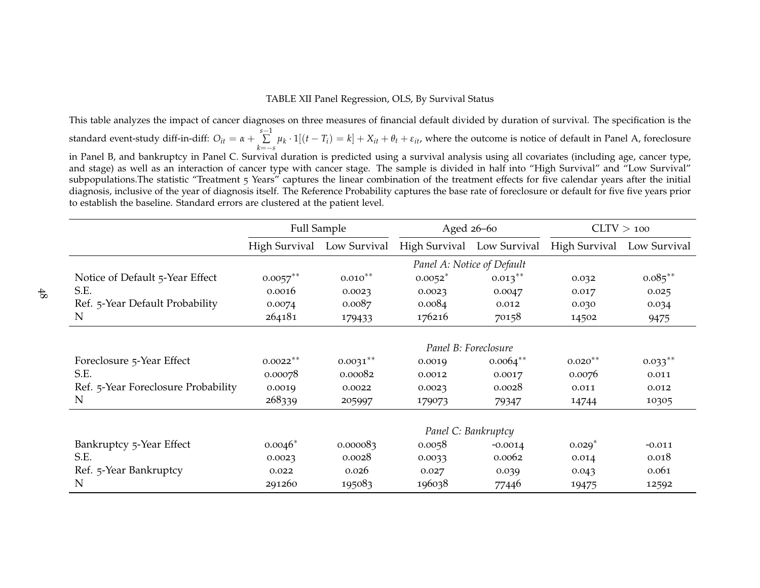TABLE XII Panel Regression, OLS, By Survival Status

This table analyzes the impact of cancer diagnoses on three measures of financial default divided by duration of survival. The specification is the standard event-study diff-in-diff: $O_{it} = \alpha + \sum_{k=-s}^{s-1} \mu_k \cdot 1[(t - T_i) = k] + X_{it} + \theta_t + \varepsilon_{it}$, where the outcome is notice of default in Panel A, foreclosure in Panel B, and bankruptcy in Panel C. Survival duration is predicted using a survival analysis using all covariates (including age, cancer type, and stage) as well as an interaction of cancer type with cancer stage. The sample is divided in half into "High Survival" and "Low Survival" subpopulations.The statistic "Treatment 5 Years" captures the linear combination of the treatment effects for five calendar years after the initial diagnosis, inclusive of the year of diagnosis itself. The Reference Probability captures the base rate of foreclosure or default for five five years prior to establish the baseline. Standard errors are clustered at the patient level.

| | Full Sample | | Aged 26–60 | | CLTV > 100 | |
|---|---|---|---|---|---|---|
| | High Survival | Low Survival | High Survival | Low Survival | High Survival | Low Survival |
| *Panel A: Notice of Default* | | | | | | |
| Notice of Default 5-Year Effect | 0.0057** | 0.010** | 0.0052* | 0.013** | 0.032 | 0.085** |
| S.E. | 0.0016 | 0.0023 | 0.0023 | 0.0047 | 0.017 | 0.025 |
| Ref. 5-Year Default Probability | 0.0074 | 0.0087 | 0.0084 | 0.012 | 0.030 | 0.034 |
| N | 264181 | 179433 | 176216 | 70158 | 14502 | 9475 |
| *Panel B: Foreclosure* | | | | | | |
| Foreclosure 5-Year Effect | 0.0022** | 0.0031** | 0.0019 | 0.0064** | 0.020** | 0.033** |
| S.E. | 0.00078 | 0.00082 | 0.0012 | 0.0017 | 0.0076 | 0.011 |
| Ref. 5-Year Foreclosure Probability | 0.0019 | 0.0022 | 0.0023 | 0.0028 | 0.011 | 0.012 |
| N | 268339 | 205997 | 179073 | 79347 | 14744 | 10305 |
| *Panel C: Bankruptcy* | | | | | | |
| Bankruptcy 5-Year Effect | 0.0046* | 0.000083 | 0.0058 | -0.0014 | 0.029* | -0.011 |
| S.E. | 0.0023 | 0.0028 | 0.0033 | 0.0062 | 0.014 | 0.018 |
| Ref. 5-Year Bankruptcy | 0.022 | 0.026 | 0.027 | 0.039 | 0.043 | 0.061 |
| N | 291260 | 195083 | 196038 | 77446 | 19475 | 12592 |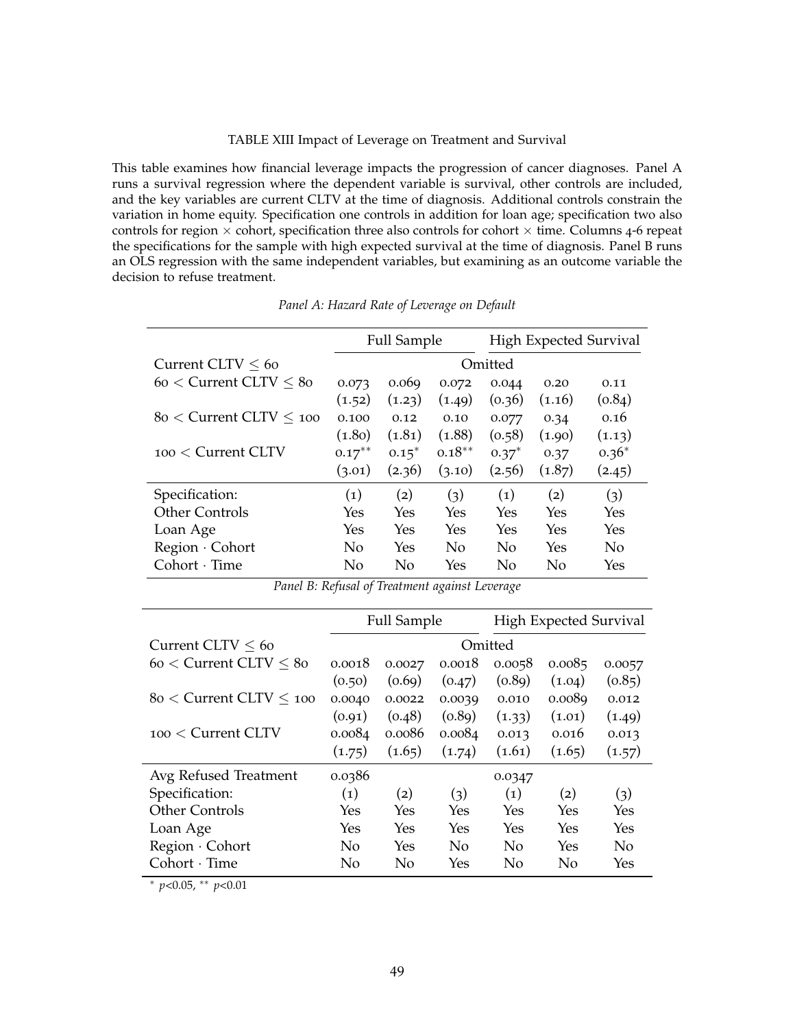TABLE XIII Impact of Leverage on Treatment and Survival

This table examines how financial leverage impacts the progression of cancer diagnoses. Panel A runs a survival regression where the dependent variable is survival, other controls are included, and the key variables are current CLTV at the time of diagnosis. Additional controls constrain the variation in home equity. Specification one controls in addition for loan age; specification two also controls for region × cohort, specification three also controls for cohort × time. Columns 4-6 repeat the specifications for the sample with high expected survival at the time of diagnosis. Panel B runs an OLS regression with the same independent variables, but examining as an outcome variable the decision to refuse treatment.

*Panel A: Hazard Rate of Leverage on Default*

| | Full Sample | | | High Expected Survival | | |
|---|---|---|---|---|---|---|
| Current CLTV $\leq$ 60 | Omitted | | | | | |
| 60 $<$ Current CLTV $\leq$ 80 | 0.073 | 0.069 | 0.072 | 0.044 | 0.20 | 0.11 |
| | (1.52) | (1.23) | (1.49) | (0.36) | (1.16) | (0.84) |
| 80 $<$ Current CLTV $\leq$ 100 | 0.100 | 0.12 | 0.10 | 0.077 | 0.34 | 0.16 |
| | (1.80) | (1.81) | (1.88) | (0.58) | (1.90) | (1.13) |
| 100 $<$ Current CLTV | $0.17^{**}$ | $0.15^{*}$ | $0.18^{**}$ | $0.37^{*}$ | 0.37 | $0.36^{*}$ |
| | (3.01) | (2.36) | (3.10) | (2.56) | (1.87) | (2.45) |
| Specification: | (1) | (2) | (3) | (1) | (2) | (3) |
| Other Controls | Yes | Yes | Yes | Yes | Yes | Yes |
| Loan Age | Yes | Yes | Yes | Yes | Yes | Yes |
| Region · Cohort | No | Yes | No | No | Yes | No |
| Cohort · Time | No | No | Yes | No | No | Yes |

*Panel B: Refusal of Treatment against Leverage*

| | Full Sample | | | High Expected Survival | | |
|---|---|---|---|---|---|---|
| Current CLTV $\leq$ 60 | Omitted | | | | | |
| 60 $<$ Current CLTV $\leq$ 80 | 0.0018 | 0.0027 | 0.0018 | 0.0058 | 0.0085 | 0.0057 |
| | (0.50) | (0.69) | (0.47) | (0.89) | (1.04) | (0.85) |
| 80 $<$ Current CLTV $\leq$ 100 | 0.0040 | 0.0022 | 0.0039 | 0.010 | 0.0089 | 0.012 |
| | (0.91) | (0.48) | (0.89) | (1.33) | (1.01) | (1.49) |
| 100 $<$ Current CLTV | 0.0084 | 0.0086 | 0.0084 | 0.013 | 0.016 | 0.013 |
| | (1.75) | (1.65) | (1.74) | (1.61) | (1.65) | (1.57) |
| Avg Refused Treatment | 0.0386 | | | 0.0347 | | |
| Specification: | (1) | (2) | (3) | (1) | (2) | (3) |
| Other Controls | Yes | Yes | Yes | Yes | Yes | Yes |
| Loan Age | Yes | Yes | Yes | Yes | Yes | Yes |
| Region · Cohort | No | Yes | No | No | Yes | No |
| Cohort · Time | No | No | Yes | No | No | Yes |

$^{*}$ $p$<0.05, $^{**}$ $p$<0.01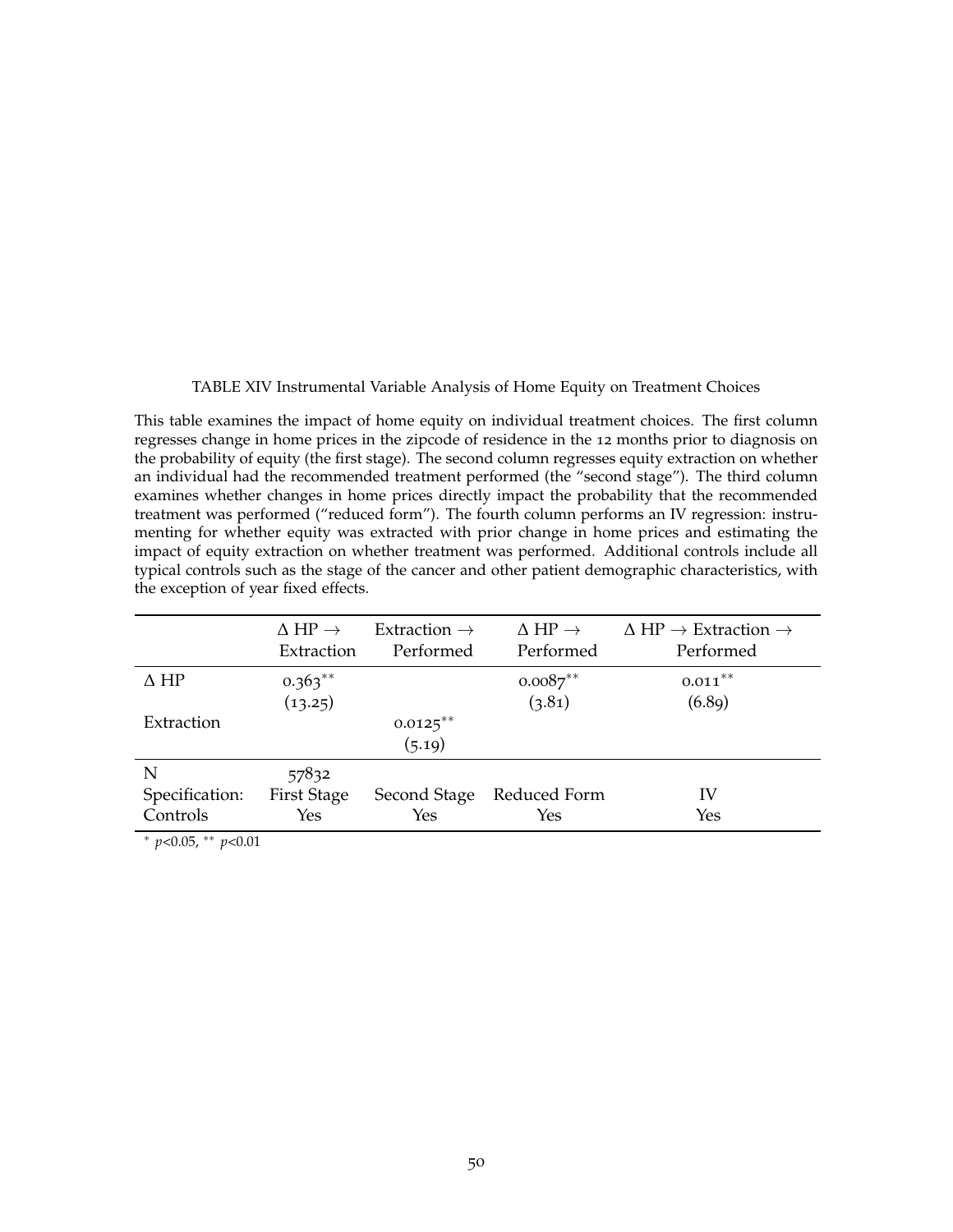TABLE XIV Instrumental Variable Analysis of Home Equity on Treatment Choices

This table examines the impact of home equity on individual treatment choices. The first column regresses change in home prices in the zipcode of residence in the 12 months prior to diagnosis on the probability of equity (the first stage). The second column regresses equity extraction on whether an individual had the recommended treatment performed (the "second stage"). The third column examines whether changes in home prices directly impact the probability that the recommended treatment was performed ("reduced form"). The fourth column performs an IV regression: instrumenting for whether equity was extracted with prior change in home prices and estimating the impact of equity extraction on whether treatment was performed. Additional controls include all typical controls such as the stage of the cancer and other patient demographic characteristics, with the exception of year fixed effects.

| | $\Delta$ HP $\rightarrow$ Extraction | Extraction $\rightarrow$ Performed | $\Delta$ HP $\rightarrow$ Performed | $\Delta$ HP $\rightarrow$ Extraction $\rightarrow$ Performed |
|---|---|---|---|---|
| $\Delta$ HP | 0.363** | | 0.0087** | 0.011** |
| | (13.25) | | (3.81) | (6.89) |
| Extraction | | 0.0125** | | |
| | | (5.19) | | |
| N | 57832 | | | |
| Specification: | First Stage | Second Stage | Reduced Form | IV |
| Controls | Yes | Yes | Yes | Yes |

* $p<0.05$, ** $p<0.01$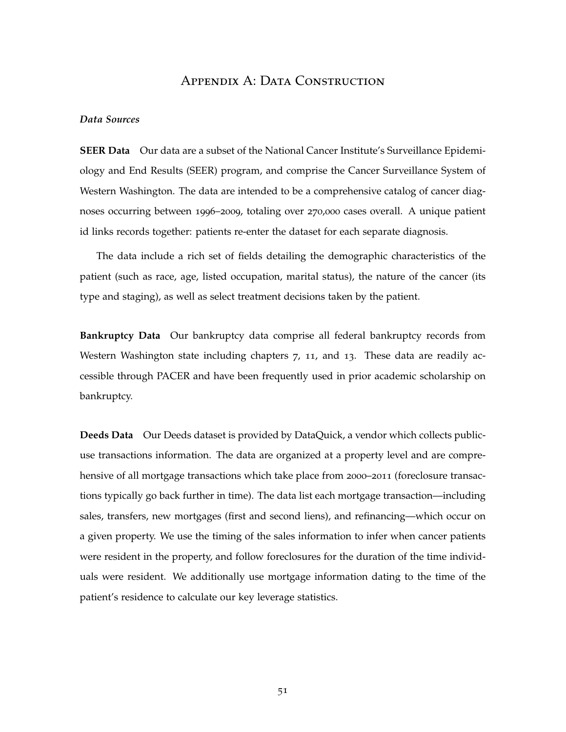# Appendix A: Data Construction

***Data Sources***

**SEER Data** Our data are a subset of the National Cancer Institute's Surveillance Epidemiology and End Results (SEER) program, and comprise the Cancer Surveillance System of Western Washington. The data are intended to be a comprehensive catalog of cancer diagnoses occurring between 1996–2009, totaling over 270,000 cases overall. A unique patient id links records together: patients re-enter the dataset for each separate diagnosis.

The data include a rich set of fields detailing the demographic characteristics of the patient (such as race, age, listed occupation, marital status), the nature of the cancer (its type and staging), as well as select treatment decisions taken by the patient.

**Bankruptcy Data** Our bankruptcy data comprise all federal bankruptcy records from Western Washington state including chapters 7, 11, and 13. These data are readily accessible through PACER and have been frequently used in prior academic scholarship on bankruptcy.

**Deeds Data** Our Deeds dataset is provided by DataQuick, a vendor which collects public-use transactions information. The data are organized at a property level and are comprehensive of all mortgage transactions which take place from 2000–2011 (foreclosure transactions typically go back further in time). The data list each mortgage transaction—including sales, transfers, new mortgages (first and second liens), and refinancing—which occur on a given property. We use the timing of the sales information to infer when cancer patients were resident in the property, and follow foreclosures for the duration of the time individuals were resident. We additionally use mortgage information dating to the time of the patient's residence to calculate our key leverage statistics.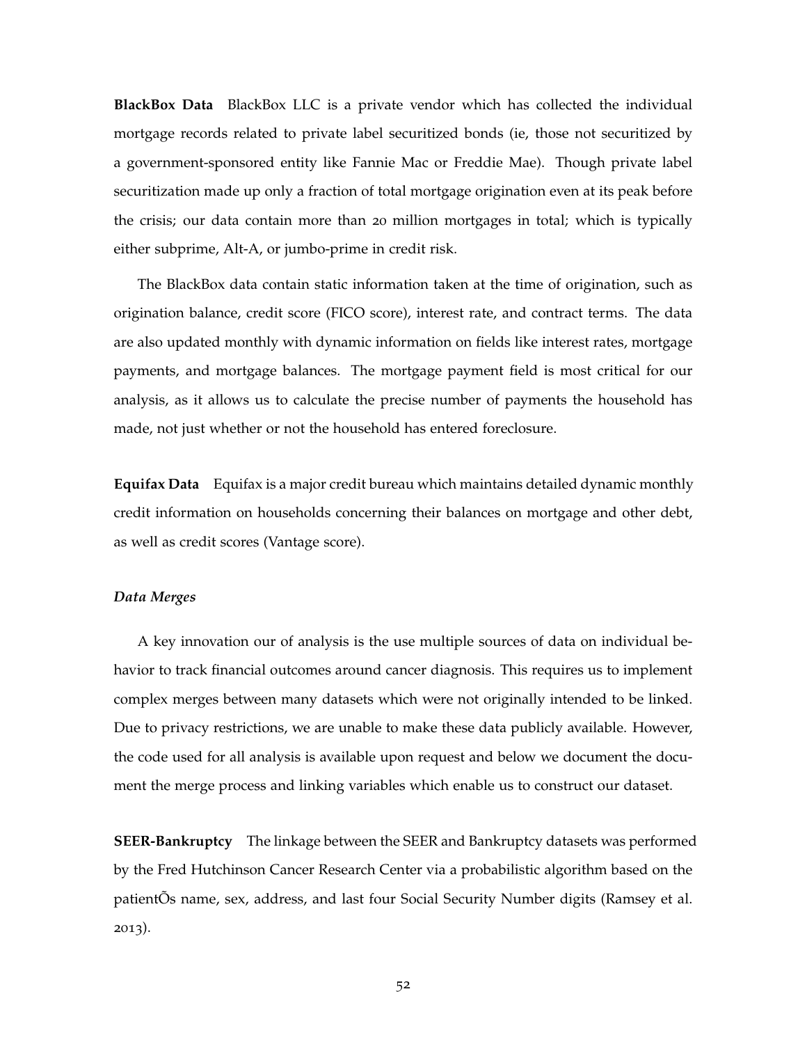**BlackBox Data** BlackBox LLC is a private vendor which has collected the individual mortgage records related to private label securitized bonds (ie, those not securitized by a government-sponsored entity like Fannie Mac or Freddie Mae). Though private label securitization made up only a fraction of total mortgage origination even at its peak before the crisis; our data contain more than 20 million mortgages in total; which is typically either subprime, Alt-A, or jumbo-prime in credit risk.

The BlackBox data contain static information taken at the time of origination, such as origination balance, credit score (FICO score), interest rate, and contract terms. The data are also updated monthly with dynamic information on fields like interest rates, mortgage payments, and mortgage balances. The mortgage payment field is most critical for our analysis, as it allows us to calculate the precise number of payments the household has made, not just whether or not the household has entered foreclosure.

**Equifax Data** Equifax is a major credit bureau which maintains detailed dynamic monthly credit information on households concerning their balances on mortgage and other debt, as well as credit scores (Vantage score).

***Data Merges***

A key innovation our of analysis is the use multiple sources of data on individual behavior to track financial outcomes around cancer diagnosis. This requires us to implement complex merges between many datasets which were not originally intended to be linked. Due to privacy restrictions, we are unable to make these data publicly available. However, the code used for all analysis is available upon request and below we document the document the merge process and linking variables which enable us to construct our dataset.

**SEER-Bankruptcy** The linkage between the SEER and Bankruptcy datasets was performed by the Fred Hutchinson Cancer Research Center via a probabilistic algorithm based on the patientÕs name, sex, address, and last four Social Security Number digits (Ramsey et al. 2013).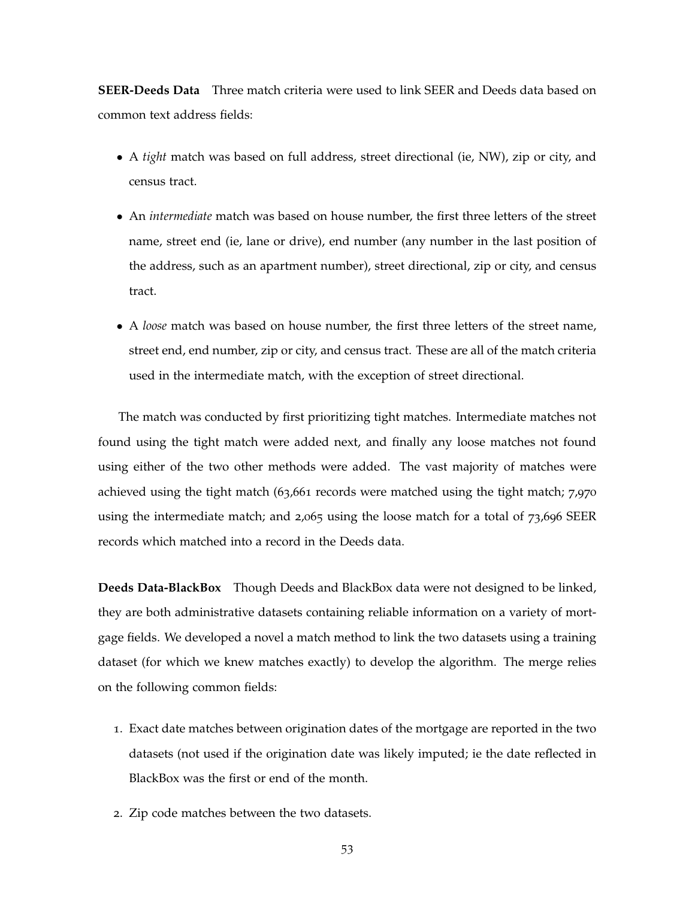**SEER-Deeds Data** Three match criteria were used to link SEER and Deeds data based on common text address fields:

- A *tight* match was based on full address, street directional (ie, NW), zip or city, and census tract.
- An *intermediate* match was based on house number, the first three letters of the street name, street end (ie, lane or drive), end number (any number in the last position of the address, such as an apartment number), street directional, zip or city, and census tract.
- A *loose* match was based on house number, the first three letters of the street name, street end, end number, zip or city, and census tract. These are all of the match criteria used in the intermediate match, with the exception of street directional.

The match was conducted by first prioritizing tight matches. Intermediate matches not found using the tight match were added next, and finally any loose matches not found using either of the two other methods were added. The vast majority of matches were achieved using the tight match (63,661 records were matched using the tight match; 7,970 using the intermediate match; and 2,065 using the loose match for a total of 73,696 SEER records which matched into a record in the Deeds data.

**Deeds Data-BlackBox** Though Deeds and BlackBox data were not designed to be linked, they are both administrative datasets containing reliable information on a variety of mortgage fields. We developed a novel a match method to link the two datasets using a training dataset (for which we knew matches exactly) to develop the algorithm. The merge relies on the following common fields:

1. Exact date matches between origination dates of the mortgage are reported in the two datasets (not used if the origination date was likely imputed; ie the date reflected in BlackBox was the first or end of the month.
2. Zip code matches between the two datasets.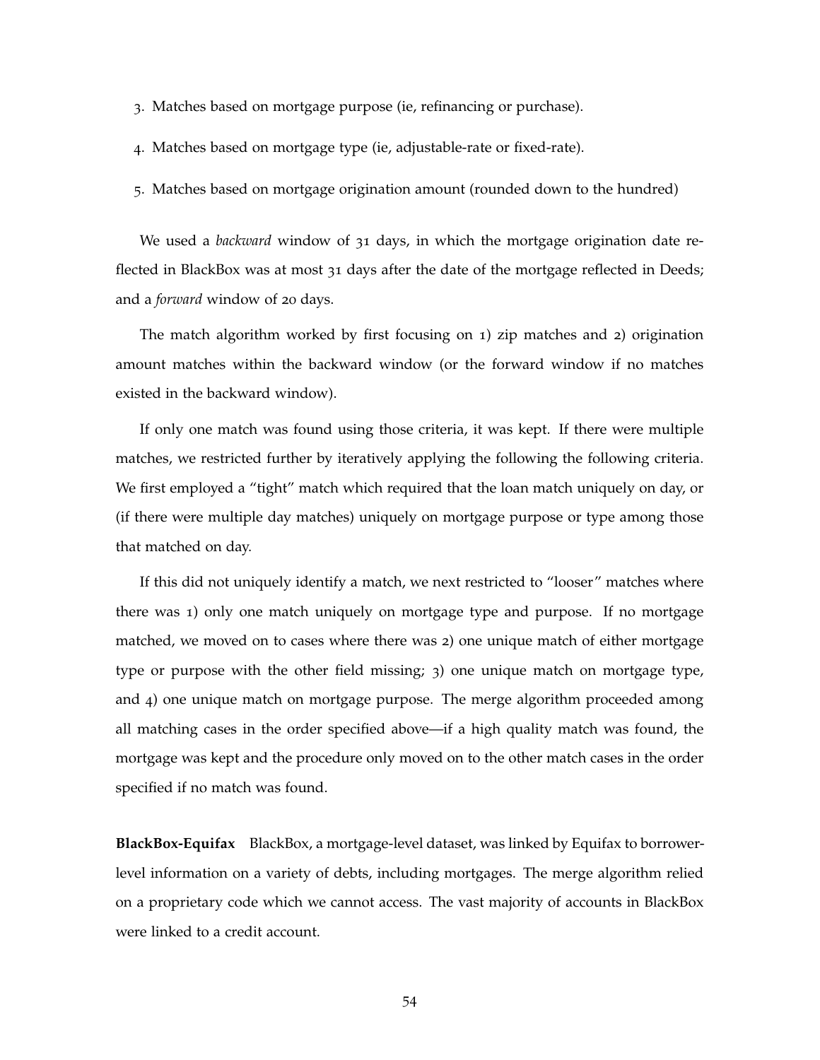3. Matches based on mortgage purpose (ie, refinancing or purchase).

4. Matches based on mortgage type (ie, adjustable-rate or fixed-rate).

5. Matches based on mortgage origination amount (rounded down to the hundred)

We used a *backward* window of 31 days, in which the mortgage origination date reflected in BlackBox was at most 31 days after the date of the mortgage reflected in Deeds; and a *forward* window of 20 days.

The match algorithm worked by first focusing on 1) zip matches and 2) origination amount matches within the backward window (or the forward window if no matches existed in the backward window).

If only one match was found using those criteria, it was kept. If there were multiple matches, we restricted further by iteratively applying the following the following criteria. We first employed a "tight" match which required that the loan match uniquely on day, or (if there were multiple day matches) uniquely on mortgage purpose or type among those that matched on day.

If this did not uniquely identify a match, we next restricted to "looser" matches where there was 1) only one match uniquely on mortgage type and purpose. If no mortgage matched, we moved on to cases where there was 2) one unique match of either mortgage type or purpose with the other field missing; 3) one unique match on mortgage type, and 4) one unique match on mortgage purpose. The merge algorithm proceeded among all matching cases in the order specified above—if a high quality match was found, the mortgage was kept and the procedure only moved on to the other match cases in the order specified if no match was found.

**BlackBox-Equifax** BlackBox, a mortgage-level dataset, was linked by Equifax to borrower-level information on a variety of debts, including mortgages. The merge algorithm relied on a proprietary code which we cannot access. The vast majority of accounts in BlackBox were linked to a credit account.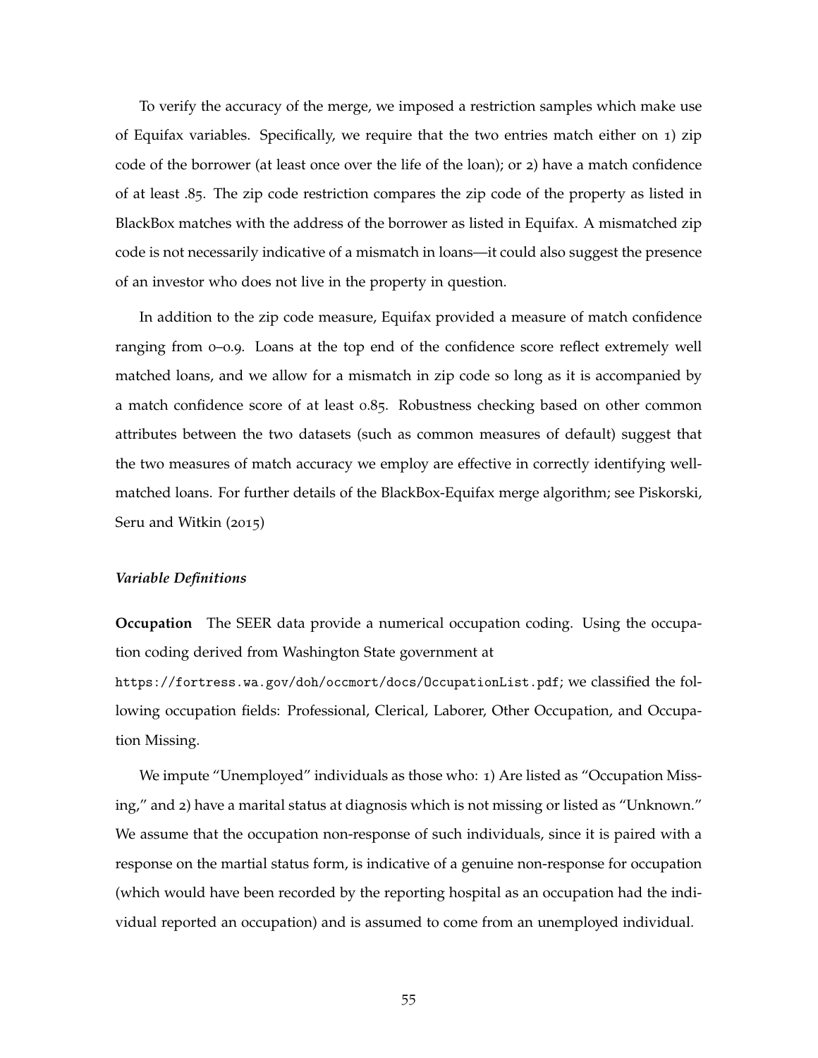To verify the accuracy of the merge, we imposed a restriction samples which make use of Equifax variables. Specifically, we require that the two entries match either on 1) zip code of the borrower (at least once over the life of the loan); or 2) have a match confidence of at least .85. The zip code restriction compares the zip code of the property as listed in BlackBox matches with the address of the borrower as listed in Equifax. A mismatched zip code is not necessarily indicative of a mismatch in loans—it could also suggest the presence of an investor who does not live in the property in question.

In addition to the zip code measure, Equifax provided a measure of match confidence ranging from 0–0.9. Loans at the top end of the confidence score reflect extremely well matched loans, and we allow for a mismatch in zip code so long as it is accompanied by a match confidence score of at least 0.85. Robustness checking based on other common attributes between the two datasets (such as common measures of default) suggest that the two measures of match accuracy we employ are effective in correctly identifying well-matched loans. For further details of the BlackBox-Equifax merge algorithm; see Piskorski, Seru and Witkin (2015)

#### *Variable Definitions*

**Occupation** The SEER data provide a numerical occupation coding. Using the occupation coding derived from Washington State government at `https://fortress.wa.gov/doh/occmort/docs/OccupationList.pdf`; we classified the following occupation fields: Professional, Clerical, Laborer, Other Occupation, and Occupation Missing.

We impute "Unemployed" individuals as those who: 1) Are listed as "Occupation Missing," and 2) have a marital status at diagnosis which is not missing or listed as "Unknown." We assume that the occupation non-response of such individuals, since it is paired with a response on the martial status form, is indicative of a genuine non-response for occupation (which would have been recorded by the reporting hospital as an occupation had the individual reported an occupation) and is assumed to come from an unemployed individual.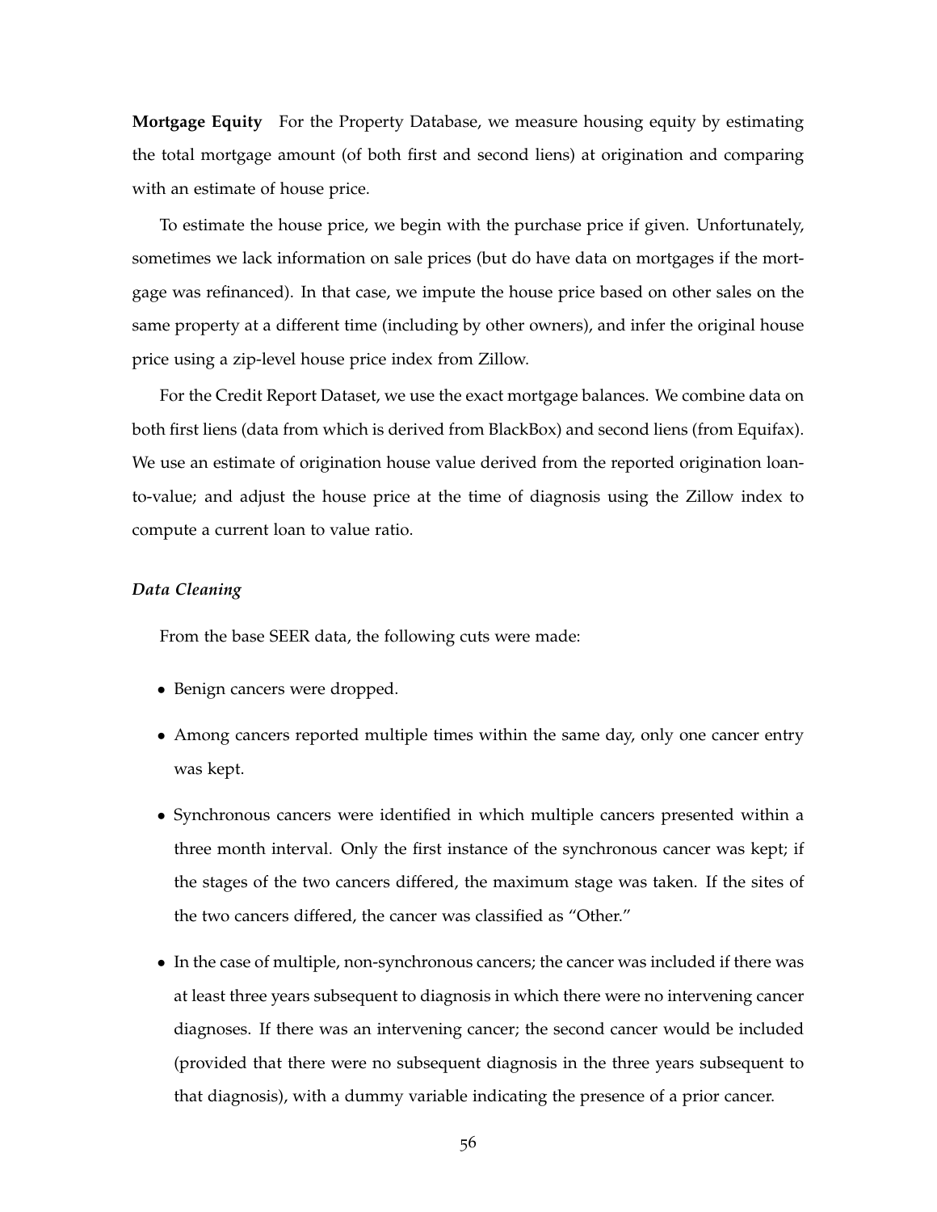**Mortgage Equity** For the Property Database, we measure housing equity by estimating the total mortgage amount (of both first and second liens) at origination and comparing with an estimate of house price.

To estimate the house price, we begin with the purchase price if given. Unfortunately, sometimes we lack information on sale prices (but do have data on mortgages if the mortgage was refinanced). In that case, we impute the house price based on other sales on the same property at a different time (including by other owners), and infer the original house price using a zip-level house price index from Zillow.

For the Credit Report Dataset, we use the exact mortgage balances. We combine data on both first liens (data from which is derived from BlackBox) and second liens (from Equifax). We use an estimate of origination house value derived from the reported origination loan-to-value; and adjust the house price at the time of diagnosis using the Zillow index to compute a current loan to value ratio.

***Data Cleaning***

From the base SEER data, the following cuts were made:

- Benign cancers were dropped.
- Among cancers reported multiple times within the same day, only one cancer entry was kept.
- Synchronous cancers were identified in which multiple cancers presented within a three month interval. Only the first instance of the synchronous cancer was kept; if the stages of the two cancers differed, the maximum stage was taken. If the sites of the two cancers differed, the cancer was classified as "Other."
- In the case of multiple, non-synchronous cancers; the cancer was included if there was at least three years subsequent to diagnosis in which there were no intervening cancer diagnoses. If there was an intervening cancer; the second cancer would be included (provided that there were no subsequent diagnosis in the three years subsequent to that diagnosis), with a dummy variable indicating the presence of a prior cancer.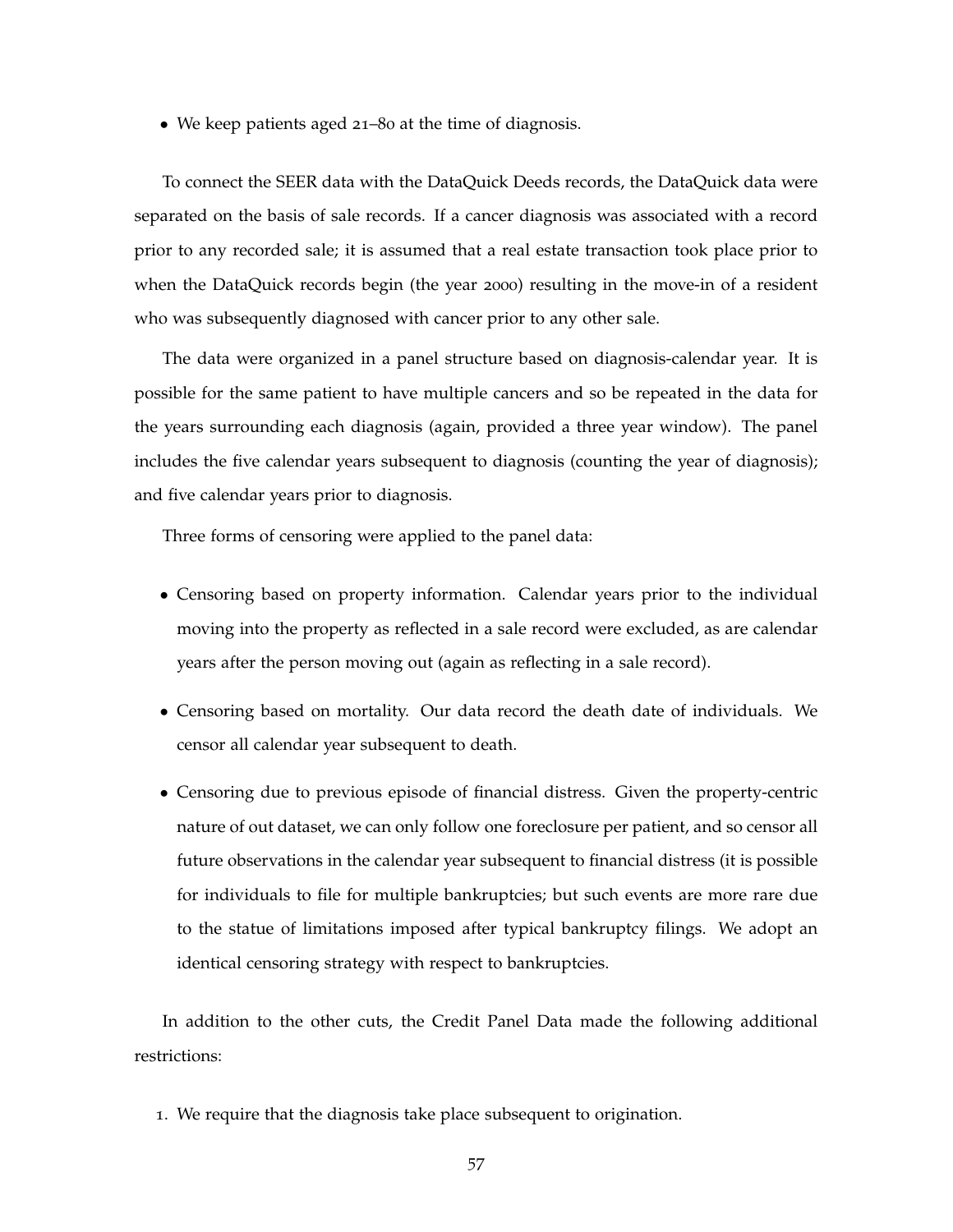- We keep patients aged 21–80 at the time of diagnosis.

To connect the SEER data with the DataQuick Deeds records, the DataQuick data were separated on the basis of sale records. If a cancer diagnosis was associated with a record prior to any recorded sale; it is assumed that a real estate transaction took place prior to when the DataQuick records begin (the year 2000) resulting in the move-in of a resident who was subsequently diagnosed with cancer prior to any other sale.

The data were organized in a panel structure based on diagnosis-calendar year. It is possible for the same patient to have multiple cancers and so be repeated in the data for the years surrounding each diagnosis (again, provided a three year window). The panel includes the five calendar years subsequent to diagnosis (counting the year of diagnosis); and five calendar years prior to diagnosis.

Three forms of censoring were applied to the panel data:

- Censoring based on property information. Calendar years prior to the individual moving into the property as reflected in a sale record were excluded, as are calendar years after the person moving out (again as reflecting in a sale record).
- Censoring based on mortality. Our data record the death date of individuals. We censor all calendar year subsequent to death.
- Censoring due to previous episode of financial distress. Given the property-centric nature of out dataset, we can only follow one foreclosure per patient, and so censor all future observations in the calendar year subsequent to financial distress (it is possible for individuals to file for multiple bankruptcies; but such events are more rare due to the statue of limitations imposed after typical bankruptcy filings. We adopt an identical censoring strategy with respect to bankruptcies.

In addition to the other cuts, the Credit Panel Data made the following additional restrictions:

1. We require that the diagnosis take place subsequent to origination.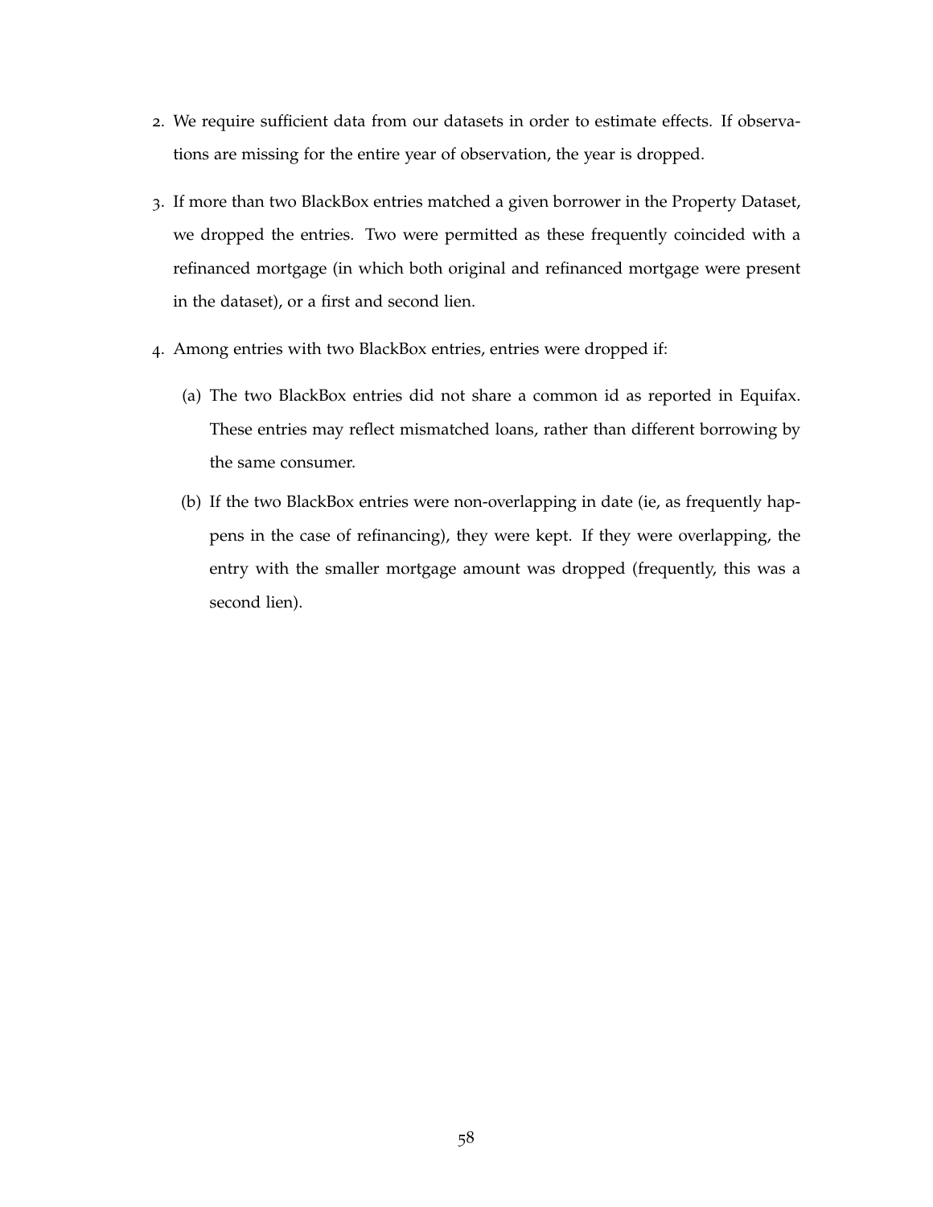2. We require sufficient data from our datasets in order to estimate effects. If observations are missing for the entire year of observation, the year is dropped.

3. If more than two BlackBox entries matched a given borrower in the Property Dataset, we dropped the entries. Two were permitted as these frequently coincided with a refinanced mortgage (in which both original and refinanced mortgage were present in the dataset), or a first and second lien.

4. Among entries with two BlackBox entries, entries were dropped if:

   (a) The two BlackBox entries did not share a common id as reported in Equifax. These entries may reflect mismatched loans, rather than different borrowing by the same consumer.

   (b) If the two BlackBox entries were non-overlapping in date (ie, as frequently happens in the case of refinancing), they were kept. If they were overlapping, the entry with the smaller mortgage amount was dropped (frequently, this was a second lien).